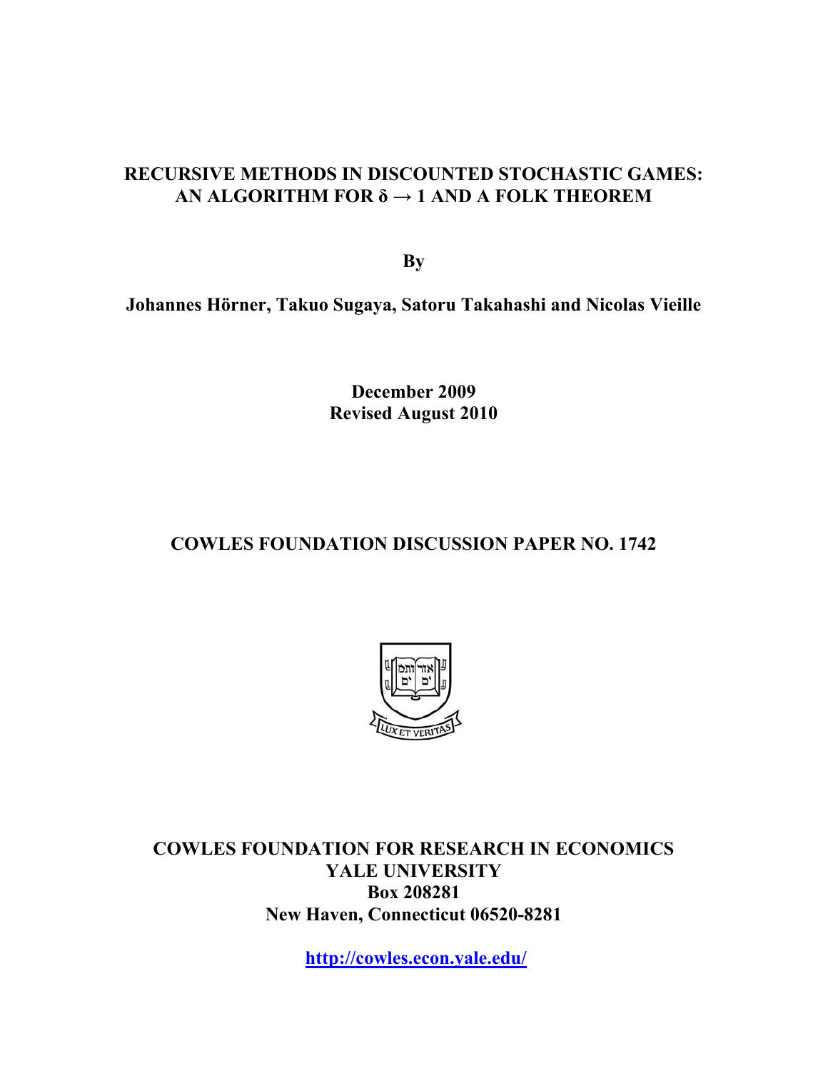# RECURSIVE METHODS IN DISCOUNTED STOCHASTIC GAMES: AN ALGORITHM FOR $\delta \to 1$ AND A FOLK THEOREM

**By**

**Johannes Hörner, Takuo Sugaya, Satoru Takahashi and Nicolas Vieille**

**December 2009**
**Revised August 2010**

**COWLES FOUNDATION DISCUSSION PAPER NO. 1742**

**COWLES FOUNDATION FOR RESEARCH IN ECONOMICS**
**YALE UNIVERSITY**
**Box 208281**
**New Haven, Connecticut 06520-8281**

http://cowles.econ.yale.edu/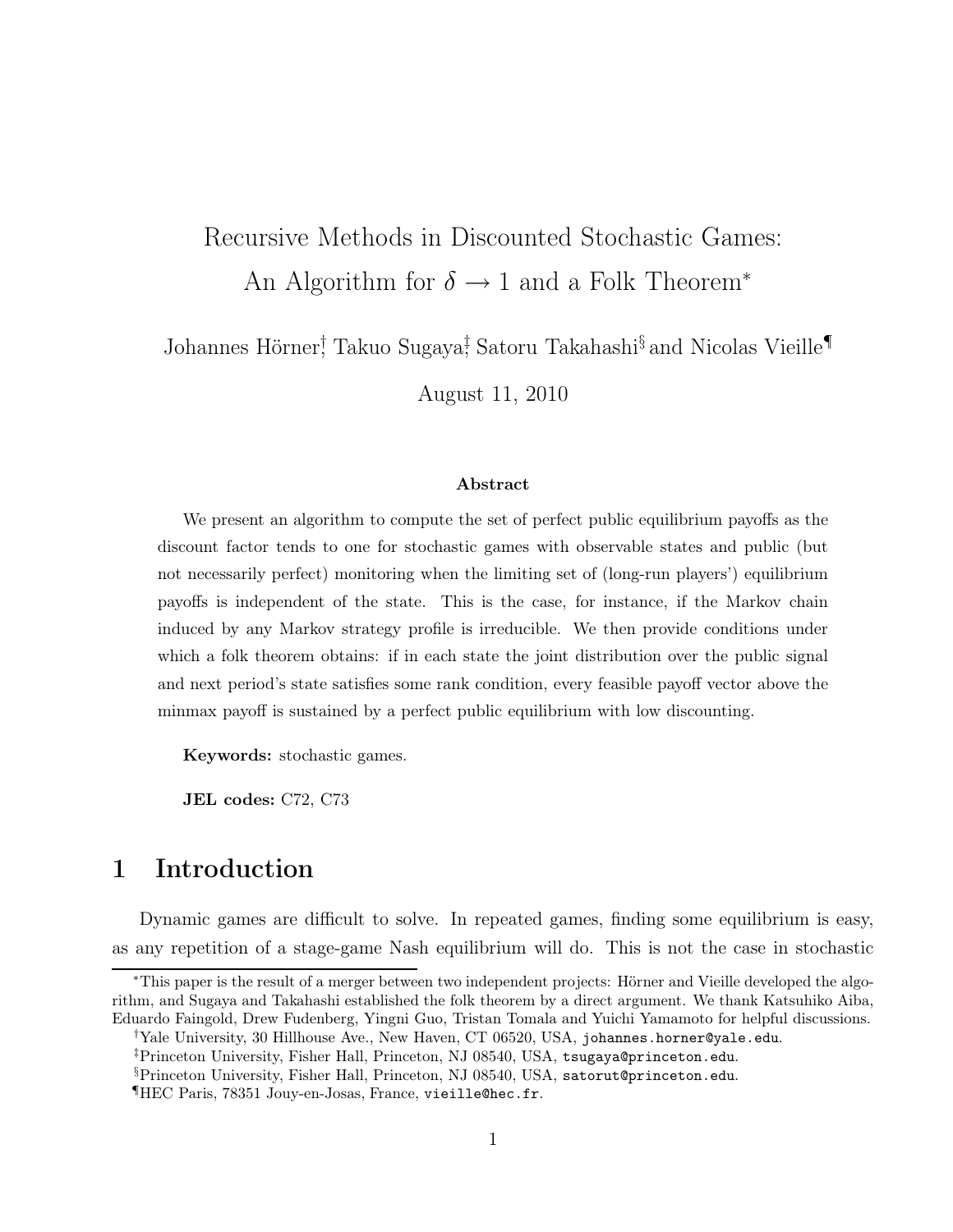# Recursive Methods in Discounted Stochastic Games: An Algorithm for $\delta \to 1$ and a Folk Theorem*

Johannes Hörner[†], Takuo Sugaya[‡], Satoru Takahashi[§] and Nicolas Vieille[¶]

August 11, 2010

### Abstract

We present an algorithm to compute the set of perfect public equilibrium payoffs as the discount factor tends to one for stochastic games with observable states and public (but not necessarily perfect) monitoring when the limiting set of (long-run players') equilibrium payoffs is independent of the state. This is the case, for instance, if the Markov chain induced by any Markov strategy profile is irreducible. We then provide conditions under which a folk theorem obtains: if in each state the joint distribution over the public signal and next period's state satisfies some rank condition, every feasible payoff vector above the minmax payoff is sustained by a perfect public equilibrium with low discounting.

**Keywords:** stochastic games.

**JEL codes:** C72, C73

# 1 Introduction

Dynamic games are difficult to solve. In repeated games, finding some equilibrium is easy, as any repetition of a stage-game Nash equilibrium will do. This is not the case in stochastic

---

*This paper is the result of a merger between two independent projects: Hörner and Vieille developed the algorithm, and Sugaya and Takahashi established the folk theorem by a direct argument. We thank Katsuhiko Aiba, Eduardo Faingold, Drew Fudenberg, Yingni Guo, Tristan Tomala and Yuichi Yamamoto for helpful discussions.

†Yale University, 30 Hillhouse Ave., New Haven, CT 06520, USA, johannes.horner@yale.edu.

‡Princeton University, Fisher Hall, Princeton, NJ 08540, USA, tsugaya@princeton.edu.

§Princeton University, Fisher Hall, Princeton, NJ 08540, USA, satorut@princeton.edu.

¶HEC Paris, 78351 Jouy-en-Josas, France, vieille@hec.fr.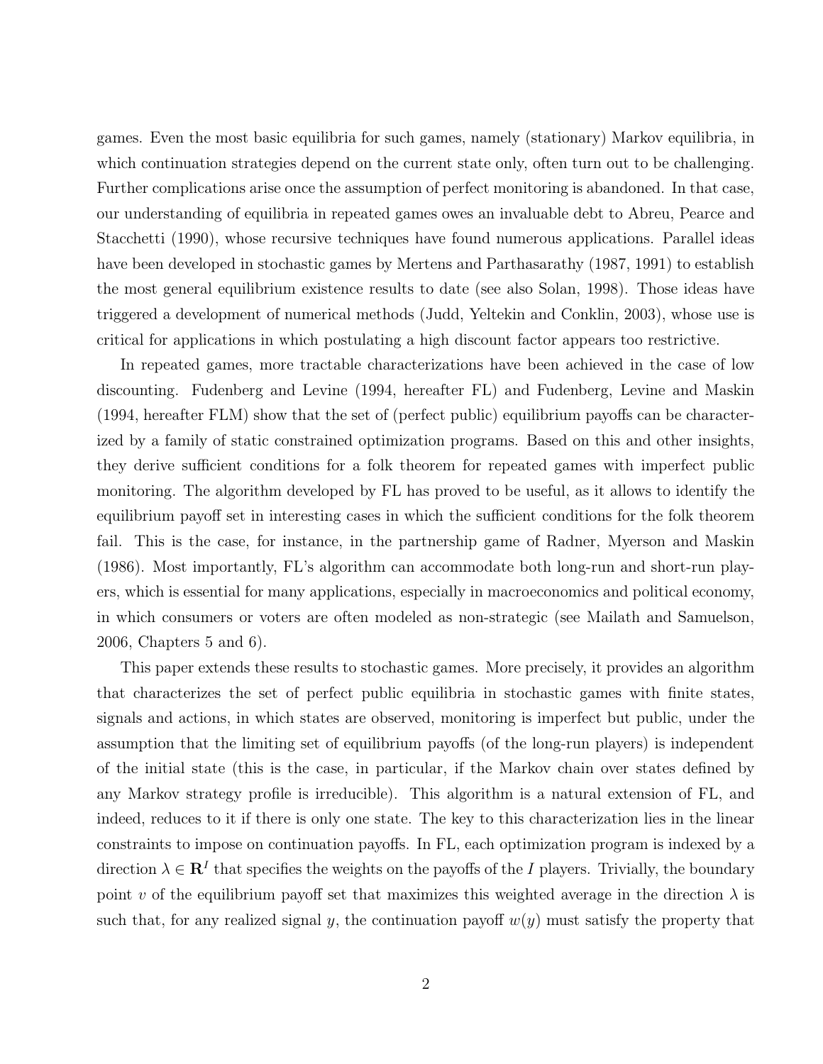games. Even the most basic equilibria for such games, namely (stationary) Markov equilibria, in which continuation strategies depend on the current state only, often turn out to be challenging. Further complications arise once the assumption of perfect monitoring is abandoned. In that case, our understanding of equilibria in repeated games owes an invaluable debt to Abreu, Pearce and Stacchetti (1990), whose recursive techniques have found numerous applications. Parallel ideas have been developed in stochastic games by Mertens and Parthasarathy (1987, 1991) to establish the most general equilibrium existence results to date (see also Solan, 1998). Those ideas have triggered a development of numerical methods (Judd, Yeltekin and Conklin, 2003), whose use is critical for applications in which postulating a high discount factor appears too restrictive.

In repeated games, more tractable characterizations have been achieved in the case of low discounting. Fudenberg and Levine (1994, hereafter FL) and Fudenberg, Levine and Maskin (1994, hereafter FLM) show that the set of (perfect public) equilibrium payoffs can be characterized by a family of static constrained optimization programs. Based on this and other insights, they derive sufficient conditions for a folk theorem for repeated games with imperfect public monitoring. The algorithm developed by FL has proved to be useful, as it allows to identify the equilibrium payoff set in interesting cases in which the sufficient conditions for the folk theorem fail. This is the case, for instance, in the partnership game of Radner, Myerson and Maskin (1986). Most importantly, FL's algorithm can accommodate both long-run and short-run players, which is essential for many applications, especially in macroeconomics and political economy, in which consumers or voters are often modeled as non-strategic (see Mailath and Samuelson, 2006, Chapters 5 and 6).

This paper extends these results to stochastic games. More precisely, it provides an algorithm that characterizes the set of perfect public equilibria in stochastic games with finite states, signals and actions, in which states are observed, monitoring is imperfect but public, under the assumption that the limiting set of equilibrium payoffs (of the long-run players) is independent of the initial state (this is the case, in particular, if the Markov chain over states defined by any Markov strategy profile is irreducible). This algorithm is a natural extension of FL, and indeed, reduces to it if there is only one state. The key to this characterization lies in the linear constraints to impose on continuation payoffs. In FL, each optimization program is indexed by a direction $\lambda \in \mathbf{R}^I$ that specifies the weights on the payoffs of the $I$ players. Trivially, the boundary point $v$ of the equilibrium payoff set that maximizes this weighted average in the direction $\lambda$ is such that, for any realized signal $y$, the continuation payoff $w(y)$ must satisfy the property that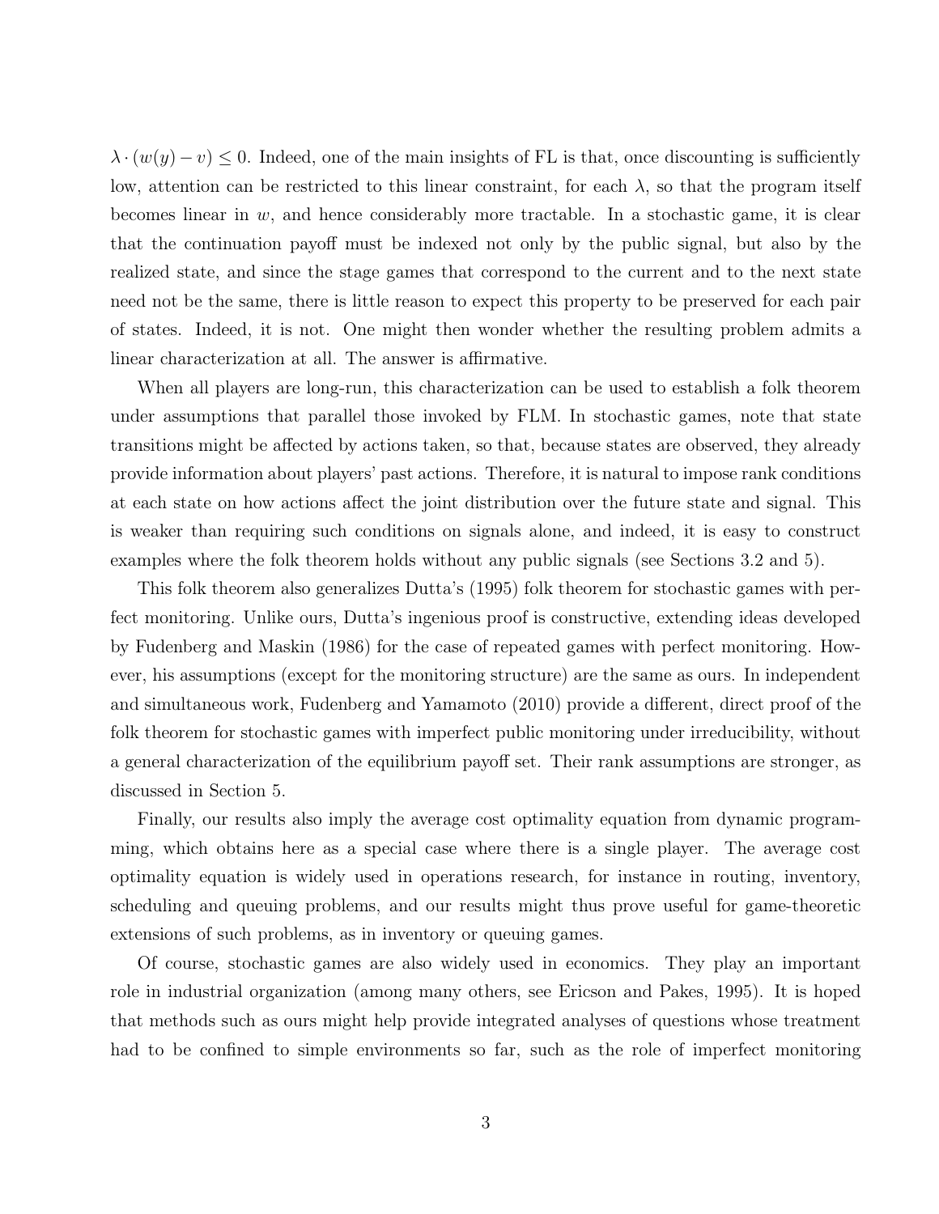$\lambda \cdot (w(y) - v) \leq 0$. Indeed, one of the main insights of FL is that, once discounting is sufficiently low, attention can be restricted to this linear constraint, for each $\lambda$, so that the program itself becomes linear in $w$, and hence considerably more tractable. In a stochastic game, it is clear that the continuation payoff must be indexed not only by the public signal, but also by the realized state, and since the stage games that correspond to the current and to the next state need not be the same, there is little reason to expect this property to be preserved for each pair of states. Indeed, it is not. One might then wonder whether the resulting problem admits a linear characterization at all. The answer is affirmative.

When all players are long-run, this characterization can be used to establish a folk theorem under assumptions that parallel those invoked by FLM. In stochastic games, note that state transitions might be affected by actions taken, so that, because states are observed, they already provide information about players' past actions. Therefore, it is natural to impose rank conditions at each state on how actions affect the joint distribution over the future state and signal. This is weaker than requiring such conditions on signals alone, and indeed, it is easy to construct examples where the folk theorem holds without any public signals (see Sections 3.2 and 5).

This folk theorem also generalizes Dutta's (1995) folk theorem for stochastic games with perfect monitoring. Unlike ours, Dutta's ingenious proof is constructive, extending ideas developed by Fudenberg and Maskin (1986) for the case of repeated games with perfect monitoring. However, his assumptions (except for the monitoring structure) are the same as ours. In independent and simultaneous work, Fudenberg and Yamamoto (2010) provide a different, direct proof of the folk theorem for stochastic games with imperfect public monitoring under irreducibility, without a general characterization of the equilibrium payoff set. Their rank assumptions are stronger, as discussed in Section 5.

Finally, our results also imply the average cost optimality equation from dynamic programming, which obtains here as a special case where there is a single player. The average cost optimality equation is widely used in operations research, for instance in routing, inventory, scheduling and queuing problems, and our results might thus prove useful for game-theoretic extensions of such problems, as in inventory or queuing games.

Of course, stochastic games are also widely used in economics. They play an important role in industrial organization (among many others, see Ericson and Pakes, 1995). It is hoped that methods such as ours might help provide integrated analyses of questions whose treatment had to be confined to simple environments so far, such as the role of imperfect monitoring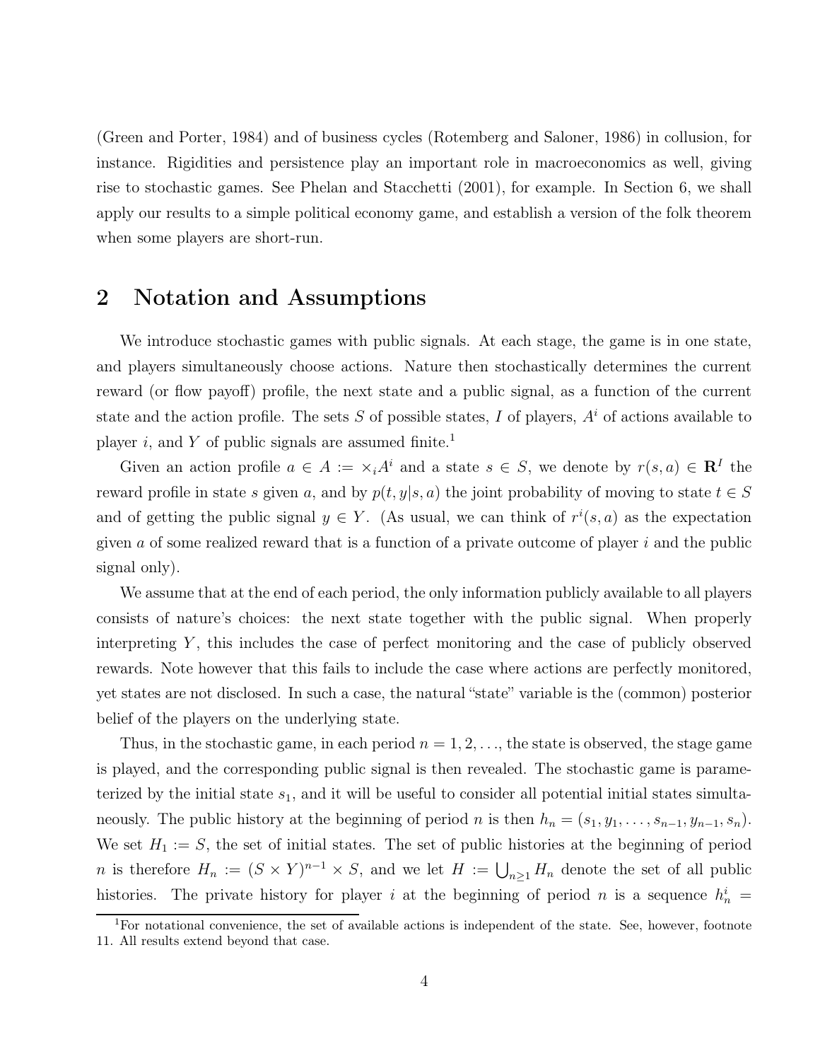(Green and Porter, 1984) and of business cycles (Rotemberg and Saloner, 1986) in collusion, for instance. Rigidities and persistence play an important role in macroeconomics as well, giving rise to stochastic games. See Phelan and Stacchetti (2001), for example. In Section 6, we shall apply our results to a simple political economy game, and establish a version of the folk theorem when some players are short-run.

## 2 Notation and Assumptions

We introduce stochastic games with public signals. At each stage, the game is in one state, and players simultaneously choose actions. Nature then stochastically determines the current reward (or flow payoff) profile, the next state and a public signal, as a function of the current state and the action profile. The sets $S$ of possible states, $I$ of players, $A^i$ of actions available to player $i$, and $Y$ of public signals are assumed finite.[1]

Given an action profile $a \in A := \times_i A^i$ and a state $s \in S$, we denote by $r(s, a) \in \mathbf{R}^I$ the reward profile in state $s$ given $a$, and by $p(t, y|s, a)$ the joint probability of moving to state $t \in S$ and of getting the public signal $y \in Y$. (As usual, we can think of $r^i(s, a)$ as the expectation given $a$ of some realized reward that is a function of a private outcome of player $i$ and the public signal only).

We assume that at the end of each period, the only information publicly available to all players consists of nature's choices: the next state together with the public signal. When properly interpreting $Y$, this includes the case of perfect monitoring and the case of publicly observed rewards. Note however that this fails to include the case where actions are perfectly monitored, yet states are not disclosed. In such a case, the natural "state" variable is the (common) posterior belief of the players on the underlying state.

Thus, in the stochastic game, in each period $n = 1, 2, \ldots$, the state is observed, the stage game is played, and the corresponding public signal is then revealed. The stochastic game is parameterized by the initial state $s_1$, and it will be useful to consider all potential initial states simultaneously. The public history at the beginning of period $n$ is then $h_n = (s_1, y_1, \ldots, s_{n-1}, y_{n-1}, s_n)$. We set $H_1 := S$, the set of initial states. The set of public histories at the beginning of period $n$ is therefore $H_n := (S \times Y)^{n-1} \times S$, and we let $H := \bigcup_{n \geq 1} H_n$ denote the set of all public histories. The private history for player $i$ at the beginning of period $n$ is a sequence $h_n^i =$

[1] For notational convenience, the set of available actions is independent of the state. See, however, footnote 11. All results extend beyond that case.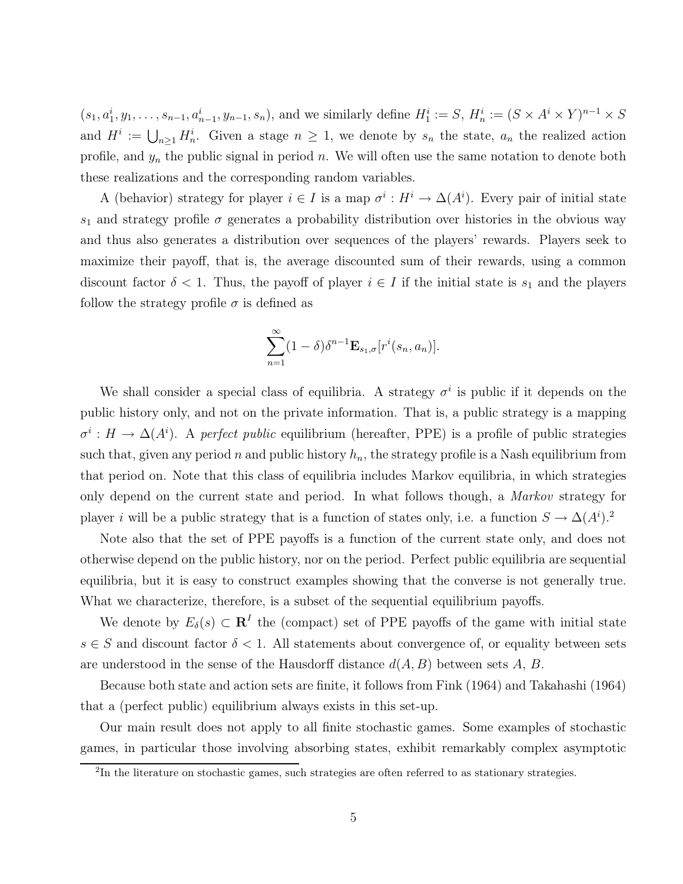$(s_1, a_1^i, y_1, \ldots, s_{n-1}, a_{n-1}^i, y_{n-1}, s_n)$, and we similarly define $H_1^i := S$, $H_n^i := (S \times A^i \times Y)^{n-1} \times S$ and $H^i := \bigcup_{n \geq 1} H_n^i$. Given a stage $n \geq 1$, we denote by $s_n$ the state, $a_n$ the realized action profile, and $y_n$ the public signal in period $n$. We will often use the same notation to denote both these realizations and the corresponding random variables.

A (behavior) strategy for player $i \in I$ is a map $\sigma^i : H^i \to \Delta(A^i)$. Every pair of initial state $s_1$ and strategy profile $\sigma$ generates a probability distribution over histories in the obvious way and thus also generates a distribution over sequences of the players' rewards. Players seek to maximize their payoff, that is, the average discounted sum of their rewards, using a common discount factor $\delta < 1$. Thus, the payoff of player $i \in I$ if the initial state is $s_1$ and the players follow the strategy profile $\sigma$ is defined as

$$\sum_{n=1}^{\infty} (1-\delta)\delta^{n-1} \mathbf{E}_{s_1,\sigma}[r^i(s_n, a_n)].$$

We shall consider a special class of equilibria. A strategy $\sigma^i$ is public if it depends on the public history only, and not on the private information. That is, a public strategy is a mapping $\sigma^i : H \to \Delta(A^i)$. A *perfect public* equilibrium (hereafter, PPE) is a profile of public strategies such that, given any period $n$ and public history $h_n$, the strategy profile is a Nash equilibrium from that period on. Note that this class of equilibria includes Markov equilibria, in which strategies only depend on the current state and period. In what follows though, a *Markov* strategy for player $i$ will be a public strategy that is a function of states only, i.e. a function $S \to \Delta(A^i)$.[2]

Note also that the set of PPE payoffs is a function of the current state only, and does not otherwise depend on the public history, nor on the period. Perfect public equilibria are sequential equilibria, but it is easy to construct examples showing that the converse is not generally true. What we characterize, therefore, is a subset of the sequential equilibrium payoffs.

We denote by $E_\delta(s) \subset \mathbf{R}^I$ the (compact) set of PPE payoffs of the game with initial state $s \in S$ and discount factor $\delta < 1$. All statements about convergence of, or equality between sets are understood in the sense of the Hausdorff distance $d(A, B)$ between sets $A$, $B$.

Because both state and action sets are finite, it follows from Fink (1964) and Takahashi (1964) that a (perfect public) equilibrium always exists in this set-up.

Our main result does not apply to all finite stochastic games. Some examples of stochastic games, in particular those involving absorbing states, exhibit remarkably complex asymptotic

[2] In the literature on stochastic games, such strategies are often referred to as stationary strategies.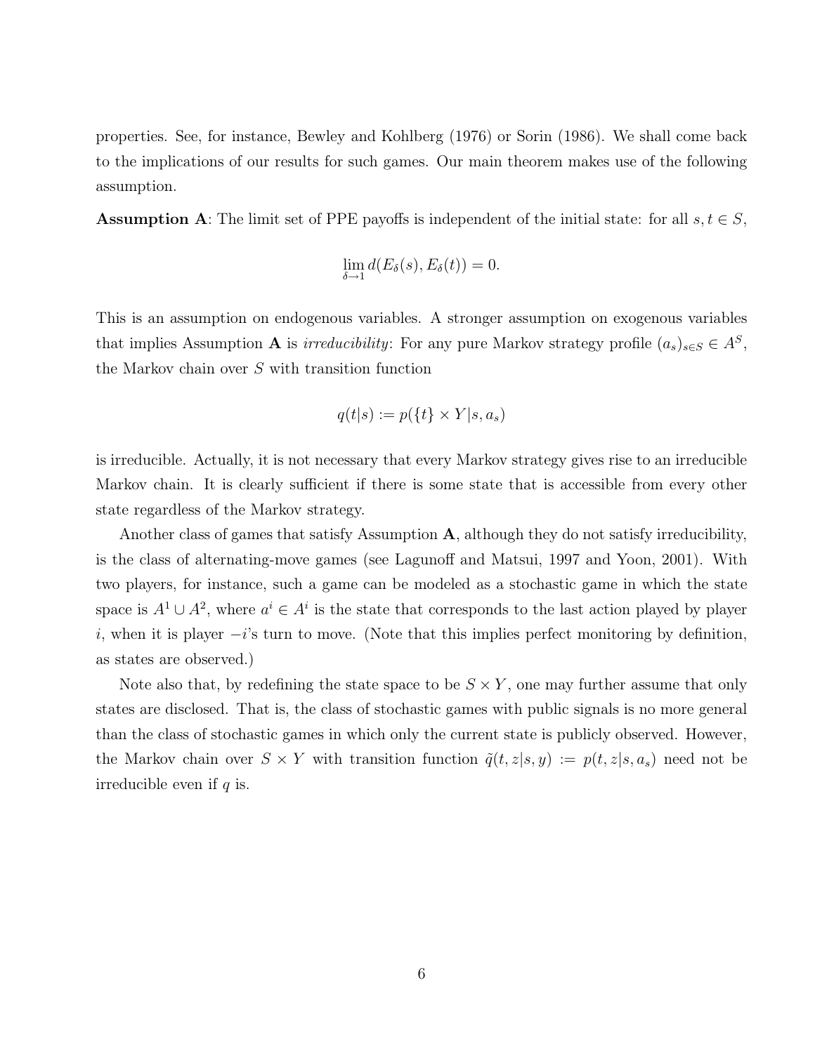properties. See, for instance, Bewley and Kohlberg (1976) or Sorin (1986). We shall come back to the implications of our results for such games. Our main theorem makes use of the following assumption.

**Assumption A**: The limit set of PPE payoffs is independent of the initial state: for all $s, t \in S$,

$$\lim_{\delta \to 1} d(E_\delta(s), E_\delta(t)) = 0.$$

This is an assumption on endogenous variables. A stronger assumption on exogenous variables that implies Assumption **A** is *irreducibility*: For any pure Markov strategy profile $(a_s)_{s \in S} \in A^S$, the Markov chain over $S$ with transition function

$$q(t|s) := p(\{t\} \times Y | s, a_s)$$

is irreducible. Actually, it is not necessary that every Markov strategy gives rise to an irreducible Markov chain. It is clearly sufficient if there is some state that is accessible from every other state regardless of the Markov strategy.

Another class of games that satisfy Assumption **A**, although they do not satisfy irreducibility, is the class of alternating-move games (see Lagunoff and Matsui, 1997 and Yoon, 2001). With two players, for instance, such a game can be modeled as a stochastic game in which the state space is $A^1 \cup A^2$, where $a^i \in A^i$ is the state that corresponds to the last action played by player $i$, when it is player $-i$'s turn to move. (Note that this implies perfect monitoring by definition, as states are observed.)

Note also that, by redefining the state space to be $S \times Y$, one may further assume that only states are disclosed. That is, the class of stochastic games with public signals is no more general than the class of stochastic games in which only the current state is publicly observed. However, the Markov chain over $S \times Y$ with transition function $\tilde{q}(t, z|s, y) := p(t, z|s, a_s)$ need not be irreducible even if $q$ is.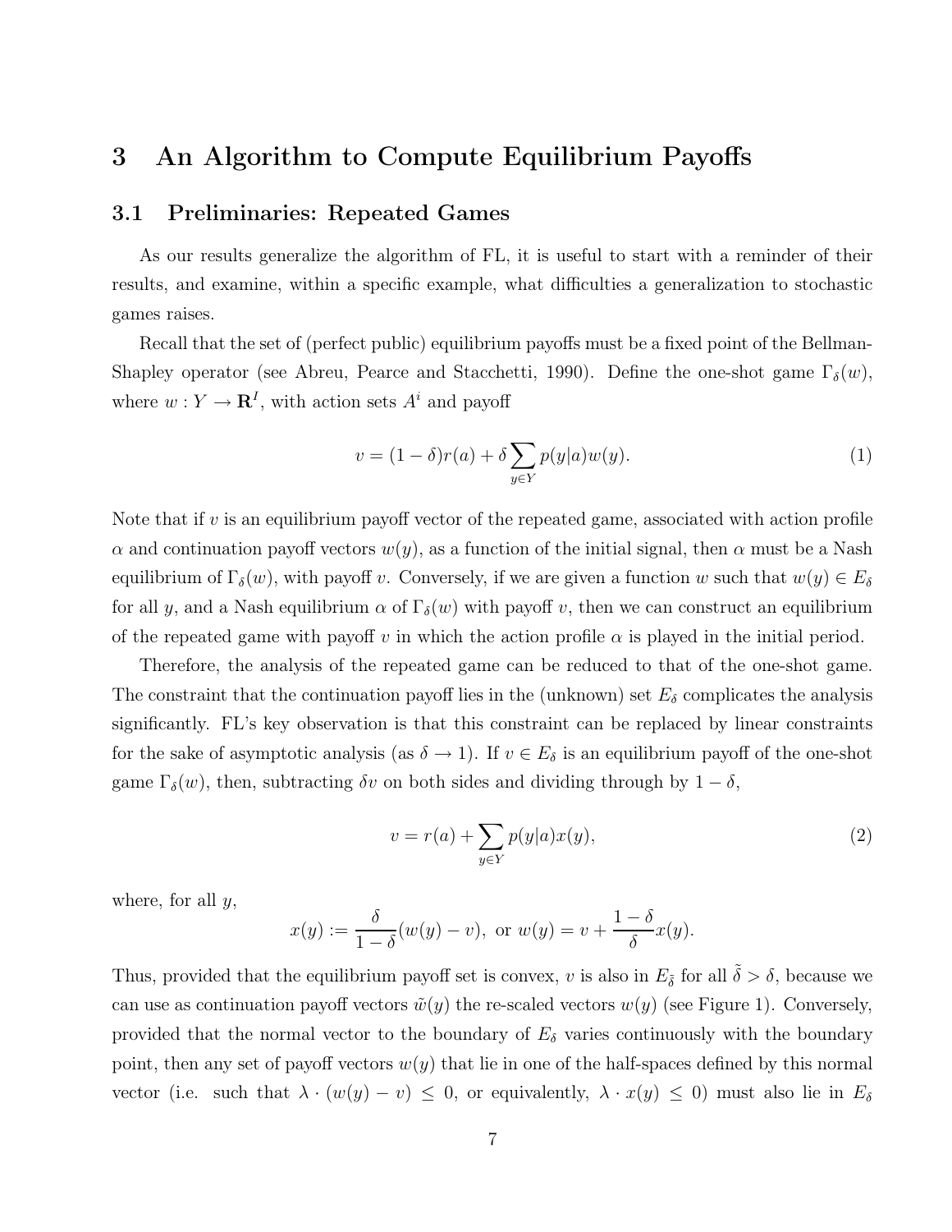## 3 An Algorithm to Compute Equilibrium Payoffs

### 3.1 Preliminaries: Repeated Games

As our results generalize the algorithm of FL, it is useful to start with a reminder of their results, and examine, within a specific example, what difficulties a generalization to stochastic games raises.

Recall that the set of (perfect public) equilibrium payoffs must be a fixed point of the Bellman-Shapley operator (see Abreu, Pearce and Stacchetti, 1990). Define the one-shot game $\Gamma_\delta(w)$, where $w : Y \to \mathbf{R}^I$, with action sets $A^i$ and payoff

$$v = (1-\delta)r(a) + \delta \sum_{y \in Y} p(y|a)w(y). \tag{1}$$

Note that if $v$ is an equilibrium payoff vector of the repeated game, associated with action profile $\alpha$ and continuation payoff vectors $w(y)$, as a function of the initial signal, then $\alpha$ must be a Nash equilibrium of $\Gamma_\delta(w)$, with payoff $v$. Conversely, if we are given a function $w$ such that $w(y) \in E_\delta$ for all $y$, and a Nash equilibrium $\alpha$ of $\Gamma_\delta(w)$ with payoff $v$, then we can construct an equilibrium of the repeated game with payoff $v$ in which the action profile $\alpha$ is played in the initial period.

Therefore, the analysis of the repeated game can be reduced to that of the one-shot game. The constraint that the continuation payoff lies in the (unknown) set $E_\delta$ complicates the analysis significantly. FL's key observation is that this constraint can be replaced by linear constraints for the sake of asymptotic analysis (as $\delta \to 1$). If $v \in E_\delta$ is an equilibrium payoff of the one-shot game $\Gamma_\delta(w)$, then, subtracting $\delta v$ on both sides and dividing through by $1-\delta$,

$$v = r(a) + \sum_{y \in Y} p(y|a)x(y), \tag{2}$$

where, for all $y$,

$$x(y) := \frac{\delta}{1-\delta}(w(y) - v), \text{ or } w(y) = v + \frac{1-\delta}{\delta}x(y).$$

Thus, provided that the equilibrium payoff set is convex, $v$ is also in $E_{\tilde{\delta}}$ for all $\tilde{\delta} > \delta$, because we can use as continuation payoff vectors $\tilde{w}(y)$ the re-scaled vectors $w(y)$ (see Figure 1). Conversely, provided that the normal vector to the boundary of $E_\delta$ varies continuously with the boundary point, then any set of payoff vectors $w(y)$ that lie in one of the half-spaces defined by this normal vector (i.e. such that $\lambda \cdot (w(y) - v) \leq 0$, or equivalently, $\lambda \cdot x(y) \leq 0$) must also lie in $E_\delta$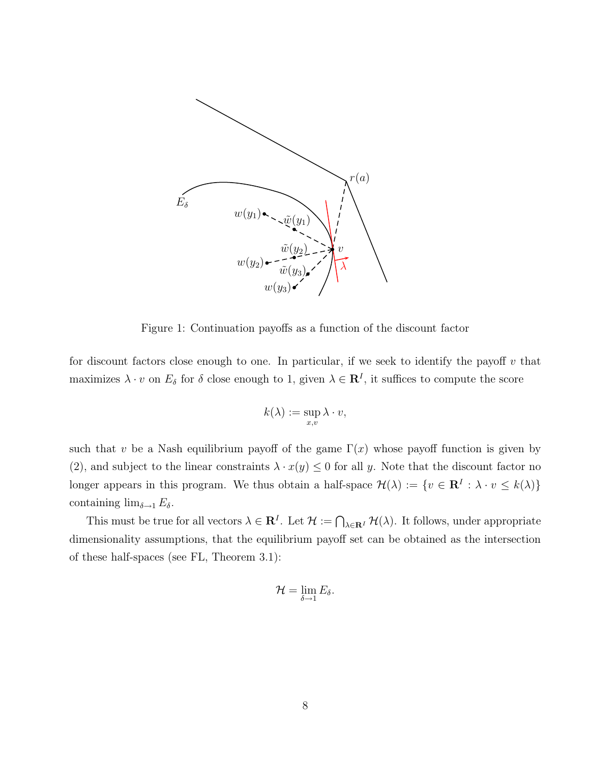Figure 1: Continuation payoffs as a function of the discount factor

for discount factors close enough to one. In particular, if we seek to identify the payoff $v$ that maximizes $\lambda \cdot v$ on $E_\delta$ for $\delta$ close enough to 1, given $\lambda \in \mathbf{R}^I$, it suffices to compute the score

$$k(\lambda) := \sup_{x,v} \lambda \cdot v,$$

such that $v$ be a Nash equilibrium payoff of the game $\Gamma(x)$ whose payoff function is given by (2), and subject to the linear constraints $\lambda \cdot x(y) \leq 0$ for all $y$. Note that the discount factor no longer appears in this program. We thus obtain a half-space $\mathcal{H}(\lambda) := \{v \in \mathbf{R}^I : \lambda \cdot v \leq k(\lambda)\}$ containing $\lim_{\delta \to 1} E_\delta$.

This must be true for all vectors $\lambda \in \mathbf{R}^I$. Let $\mathcal{H} := \bigcap_{\lambda \in \mathbf{R}^I} \mathcal{H}(\lambda)$. It follows, under appropriate dimensionality assumptions, that the equilibrium payoff set can be obtained as the intersection of these half-spaces (see FL, Theorem 3.1):

$$\mathcal{H} = \lim_{\delta \to 1} E_\delta.$$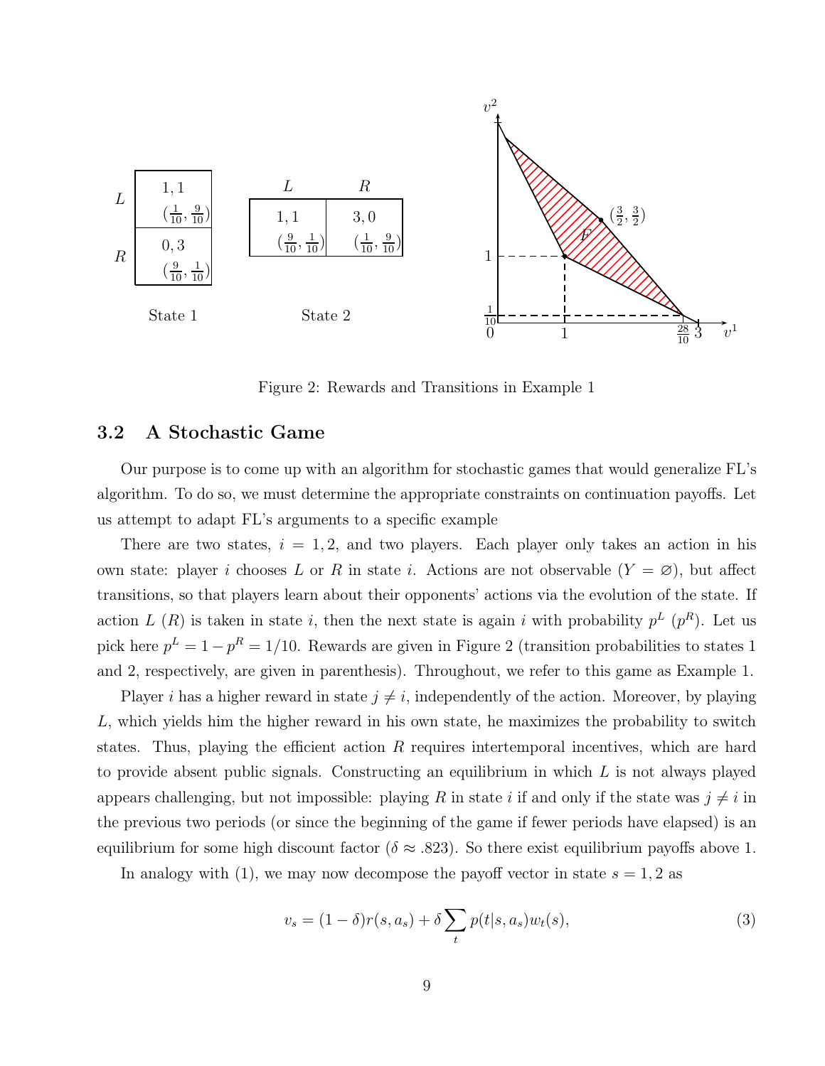| | State 1 |
|---|---|
| $L$ | $1, 1$ $(\frac{1}{10}, \frac{9}{10})$ |
| $R$ | $0, 3$ $(\frac{9}{10}, \frac{1}{10})$ |

State 1

| $L$ | $R$ |
|---|---|
| $1, 1$ $(\frac{9}{10}, \frac{1}{10})$ | $3, 0$ $(\frac{1}{10}, \frac{9}{10})$ |

State 2

Figure 2: Rewards and Transitions in Example 1

### 3.2 A Stochastic Game

Our purpose is to come up with an algorithm for stochastic games that would generalize FL's algorithm. To do so, we must determine the appropriate constraints on continuation payoffs. Let us attempt to adapt FL's arguments to a specific example

There are two states, $i = 1, 2$, and two players. Each player only takes an action in his own state: player $i$ chooses $L$ or $R$ in state $i$. Actions are not observable ($Y = \varnothing$), but affect transitions, so that players learn about their opponents' actions via the evolution of the state. If action $L$ ($R$) is taken in state $i$, then the next state is again $i$ with probability $p^L$ ($p^R$). Let us pick here $p^L = 1 - p^R = 1/10$. Rewards are given in Figure 2 (transition probabilities to states 1 and 2, respectively, are given in parenthesis). Throughout, we refer to this game as Example 1.

Player $i$ has a higher reward in state $j \neq i$, independently of the action. Moreover, by playing $L$, which yields him the higher reward in his own state, he maximizes the probability to switch states. Thus, playing the efficient action $R$ requires intertemporal incentives, which are hard to provide absent public signals. Constructing an equilibrium in which $L$ is not always played appears challenging, but not impossible: playing $R$ in state $i$ if and only if the state was $j \neq i$ in the previous two periods (or since the beginning of the game if fewer periods have elapsed) is an equilibrium for some high discount factor ($\delta \approx .823$). So there exist equilibrium payoffs above 1.

In analogy with (1), we may now decompose the payoff vector in state $s = 1, 2$ as

$$v_s = (1 - \delta)r(s, a_s) + \delta \sum_t p(t|s, a_s)w_t(s), \tag{3}$$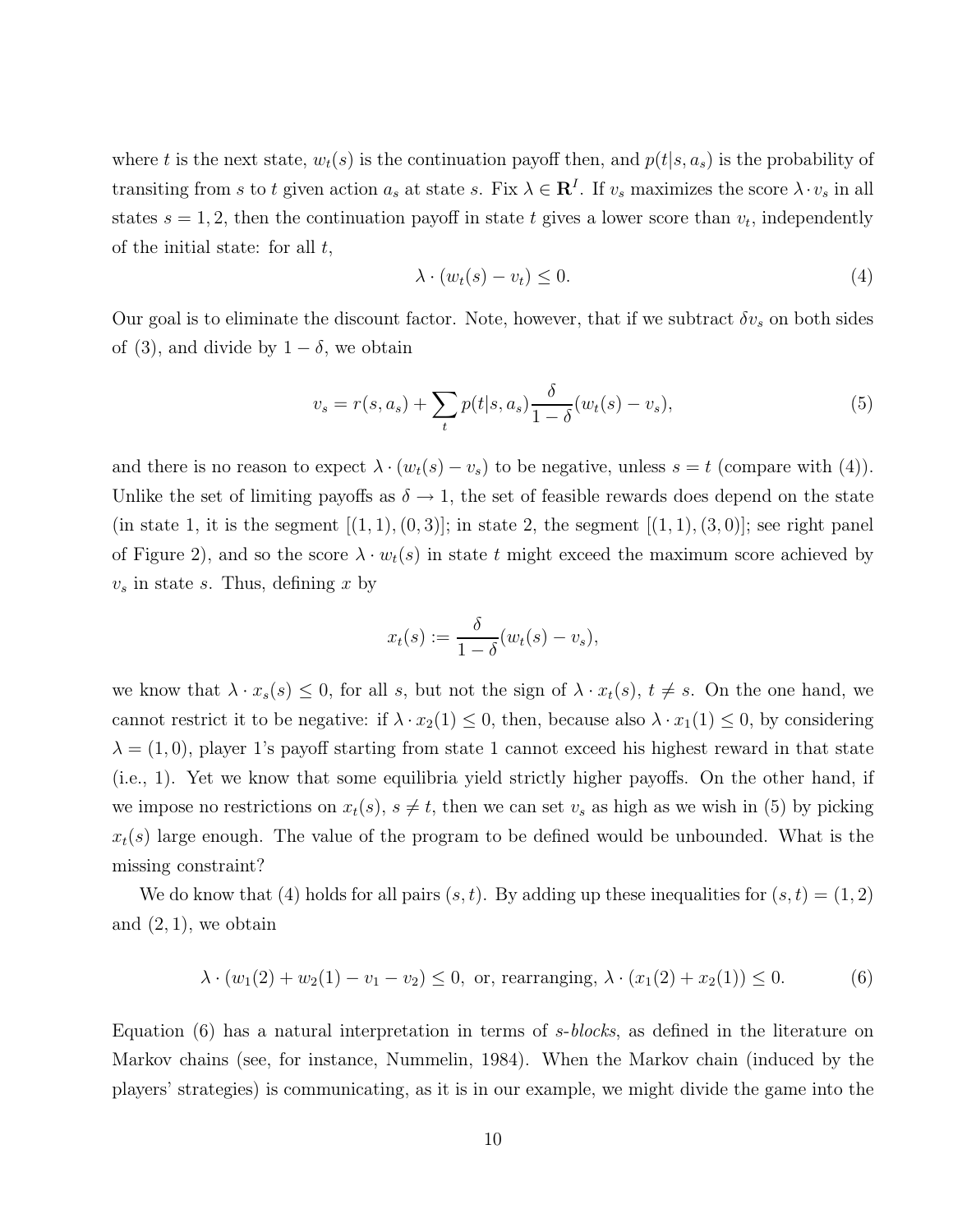where $t$ is the next state, $w_t(s)$ is the continuation payoff then, and $p(t|s, a_s)$ is the probability of transiting from $s$ to $t$ given action $a_s$ at state $s$. Fix $\lambda \in \mathbf{R}^I$. If $v_s$ maximizes the score $\lambda \cdot v_s$ in all states $s = 1, 2$, then the continuation payoff in state $t$ gives a lower score than $v_t$, independently of the initial state: for all $t$,

$$\lambda \cdot (w_t(s) - v_t) \leq 0. \tag{4}$$

Our goal is to eliminate the discount factor. Note, however, that if we subtract $\delta v_s$ on both sides of (3), and divide by $1 - \delta$, we obtain

$$v_s = r(s, a_s) + \sum_t p(t|s, a_s) \frac{\delta}{1 - \delta}(w_t(s) - v_s), \tag{5}$$

and there is no reason to expect $\lambda \cdot (w_t(s) - v_s)$ to be negative, unless $s = t$ (compare with (4)). Unlike the set of limiting payoffs as $\delta \to 1$, the set of feasible rewards does depend on the state (in state 1, it is the segment $[(1, 1), (0, 3)]$; in state 2, the segment $[(1, 1), (3, 0)]$; see right panel of Figure 2), and so the score $\lambda \cdot w_t(s)$ in state $t$ might exceed the maximum score achieved by $v_s$ in state $s$. Thus, defining $x$ by

$$x_t(s) := \frac{\delta}{1 - \delta}(w_t(s) - v_s),$$

we know that $\lambda \cdot x_s(s) \leq 0$, for all $s$, but not the sign of $\lambda \cdot x_t(s)$, $t \neq s$. On the one hand, we cannot restrict it to be negative: if $\lambda \cdot x_2(1) \leq 0$, then, because also $\lambda \cdot x_1(1) \leq 0$, by considering $\lambda = (1, 0)$, player 1's payoff starting from state 1 cannot exceed his highest reward in that state (i.e., 1). Yet we know that some equilibria yield strictly higher payoffs. On the other hand, if we impose no restrictions on $x_t(s)$, $s \neq t$, then we can set $v_s$ as high as we wish in (5) by picking $x_t(s)$ large enough. The value of the program to be defined would be unbounded. What is the missing constraint?

We do know that (4) holds for all pairs $(s, t)$. By adding up these inequalities for $(s, t) = (1, 2)$ and $(2, 1)$, we obtain

$$\lambda \cdot (w_1(2) + w_2(1) - v_1 - v_2) \leq 0, \text{ or, rearranging, } \lambda \cdot (x_1(2) + x_2(1)) \leq 0. \tag{6}$$

Equation (6) has a natural interpretation in terms of *s-blocks*, as defined in the literature on Markov chains (see, for instance, Nummelin, 1984). When the Markov chain (induced by the players' strategies) is communicating, as it is in our example, we might divide the game into the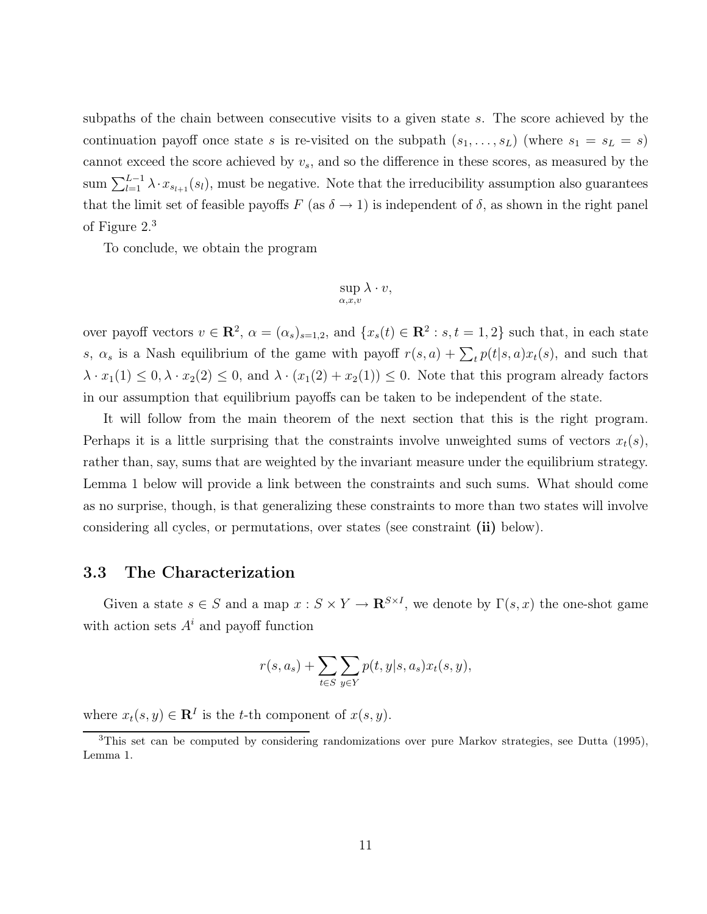subpaths of the chain between consecutive visits to a given state $s$. The score achieved by the continuation payoff once state $s$ is re-visited on the subpath $(s_1, \ldots, s_L)$ (where $s_1 = s_L = s$) cannot exceed the score achieved by $v_s$, and so the difference in these scores, as measured by the sum $\sum_{l=1}^{L-1} \lambda \cdot x_{s_{l+1}}(s_l)$, must be negative. Note that the irreducibility assumption also guarantees that the limit set of feasible payoffs $F$ (as $\delta \to 1$) is independent of $\delta$, as shown in the right panel of Figure 2.[3]

To conclude, we obtain the program

$$\sup_{\alpha, x, v} \lambda \cdot v,$$

over payoff vectors $v \in \mathbf{R}^2$, $\alpha = (\alpha_s)_{s=1,2}$, and $\{x_s(t) \in \mathbf{R}^2 : s, t = 1, 2\}$ such that, in each state $s$, $\alpha_s$ is a Nash equilibrium of the game with payoff $r(s, a) + \sum_t p(t|s, a) x_t(s)$, and such that $\lambda \cdot x_1(1) \leq 0, \lambda \cdot x_2(2) \leq 0$, and $\lambda \cdot (x_1(2) + x_2(1)) \leq 0$. Note that this program already factors in our assumption that equilibrium payoffs can be taken to be independent of the state.

It will follow from the main theorem of the next section that this is the right program. Perhaps it is a little surprising that the constraints involve unweighted sums of vectors $x_t(s)$, rather than, say, sums that are weighted by the invariant measure under the equilibrium strategy. Lemma 1 below will provide a link between the constraints and such sums. What should come as no surprise, though, is that generalizing these constraints to more than two states will involve considering all cycles, or permutations, over states (see constraint **(ii)** below).

### 3.3 The Characterization

Given a state $s \in S$ and a map $x : S \times Y \to \mathbf{R}^{S \times I}$, we denote by $\Gamma(s, x)$ the one-shot game with action sets $A^i$ and payoff function

$$r(s, a_s) + \sum_{t \in S} \sum_{y \in Y} p(t, y | s, a_s) x_t(s, y),$$

where $x_t(s, y) \in \mathbf{R}^I$ is the $t$-th component of $x(s, y)$.

---

[3] This set can be computed by considering randomizations over pure Markov strategies, see Dutta (1995), Lemma 1.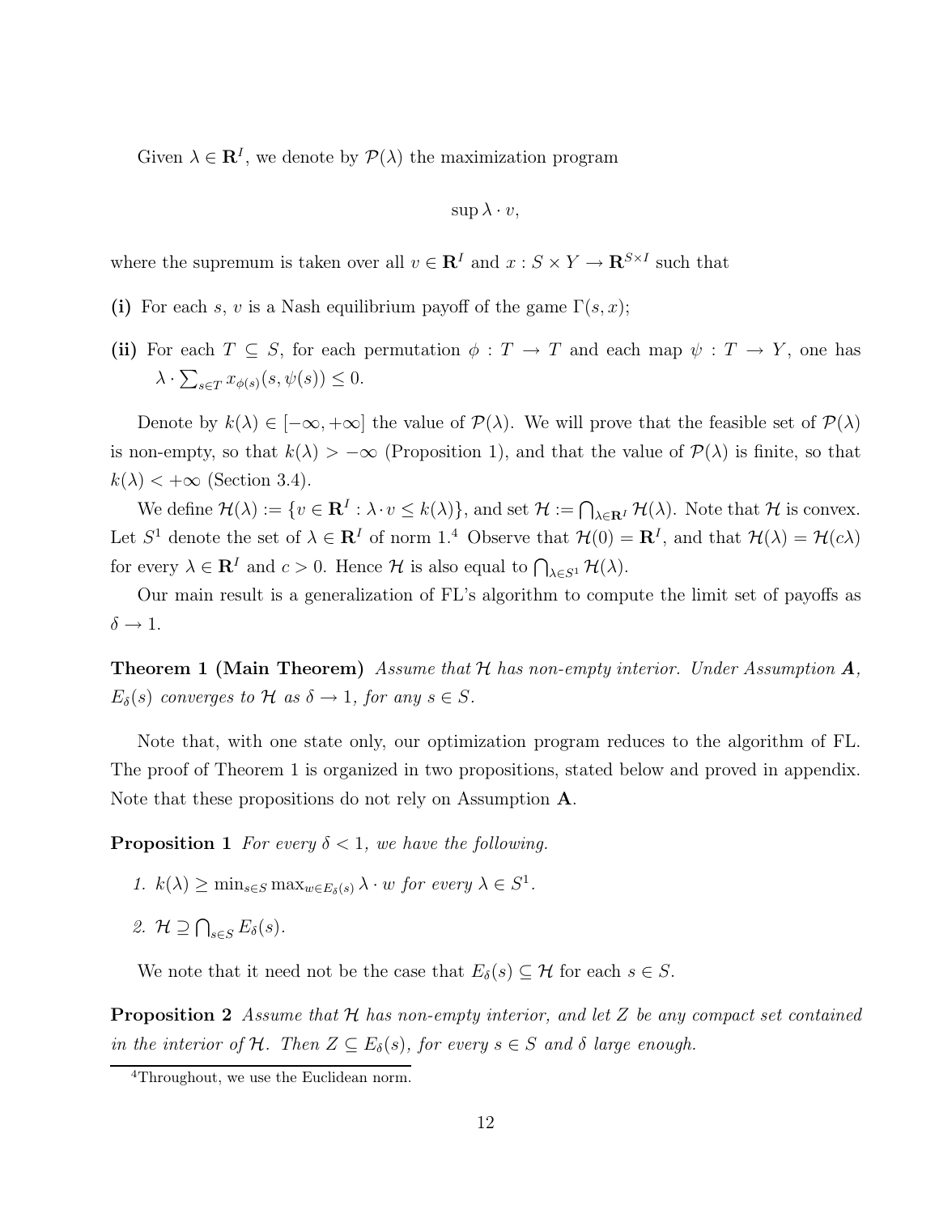Given $\lambda \in \mathbf{R}^I$, we denote by $\mathcal{P}(\lambda)$ the maximization program

$$\sup \lambda \cdot v,$$

where the supremum is taken over all $v \in \mathbf{R}^I$ and $x : S \times Y \to \mathbf{R}^{S \times I}$ such that

**(i)** For each $s$, $v$ is a Nash equilibrium payoff of the game $\Gamma(s, x)$;

**(ii)** For each $T \subseteq S$, for each permutation $\phi : T \to T$ and each map $\psi : T \to Y$, one has $\lambda \cdot \sum_{s \in T} x_{\phi(s)}(s, \psi(s)) \leq 0$.

Denote by $k(\lambda) \in [-\infty, +\infty]$ the value of $\mathcal{P}(\lambda)$. We will prove that the feasible set of $\mathcal{P}(\lambda)$ is non-empty, so that $k(\lambda) > -\infty$ (Proposition 1), and that the value of $\mathcal{P}(\lambda)$ is finite, so that $k(\lambda) < +\infty$ (Section 3.4).

We define $\mathcal{H}(\lambda) := \{v \in \mathbf{R}^I : \lambda \cdot v \leq k(\lambda)\}$, and set $\mathcal{H} := \bigcap_{\lambda \in \mathbf{R}^I} \mathcal{H}(\lambda)$. Note that $\mathcal{H}$ is convex. Let $S^1$ denote the set of $\lambda \in \mathbf{R}^I$ of norm 1.[4] Observe that $\mathcal{H}(0) = \mathbf{R}^I$, and that $\mathcal{H}(\lambda) = \mathcal{H}(c\lambda)$ for every $\lambda \in \mathbf{R}^I$ and $c > 0$. Hence $\mathcal{H}$ is also equal to $\bigcap_{\lambda \in S^1} \mathcal{H}(\lambda)$.

Our main result is a generalization of FL's algorithm to compute the limit set of payoffs as $\delta \to 1$.

**Theorem 1 (Main Theorem)** *Assume that $\mathcal{H}$ has non-empty interior. Under Assumption **A**, $E_\delta(s)$ converges to $\mathcal{H}$ as $\delta \to 1$, for any $s \in S$.*

Note that, with one state only, our optimization program reduces to the algorithm of FL. The proof of Theorem 1 is organized in two propositions, stated below and proved in appendix. Note that these propositions do not rely on Assumption **A**.

**Proposition 1** *For every $\delta < 1$, we have the following.*

1. *$k(\lambda) \geq \min_{s \in S} \max_{w \in E_\delta(s)} \lambda \cdot w$ for every $\lambda \in S^1$.*
2. *$\mathcal{H} \supseteq \bigcap_{s \in S} E_\delta(s)$.*

We note that it need not be the case that $E_\delta(s) \subseteq \mathcal{H}$ for each $s \in S$.

**Proposition 2** *Assume that $\mathcal{H}$ has non-empty interior, and let $Z$ be any compact set contained in the interior of $\mathcal{H}$. Then $Z \subseteq E_\delta(s)$, for every $s \in S$ and $\delta$ large enough.*

[4] Throughout, we use the Euclidean norm.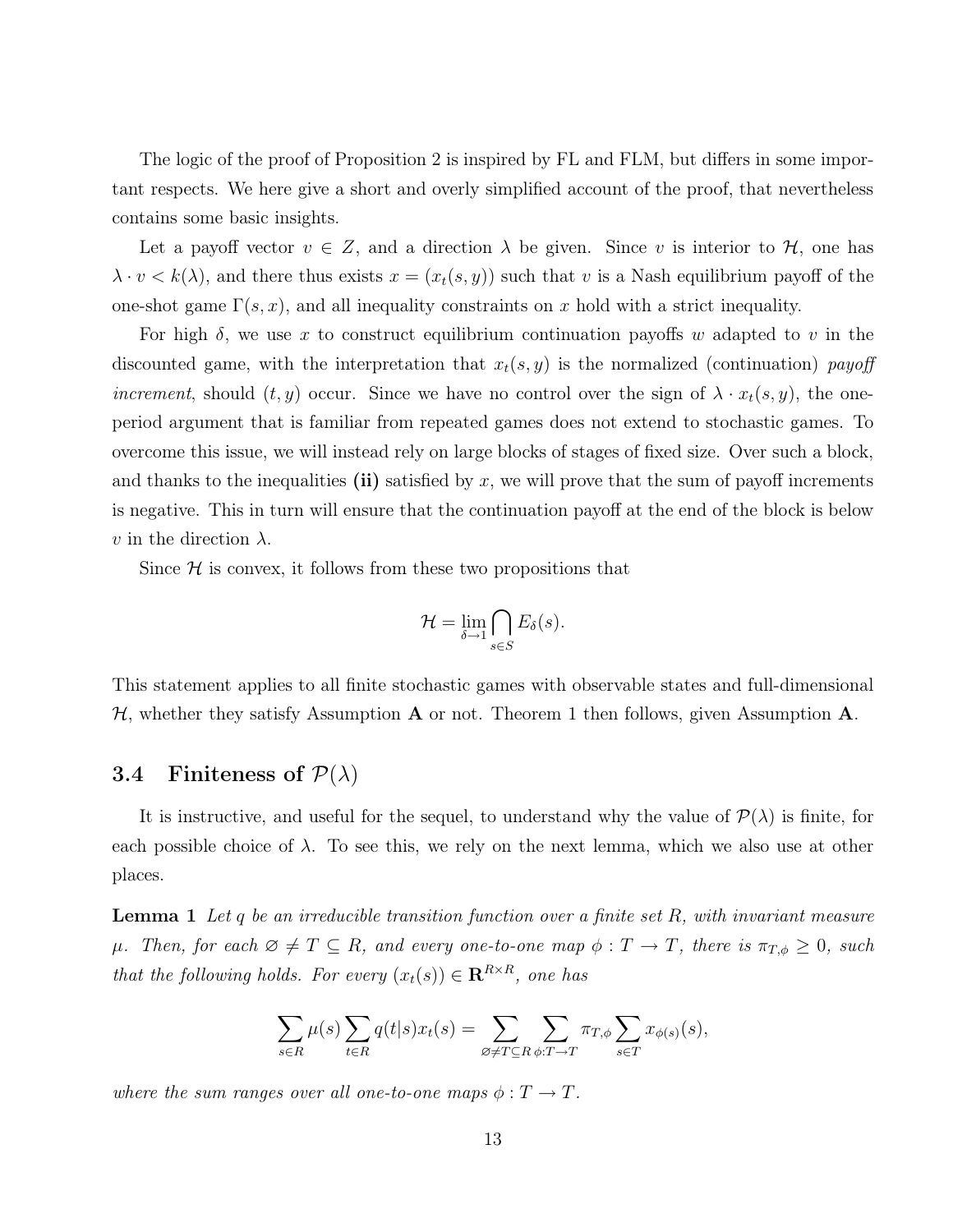The logic of the proof of Proposition 2 is inspired by FL and FLM, but differs in some important respects. We here give a short and overly simplified account of the proof, that nevertheless contains some basic insights.

Let a payoff vector $v \in Z$, and a direction $\lambda$ be given. Since $v$ is interior to $\mathcal{H}$, one has $\lambda \cdot v < k(\lambda)$, and there thus exists $x = (x_t(s, y))$ such that $v$ is a Nash equilibrium payoff of the one-shot game $\Gamma(s, x)$, and all inequality constraints on $x$ hold with a strict inequality.

For high $\delta$, we use $x$ to construct equilibrium continuation payoffs $w$ adapted to $v$ in the discounted game, with the interpretation that $x_t(s, y)$ is the normalized (continuation) *payoff increment*, should $(t, y)$ occur. Since we have no control over the sign of $\lambda \cdot x_t(s, y)$, the one-period argument that is familiar from repeated games does not extend to stochastic games. To overcome this issue, we will instead rely on large blocks of stages of fixed size. Over such a block, and thanks to the inequalities **(ii)** satisfied by $x$, we will prove that the sum of payoff increments is negative. This in turn will ensure that the continuation payoff at the end of the block is below $v$ in the direction $\lambda$.

Since $\mathcal{H}$ is convex, it follows from these two propositions that

$$\mathcal{H} = \lim_{\delta \to 1} \bigcap_{s \in S} E_\delta(s).$$

This statement applies to all finite stochastic games with observable states and full-dimensional $\mathcal{H}$, whether they satisfy Assumption **A** or not. Theorem 1 then follows, given Assumption **A**.

### 3.4 Finiteness of $\mathcal{P}(\lambda)$

It is instructive, and useful for the sequel, to understand why the value of $\mathcal{P}(\lambda)$ is finite, for each possible choice of $\lambda$. To see this, we rely on the next lemma, which we also use at other places.

**Lemma 1** *Let $q$ be an irreducible transition function over a finite set $R$, with invariant measure $\mu$. Then, for each $\varnothing \neq T \subseteq R$, and every one-to-one map $\phi : T \to T$, there is $\pi_{T,\phi} \geq 0$, such that the following holds. For every $(x_t(s)) \in \mathbf{R}^{R \times R}$, one has*

$$\sum_{s \in R} \mu(s) \sum_{t \in R} q(t|s) x_t(s) = \sum_{\varnothing \neq T \subseteq R} \sum_{\phi : T \to T} \pi_{T,\phi} \sum_{s \in T} x_{\phi(s)}(s),$$

*where the sum ranges over all one-to-one maps $\phi : T \to T$.*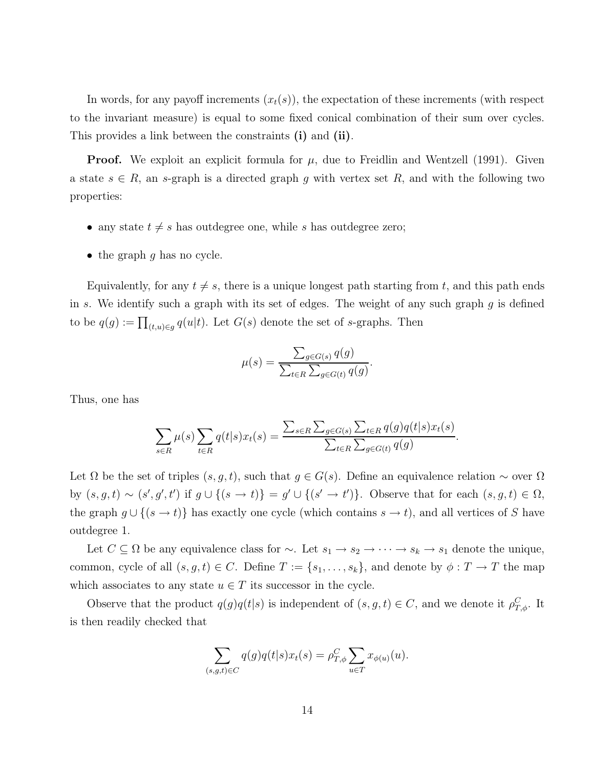In words, for any payoff increments $(x_t(s))$, the expectation of these increments (with respect to the invariant measure) is equal to some fixed conical combination of their sum over cycles. This provides a link between the constraints **(i)** and **(ii)**.

**Proof.** We exploit an explicit formula for $\mu$, due to Freidlin and Wentzell (1991). Given a state $s \in R$, an $s$-graph is a directed graph $g$ with vertex set $R$, and with the following two properties:

- any state $t \neq s$ has outdegree one, while $s$ has outdegree zero;
- the graph $g$ has no cycle.

Equivalently, for any $t \neq s$, there is a unique longest path starting from $t$, and this path ends in $s$. We identify such a graph with its set of edges. The weight of any such graph $g$ is defined to be $q(g) := \prod_{(t,u)\in g} q(u|t)$. Let $G(s)$ denote the set of $s$-graphs. Then

$$\mu(s) = \frac{\sum_{g\in G(s)} q(g)}{\sum_{t\in R}\sum_{g\in G(t)} q(g)}.$$

Thus, one has

$$\sum_{s\in R} \mu(s) \sum_{t\in R} q(t|s)x_t(s) = \frac{\sum_{s\in R}\sum_{g\in G(s)}\sum_{t\in R} q(g)q(t|s)x_t(s)}{\sum_{t\in R}\sum_{g\in G(t)} q(g)}.$$

Let $\Omega$ be the set of triples $(s, g, t)$, such that $g \in G(s)$. Define an equivalence relation $\sim$ over $\Omega$ by $(s, g, t) \sim (s', g', t')$ if $g \cup \{(s \to t)\} = g' \cup \{(s' \to t')\}$. Observe that for each $(s, g, t) \in \Omega$, the graph $g \cup \{(s \to t)\}$ has exactly one cycle (which contains $s \to t$), and all vertices of $S$ have outdegree 1.

Let $C \subseteq \Omega$ be any equivalence class for $\sim$. Let $s_1 \to s_2 \to \cdots \to s_k \to s_1$ denote the unique, common, cycle of all $(s, g, t) \in C$. Define $T := \{s_1, \ldots, s_k\}$, and denote by $\phi : T \to T$ the map which associates to any state $u \in T$ its successor in the cycle.

Observe that the product $q(g)q(t|s)$ is independent of $(s, g, t) \in C$, and we denote it $\rho^C_{T,\phi}$. It is then readily checked that

$$\sum_{(s,g,t)\in C} q(g)q(t|s)x_t(s) = \rho^C_{T,\phi} \sum_{u\in T} x_{\phi(u)}(u).$$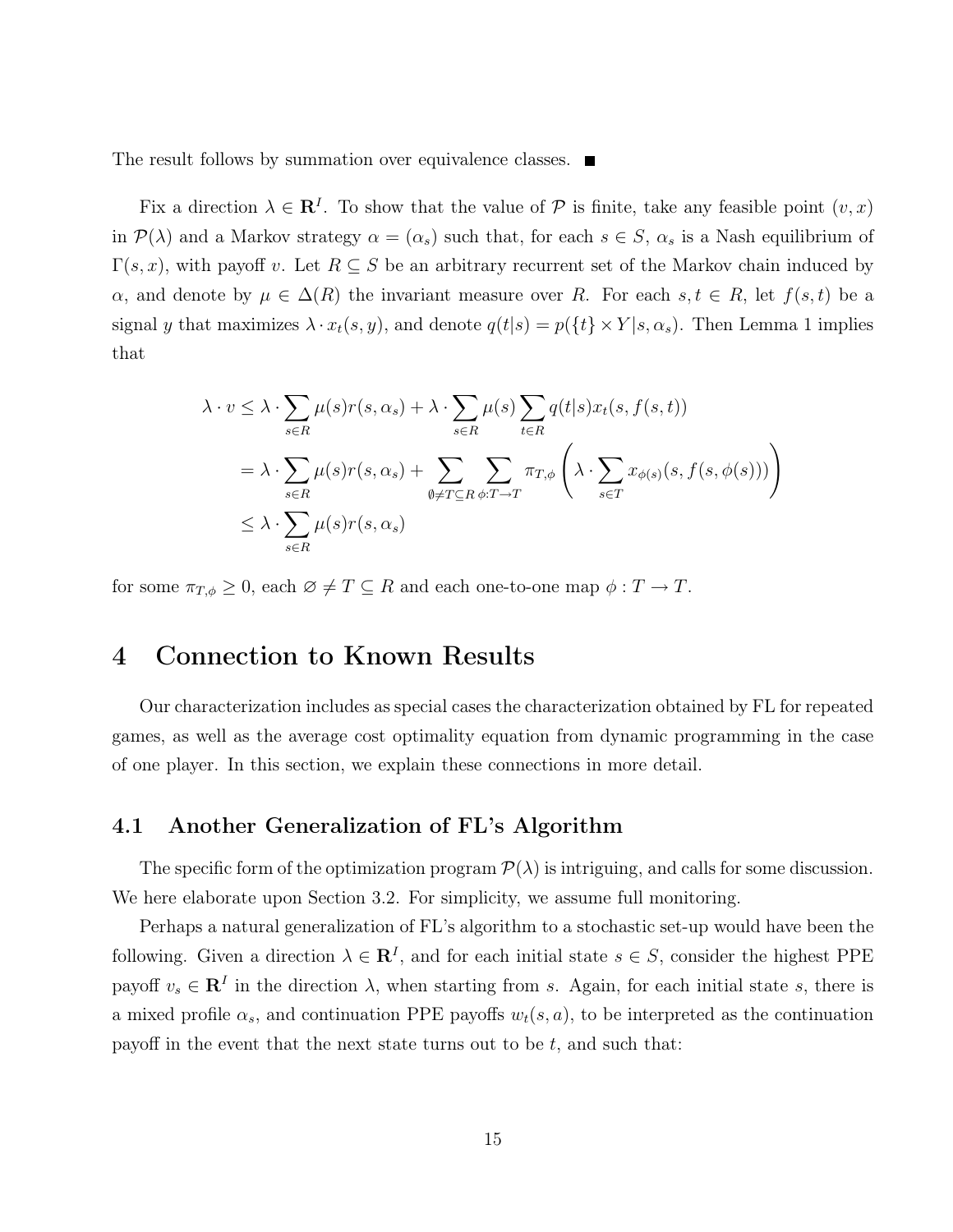The result follows by summation over equivalence classes. ■

Fix a direction $\lambda \in \mathbf{R}^I$. To show that the value of $\mathcal{P}$ is finite, take any feasible point $(v, x)$ in $\mathcal{P}(\lambda)$ and a Markov strategy $\alpha = (\alpha_s)$ such that, for each $s \in S$, $\alpha_s$ is a Nash equilibrium of $\Gamma(s, x)$, with payoff $v$. Let $R \subseteq S$ be an arbitrary recurrent set of the Markov chain induced by $\alpha$, and denote by $\mu \in \Delta(R)$ the invariant measure over $R$. For each $s, t \in R$, let $f(s,t)$ be a signal $y$ that maximizes $\lambda \cdot x_t(s, y)$, and denote $q(t|s) = p(\{t\} \times Y | s, \alpha_s)$. Then Lemma 1 implies that

$$
\begin{aligned}
\lambda \cdot v &\leq \lambda \cdot \sum_{s \in R} \mu(s) r(s, \alpha_s) + \lambda \cdot \sum_{s \in R} \mu(s) \sum_{t \in R} q(t|s) x_t(s, f(s,t)) \\
&= \lambda \cdot \sum_{s \in R} \mu(s) r(s, \alpha_s) + \sum_{\emptyset \neq T \subseteq R} \sum_{\phi : T \to T} \pi_{T,\phi} \left( \lambda \cdot \sum_{s \in T} x_{\phi(s)}(s, f(s, \phi(s))) \right) \\
&\leq \lambda \cdot \sum_{s \in R} \mu(s) r(s, \alpha_s)
\end{aligned}
$$

for some $\pi_{T,\phi} \geq 0$, each $\varnothing \neq T \subseteq R$ and each one-to-one map $\phi : T \to T$.

# 4 Connection to Known Results

Our characterization includes as special cases the characterization obtained by FL for repeated games, as well as the average cost optimality equation from dynamic programming in the case of one player. In this section, we explain these connections in more detail.

## 4.1 Another Generalization of FL's Algorithm

The specific form of the optimization program $\mathcal{P}(\lambda)$ is intriguing, and calls for some discussion. We here elaborate upon Section 3.2. For simplicity, we assume full monitoring.

Perhaps a natural generalization of FL's algorithm to a stochastic set-up would have been the following. Given a direction $\lambda \in \mathbf{R}^I$, and for each initial state $s \in S$, consider the highest PPE payoff $v_s \in \mathbf{R}^I$ in the direction $\lambda$, when starting from $s$. Again, for each initial state $s$, there is a mixed profile $\alpha_s$, and continuation PPE payoffs $w_t(s, a)$, to be interpreted as the continuation payoff in the event that the next state turns out to be $t$, and such that: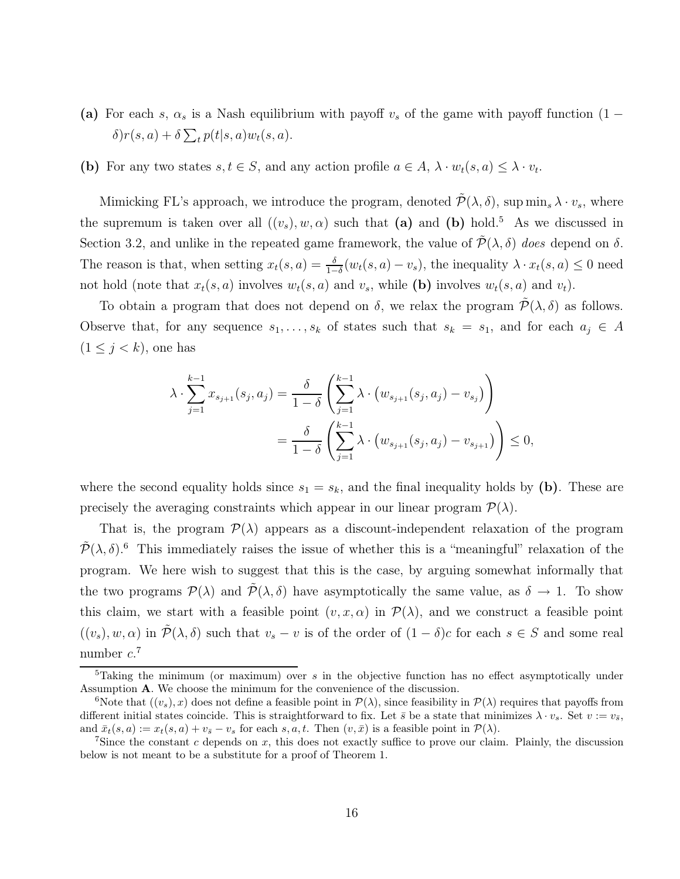**(a)** For each $s$, $\alpha_s$ is a Nash equilibrium with payoff $v_s$ of the game with payoff function $(1-\delta)r(s,a) + \delta \sum_t p(t|s,a)w_t(s,a)$.

**(b)** For any two states $s, t \in S$, and any action profile $a \in A$, $\lambda \cdot w_t(s,a) \leq \lambda \cdot v_t$.

Mimicking FL's approach, we introduce the program, denoted $\tilde{\mathcal{P}}(\lambda, \delta)$, $\sup \min_s \lambda \cdot v_s$, where the supremum is taken over all $((v_s), w, \alpha)$ such that **(a)** and **(b)** hold.[5] As we discussed in Section 3.2, and unlike in the repeated game framework, the value of $\tilde{\mathcal{P}}(\lambda, \delta)$ *does* depend on $\delta$. The reason is that, when setting $x_t(s,a) = \frac{\delta}{1-\delta}(w_t(s,a) - v_s)$, the inequality $\lambda \cdot x_t(s,a) \leq 0$ need not hold (note that $x_t(s,a)$ involves $w_t(s,a)$ and $v_s$, while **(b)** involves $w_t(s,a)$ and $v_t$).

To obtain a program that does not depend on $\delta$, we relax the program $\tilde{\mathcal{P}}(\lambda, \delta)$ as follows. Observe that, for any sequence $s_1, \ldots, s_k$ of states such that $s_k = s_1$, and for each $a_j \in A$ $(1 \leq j < k)$, one has

$$\lambda \cdot \sum_{j=1}^{k-1} x_{s_{j+1}}(s_j, a_j) = \frac{\delta}{1-\delta}\left(\sum_{j=1}^{k-1} \lambda \cdot \left(w_{s_{j+1}}(s_j, a_j) - v_{s_j}\right)\right)$$
$$= \frac{\delta}{1-\delta}\left(\sum_{j=1}^{k-1} \lambda \cdot \left(w_{s_{j+1}}(s_j, a_j) - v_{s_{j+1}}\right)\right) \leq 0,$$

where the second equality holds since $s_1 = s_k$, and the final inequality holds by **(b)**. These are precisely the averaging constraints which appear in our linear program $\mathcal{P}(\lambda)$.

That is, the program $\mathcal{P}(\lambda)$ appears as a discount-independent relaxation of the program $\tilde{\mathcal{P}}(\lambda, \delta)$.[6] This immediately raises the issue of whether this is a "meaningful" relaxation of the program. We here wish to suggest that this is the case, by arguing somewhat informally that the two programs $\mathcal{P}(\lambda)$ and $\tilde{\mathcal{P}}(\lambda, \delta)$ have asymptotically the same value, as $\delta \to 1$. To show this claim, we start with a feasible point $(v, x, \alpha)$ in $\mathcal{P}(\lambda)$, and we construct a feasible point $((v_s), w, \alpha)$ in $\tilde{\mathcal{P}}(\lambda, \delta)$ such that $v_s - v$ is of the order of $(1-\delta)c$ for each $s \in S$ and some real number $c$.[7]

[5] Taking the minimum (or maximum) over $s$ in the objective function has no effect asymptotically under Assumption **A**. We choose the minimum for the convenience of the discussion.

[6] Note that $((v_s), x)$ does not define a feasible point in $\mathcal{P}(\lambda)$, since feasibility in $\mathcal{P}(\lambda)$ requires that payoffs from different initial states coincide. This is straightforward to fix. Let $\bar{s}$ be a state that minimizes $\lambda \cdot v_s$. Set $v := v_{\bar{s}}$, and $\bar{x}_t(s,a) := x_t(s,a) + v_{\bar{s}} - v_s$ for each $s, a, t$. Then $(v, \bar{x})$ is a feasible point in $\mathcal{P}(\lambda)$.

[7] Since the constant $c$ depends on $x$, this does not exactly suffice to prove our claim. Plainly, the discussion below is not meant to be a substitute for a proof of Theorem 1.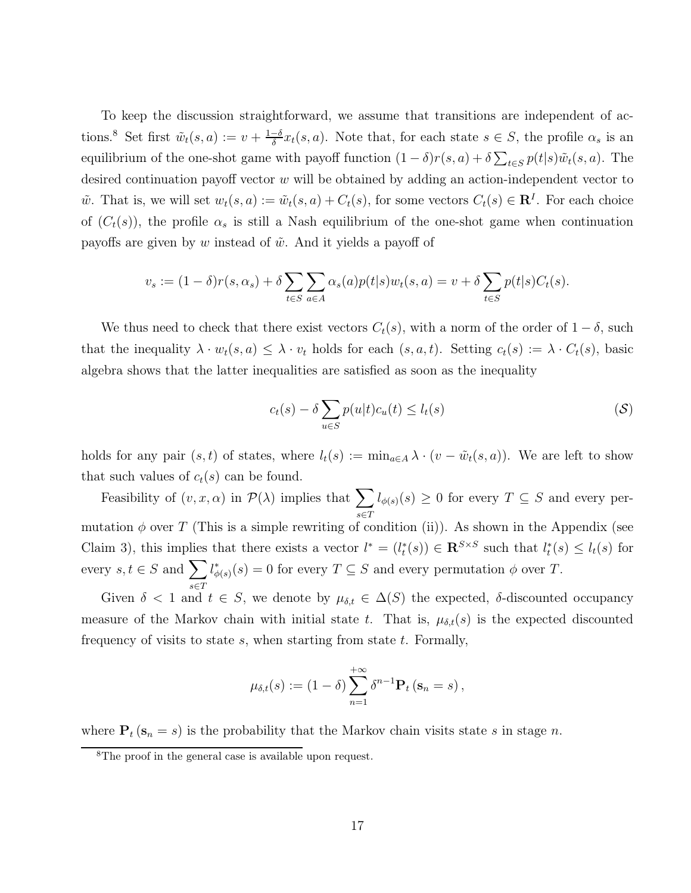To keep the discussion straightforward, we assume that transitions are independent of actions.[8] Set first $\tilde{w}_t(s,a) := v + \frac{1-\delta}{\delta} x_t(s,a)$. Note that, for each state $s \in S$, the profile $\alpha_s$ is an equilibrium of the one-shot game with payoff function $(1-\delta) r(s,a) + \delta \sum_{t \in S} p(t|s) \tilde{w}_t(s,a)$. The desired continuation payoff vector $w$ will be obtained by adding an action-independent vector to $\tilde{w}$. That is, we will set $w_t(s,a) := \tilde{w}_t(s,a) + C_t(s)$, for some vectors $C_t(s) \in \mathbf{R}^I$. For each choice of $(C_t(s))$, the profile $\alpha_s$ is still a Nash equilibrium of the one-shot game when continuation payoffs are given by $w$ instead of $\tilde{w}$. And it yields a payoff of

$$v_s := (1-\delta) r(s, \alpha_s) + \delta \sum_{t \in S} \sum_{a \in A} \alpha_s(a) p(t|s) w_t(s,a) = v + \delta \sum_{t \in S} p(t|s) C_t(s).$$

We thus need to check that there exist vectors $C_t(s)$, with a norm of the order of $1-\delta$, such that the inequality $\lambda \cdot w_t(s,a) \leq \lambda \cdot v_t$ holds for each $(s,a,t)$. Setting $c_t(s) := \lambda \cdot C_t(s)$, basic algebra shows that the latter inequalities are satisfied as soon as the inequality

$$c_t(s) - \delta \sum_{u \in S} p(u|t) c_u(t) \leq l_t(s) \tag{$\mathcal{S}$}$$

holds for any pair $(s,t)$ of states, where $l_t(s) := \min_{a \in A} \lambda \cdot (v - \tilde{w}_t(s,a))$. We are left to show that such values of $c_t(s)$ can be found.

Feasibility of $(v, x, \alpha)$ in $\mathcal{P}(\lambda)$ implies that $\sum_{s \in T} l_{\phi(s)}(s) \geq 0$ for every $T \subseteq S$ and every permutation $\phi$ over $T$ (This is a simple rewriting of condition (ii)). As shown in the Appendix (see Claim 3), this implies that there exists a vector $l^* = (l^*_t(s)) \in \mathbf{R}^{S \times S}$ such that $l^*_t(s) \leq l_t(s)$ for every $s, t \in S$ and $\sum_{s \in T} l^*_{\phi(s)}(s) = 0$ for every $T \subseteq S$ and every permutation $\phi$ over $T$.

Given $\delta < 1$ and $t \in S$, we denote by $\mu_{\delta,t} \in \Delta(S)$ the expected, $\delta$-discounted occupancy measure of the Markov chain with initial state $t$. That is, $\mu_{\delta,t}(s)$ is the expected discounted frequency of visits to state $s$, when starting from state $t$. Formally,

$$\mu_{\delta,t}(s) := (1-\delta) \sum_{n=1}^{+\infty} \delta^{n-1} \mathbf{P}_t(\mathbf{s}_n = s),$$

where $\mathbf{P}_t(\mathbf{s}_n = s)$ is the probability that the Markov chain visits state $s$ in stage $n$.

[8] The proof in the general case is available upon request.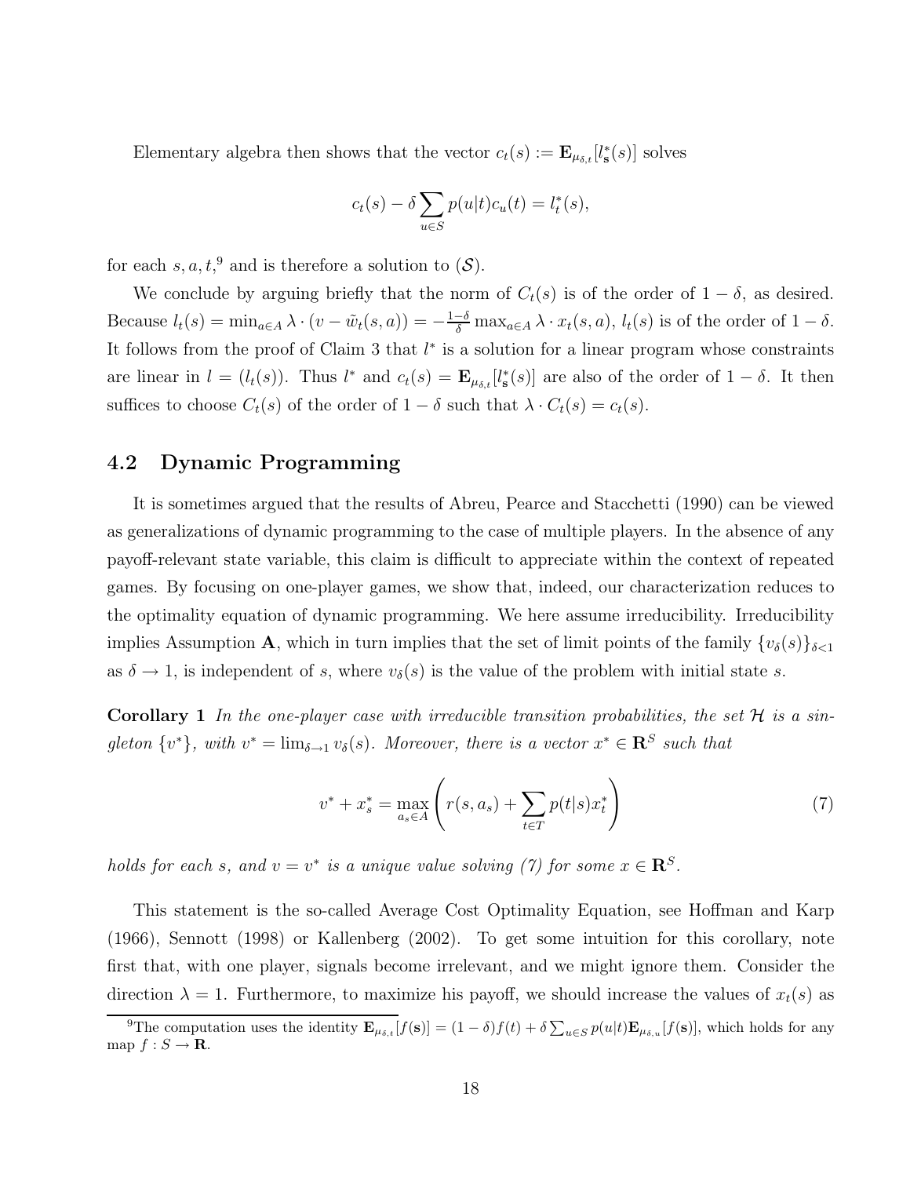Elementary algebra then shows that the vector $c_t(s) := \mathbf{E}_{\mu_{\delta,t}}[l^*_{\mathbf{s}}(s)]$ solves

$$c_t(s) - \delta \sum_{u \in S} p(u|t) c_u(t) = l^*_t(s),$$

for each $s, a, t$,[9] and is therefore a solution to $(\mathcal{S})$.

We conclude by arguing briefly that the norm of $C_t(s)$ is of the order of $1-\delta$, as desired. Because $l_t(s) = \min_{a \in A} \lambda \cdot (v - \tilde{w}_t(s,a)) = -\frac{1-\delta}{\delta} \max_{a \in A} \lambda \cdot x_t(s,a)$, $l_t(s)$ is of the order of $1-\delta$. It follows from the proof of Claim 3 that $l^*$ is a solution for a linear program whose constraints are linear in $l = (l_t(s))$. Thus $l^*$ and $c_t(s) = \mathbf{E}_{\mu_{\delta,t}}[l^*_{\mathbf{s}}(s)]$ are also of the order of $1-\delta$. It then suffices to choose $C_t(s)$ of the order of $1-\delta$ such that $\lambda \cdot C_t(s) = c_t(s)$.

## 4.2 Dynamic Programming

It is sometimes argued that the results of Abreu, Pearce and Stacchetti (1990) can be viewed as generalizations of dynamic programming to the case of multiple players. In the absence of any payoff-relevant state variable, this claim is difficult to appreciate within the context of repeated games. By focusing on one-player games, we show that, indeed, our characterization reduces to the optimality equation of dynamic programming. We here assume irreducibility. Irreducibility implies Assumption **A**, which in turn implies that the set of limit points of the family $\{v_\delta(s)\}_{\delta<1}$ as $\delta \to 1$, is independent of $s$, where $v_\delta(s)$ is the value of the problem with initial state $s$.

**Corollary 1** *In the one-player case with irreducible transition probabilities, the set $\mathcal{H}$ is a singleton $\{v^*\}$, with $v^* = \lim_{\delta \to 1} v_\delta(s)$. Moreover, there is a vector $x^* \in \mathbf{R}^S$ such that*

$$v^* + x^*_s = \max_{a_s \in A} \left( r(s, a_s) + \sum_{t \in T} p(t|s) x^*_t \right) \tag{7}$$

*holds for each $s$, and $v = v^*$ is a unique value solving (7) for some $x \in \mathbf{R}^S$.*

This statement is the so-called Average Cost Optimality Equation, see Hoffman and Karp (1966), Sennott (1998) or Kallenberg (2002). To get some intuition for this corollary, note first that, with one player, signals become irrelevant, and we might ignore them. Consider the direction $\lambda = 1$. Furthermore, to maximize his payoff, we should increase the values of $x_t(s)$ as

[9] The computation uses the identity $\mathbf{E}_{\mu_{\delta,t}}[f(\mathbf{s})] = (1-\delta) f(t) + \delta \sum_{u \in S} p(u|t) \mathbf{E}_{\mu_{\delta,u}}[f(\mathbf{s})]$, which holds for any map $f : S \to \mathbf{R}$.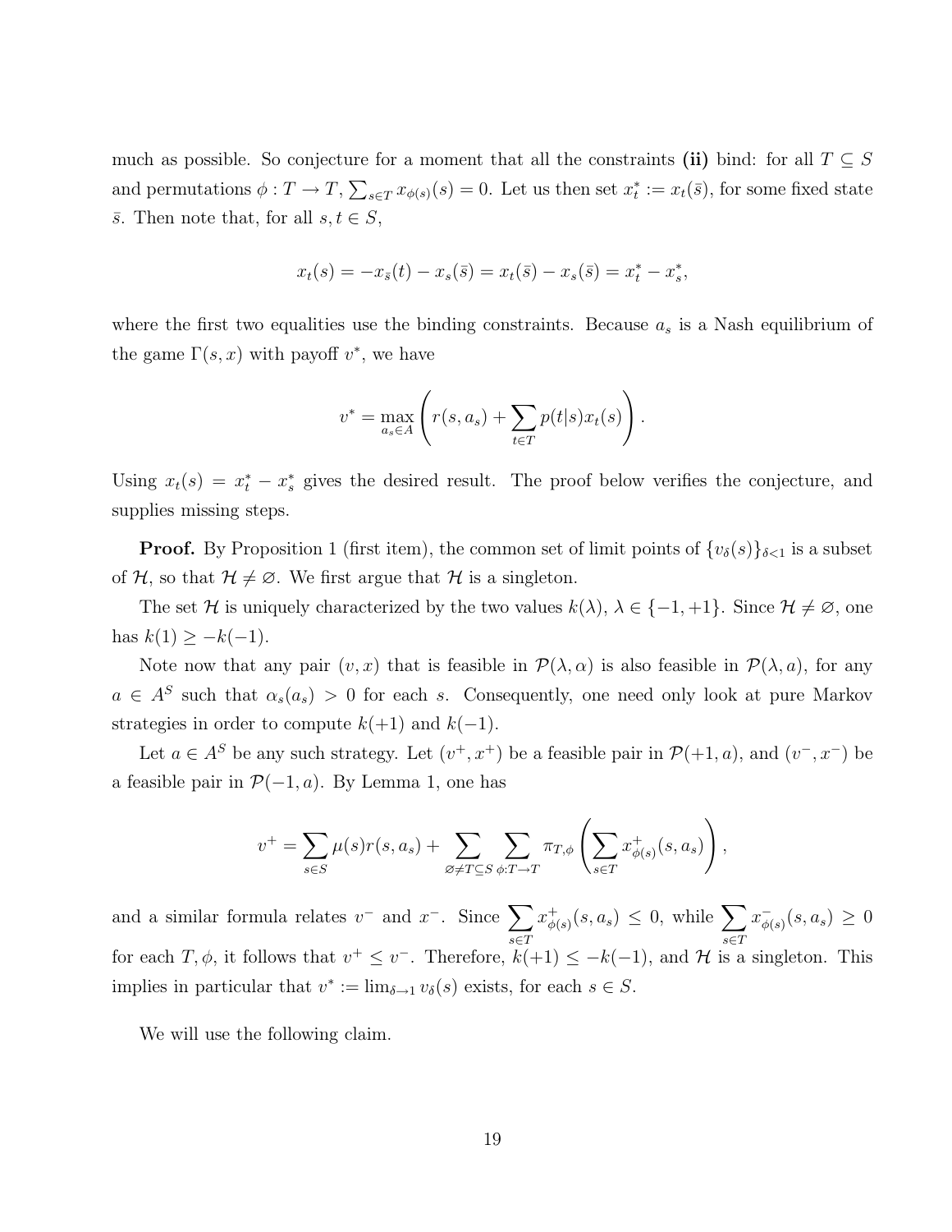much as possible. So conjecture for a moment that all the constraints **(ii)** bind: for all $T \subseteq S$ and permutations $\phi : T \to T$, $\sum_{s \in T} x_{\phi(s)}(s) = 0$. Let us then set $x_t^* := x_t(\bar{s})$, for some fixed state $\bar{s}$. Then note that, for all $s, t \in S$,

$$x_t(s) = -x_{\bar{s}}(t) - x_s(\bar{s}) = x_t(\bar{s}) - x_s(\bar{s}) = x_t^* - x_s^*,$$

where the first two equalities use the binding constraints. Because $a_s$ is a Nash equilibrium of the game $\Gamma(s, x)$ with payoff $v^*$, we have

$$v^* = \max_{a_s \in A} \left( r(s, a_s) + \sum_{t \in T} p(t|s) x_t(s) \right).$$

Using $x_t(s) = x_t^* - x_s^*$ gives the desired result. The proof below verifies the conjecture, and supplies missing steps.

**Proof.** By Proposition 1 (first item), the common set of limit points of $\{v_\delta(s)\}_{\delta < 1}$ is a subset of $\mathcal{H}$, so that $\mathcal{H} \neq \varnothing$. We first argue that $\mathcal{H}$ is a singleton.

The set $\mathcal{H}$ is uniquely characterized by the two values $k(\lambda)$, $\lambda \in \{-1, +1\}$. Since $\mathcal{H} \neq \varnothing$, one has $k(1) \geq -k(-1)$.

Note now that any pair $(v, x)$ that is feasible in $\mathcal{P}(\lambda, \alpha)$ is also feasible in $\mathcal{P}(\lambda, a)$, for any $a \in A^S$ such that $\alpha_s(a_s) > 0$ for each $s$. Consequently, one need only look at pure Markov strategies in order to compute $k(+1)$ and $k(-1)$.

Let $a \in A^S$ be any such strategy. Let $(v^+, x^+)$ be a feasible pair in $\mathcal{P}(+1, a)$, and $(v^-, x^-)$ be a feasible pair in $\mathcal{P}(-1, a)$. By Lemma 1, one has

$$v^+ = \sum_{s \in S} \mu(s) r(s, a_s) + \sum_{\varnothing \neq T \subseteq S} \sum_{\phi : T \to T} \pi_{T,\phi} \left( \sum_{s \in T} x^+_{\phi(s)}(s, a_s) \right),$$

and a similar formula relates $v^-$ and $x^-$. Since $\sum_{s \in T} x^+_{\phi(s)}(s, a_s) \leq 0$, while $\sum_{s \in T} x^-_{\phi(s)}(s, a_s) \geq 0$ for each $T, \phi$, it follows that $v^+ \leq v^-$. Therefore, $k(+1) \leq -k(-1)$, and $\mathcal{H}$ is a singleton. This implies in particular that $v^* := \lim_{\delta \to 1} v_\delta(s)$ exists, for each $s \in S$.

We will use the following claim.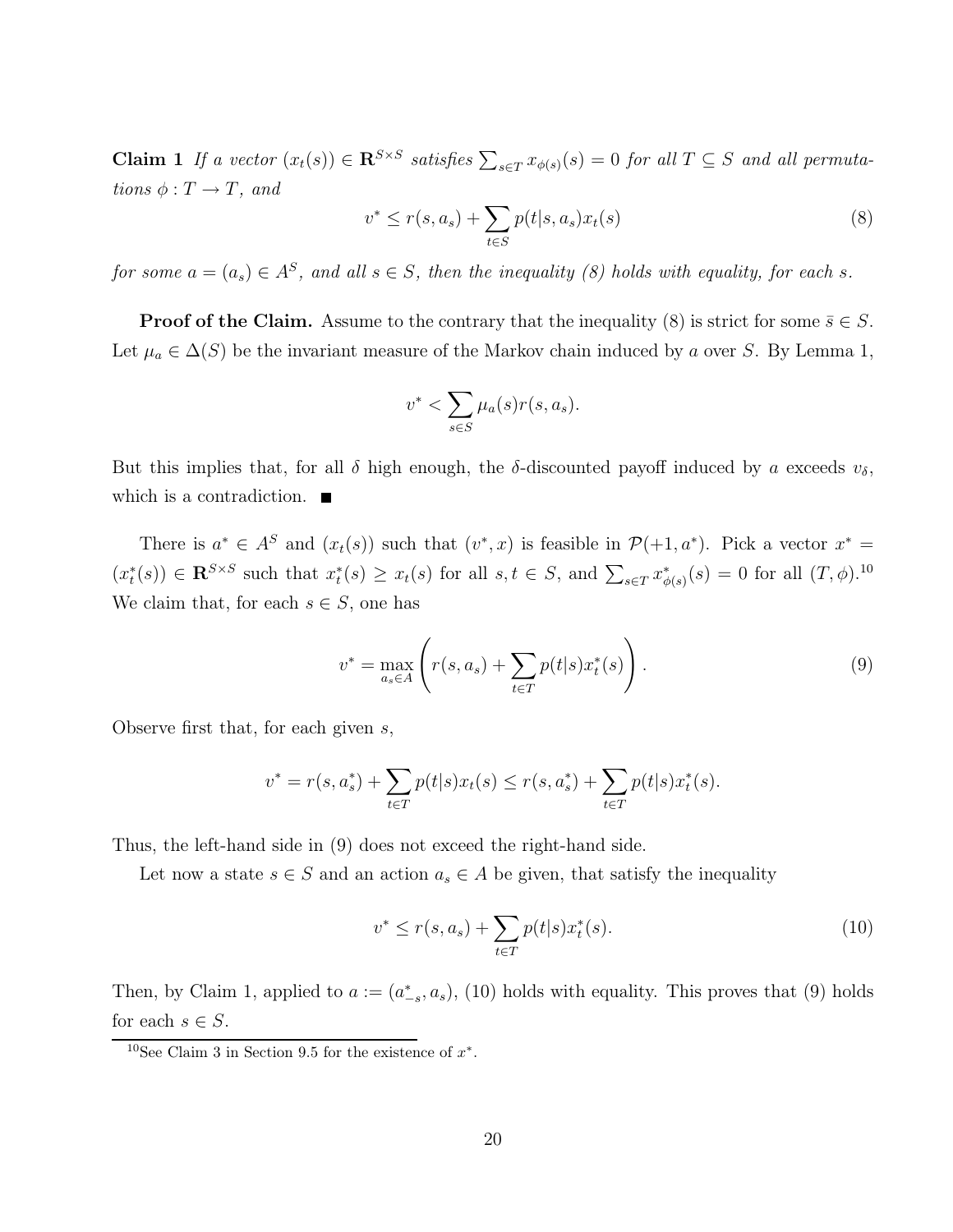**Claim 1** *If a vector* $(x_t(s)) \in \mathbf{R}^{S\times S}$ *satisfies* $\sum_{s\in T} x_{\phi(s)}(s) = 0$ *for all* $T \subseteq S$ *and all permutations* $\phi : T \to T$, *and*

$$v^* \leq r(s, a_s) + \sum_{t\in S} p(t|s, a_s)x_t(s) \tag{8}$$

*for some* $a = (a_s) \in A^S$, *and all* $s \in S$, *then the inequality (8) holds with equality, for each* $s$.

**Proof of the Claim.** Assume to the contrary that the inequality (8) is strict for some $\bar{s} \in S$. Let $\mu_a \in \Delta(S)$ be the invariant measure of the Markov chain induced by $a$ over $S$. By Lemma 1,

$$v^* < \sum_{s\in S} \mu_a(s) r(s, a_s).$$

But this implies that, for all $\delta$ high enough, the $\delta$-discounted payoff induced by $a$ exceeds $v_\delta$, which is a contradiction. ■

There is $a^* \in A^S$ and $(x_t(s))$ such that $(v^*, x)$ is feasible in $\mathcal{P}(+1, a^*)$. Pick a vector $x^* = (x^*_t(s)) \in \mathbf{R}^{S\times S}$ such that $x^*_t(s) \geq x_t(s)$ for all $s, t \in S$, and $\sum_{s\in T} x^*_{\phi(s)}(s) = 0$ for all $(T, \phi)$.[10] We claim that, for each $s \in S$, one has

$$v^* = \max_{a_s\in A} \left( r(s, a_s) + \sum_{t\in T} p(t|s)x^*_t(s) \right). \tag{9}$$

Observe first that, for each given $s$,

$$v^* = r(s, a^*_s) + \sum_{t\in T} p(t|s)x_t(s) \leq r(s, a^*_s) + \sum_{t\in T} p(t|s)x^*_t(s).$$

Thus, the left-hand side in (9) does not exceed the right-hand side.

Let now a state $s \in S$ and an action $a_s \in A$ be given, that satisfy the inequality

$$v^* \leq r(s, a_s) + \sum_{t\in T} p(t|s)x^*_t(s). \tag{10}$$

Then, by Claim 1, applied to $a := (a^*_{-s}, a_s)$, (10) holds with equality. This proves that (9) holds for each $s \in S$.

[10] See Claim 3 in Section 9.5 for the existence of $x^*$.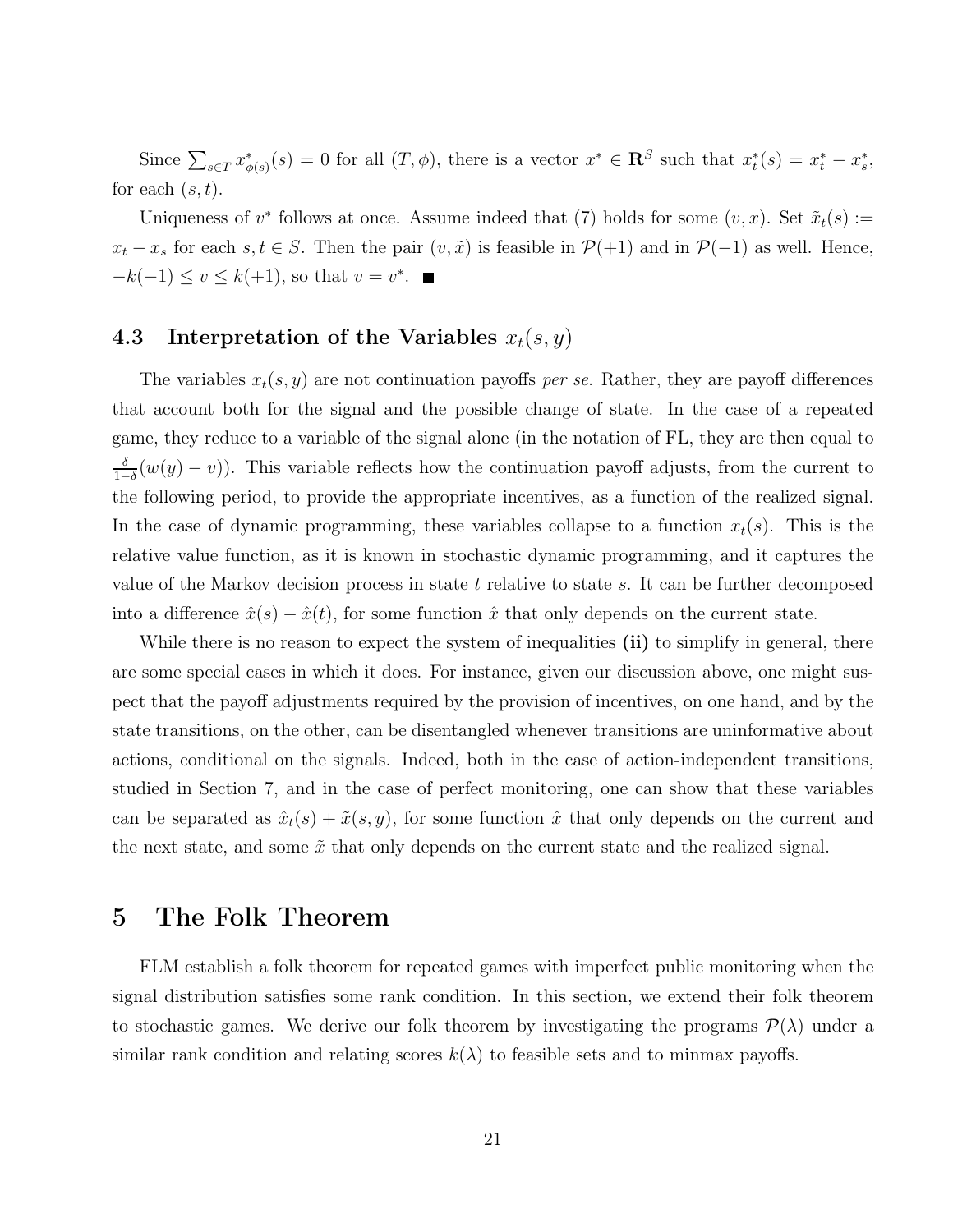Since $\sum_{s \in T} x^*_{\phi(s)}(s) = 0$ for all $(T, \phi)$, there is a vector $x^* \in \mathbf{R}^S$ such that $x^*_t(s) = x^*_t - x^*_s$, for each $(s, t)$.

Uniqueness of $v^*$ follows at once. Assume indeed that (7) holds for some $(v, x)$. Set $\tilde{x}_t(s) := x_t - x_s$ for each $s, t \in S$. Then the pair $(v, \tilde{x})$ is feasible in $\mathcal{P}(+1)$ and in $\mathcal{P}(-1)$ as well. Hence, $-k(-1) \leq v \leq k(+1)$, so that $v = v^*$. ■

### 4.3 Interpretation of the Variables $x_t(s, y)$

The variables $x_t(s, y)$ are not continuation payoffs *per se*. Rather, they are payoff differences that account both for the signal and the possible change of state. In the case of a repeated game, they reduce to a variable of the signal alone (in the notation of FL, they are then equal to $\frac{\delta}{1-\delta}(w(y) - v)$). This variable reflects how the continuation payoff adjusts, from the current to the following period, to provide the appropriate incentives, as a function of the realized signal. In the case of dynamic programming, these variables collapse to a function $x_t(s)$. This is the relative value function, as it is known in stochastic dynamic programming, and it captures the value of the Markov decision process in state $t$ relative to state $s$. It can be further decomposed into a difference $\hat{x}(s) - \hat{x}(t)$, for some function $\hat{x}$ that only depends on the current state.

While there is no reason to expect the system of inequalities **(ii)** to simplify in general, there are some special cases in which it does. For instance, given our discussion above, one might suspect that the payoff adjustments required by the provision of incentives, on one hand, and by the state transitions, on the other, can be disentangled whenever transitions are uninformative about actions, conditional on the signals. Indeed, both in the case of action-independent transitions, studied in Section 7, and in the case of perfect monitoring, one can show that these variables can be separated as $\hat{x}_t(s) + \tilde{x}(s, y)$, for some function $\hat{x}$ that only depends on the current and the next state, and some $\tilde{x}$ that only depends on the current state and the realized signal.

## 5 The Folk Theorem

FLM establish a folk theorem for repeated games with imperfect public monitoring when the signal distribution satisfies some rank condition. In this section, we extend their folk theorem to stochastic games. We derive our folk theorem by investigating the programs $\mathcal{P}(\lambda)$ under a similar rank condition and relating scores $k(\lambda)$ to feasible sets and to minmax payoffs.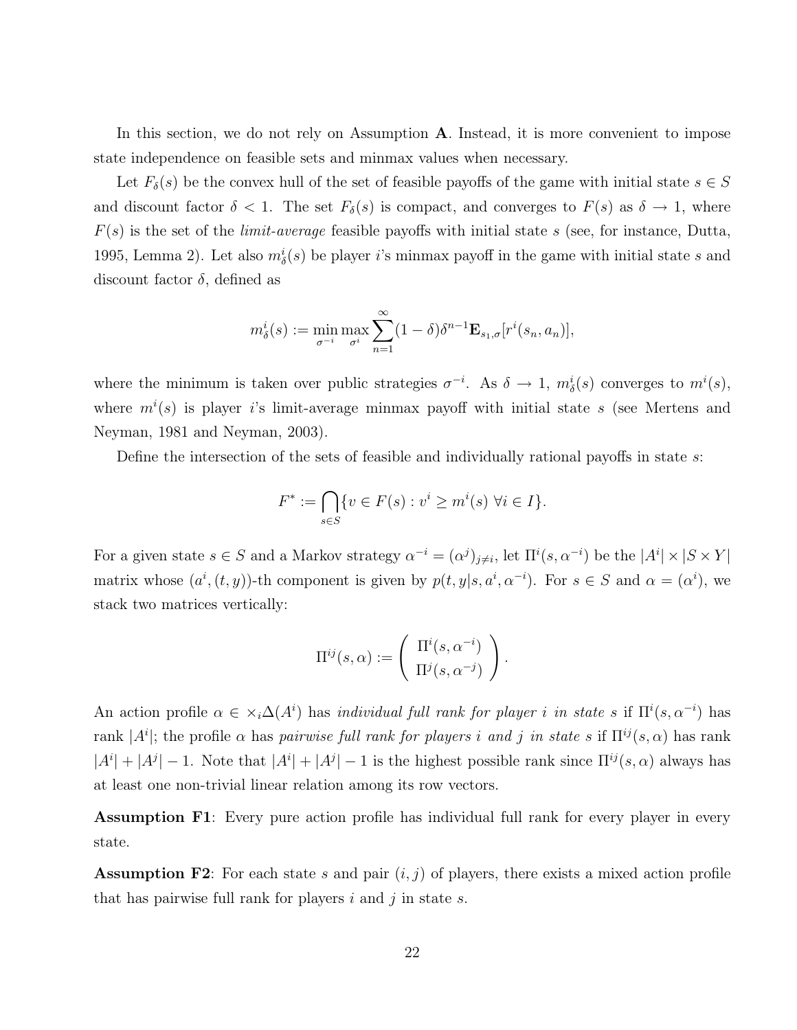In this section, we do not rely on Assumption **A**. Instead, it is more convenient to impose state independence on feasible sets and minmax values when necessary.

Let $F_\delta(s)$ be the convex hull of the set of feasible payoffs of the game with initial state $s \in S$ and discount factor $\delta < 1$. The set $F_\delta(s)$ is compact, and converges to $F(s)$ as $\delta \to 1$, where $F(s)$ is the set of the *limit-average* feasible payoffs with initial state $s$ (see, for instance, Dutta, 1995, Lemma 2). Let also $m^i_\delta(s)$ be player $i$'s minmax payoff in the game with initial state $s$ and discount factor $\delta$, defined as

$$m^i_\delta(s) := \min_{\sigma^{-i}} \max_{\sigma^i} \sum_{n=1}^{\infty} (1-\delta)\delta^{n-1} \mathbf{E}_{s_1,\sigma}[r^i(s_n, a_n)],$$

where the minimum is taken over public strategies $\sigma^{-i}$. As $\delta \to 1$, $m^i_\delta(s)$ converges to $m^i(s)$, where $m^i(s)$ is player $i$'s limit-average minmax payoff with initial state $s$ (see Mertens and Neyman, 1981 and Neyman, 2003).

Define the intersection of the sets of feasible and individually rational payoffs in state $s$:

$$F^* := \bigcap_{s \in S} \{v \in F(s) : v^i \geq m^i(s) \ \forall i \in I\}.$$

For a given state $s \in S$ and a Markov strategy $\alpha^{-i} = (\alpha^j)_{j \neq i}$, let $\Pi^i(s, \alpha^{-i})$ be the $|A^i| \times |S \times Y|$ matrix whose $(a^i, (t, y))$-th component is given by $p(t, y|s, a^i, \alpha^{-i})$. For $s \in S$ and $\alpha = (\alpha^i)$, we stack two matrices vertically:

$$\Pi^{ij}(s, \alpha) := \begin{pmatrix} \Pi^i(s, \alpha^{-i}) \\ \Pi^j(s, \alpha^{-j}) \end{pmatrix}.$$

An action profile $\alpha \in \times_i \Delta(A^i)$ has *individual full rank for player $i$ in state $s$* if $\Pi^i(s, \alpha^{-i})$ has rank $|A^i|$; the profile $\alpha$ has *pairwise full rank for players $i$ and $j$ in state $s$* if $\Pi^{ij}(s, \alpha)$ has rank $|A^i| + |A^j| - 1$. Note that $|A^i| + |A^j| - 1$ is the highest possible rank since $\Pi^{ij}(s, \alpha)$ always has at least one non-trivial linear relation among its row vectors.

**Assumption F1**: Every pure action profile has individual full rank for every player in every state.

**Assumption F2**: For each state $s$ and pair $(i, j)$ of players, there exists a mixed action profile that has pairwise full rank for players $i$ and $j$ in state $s$.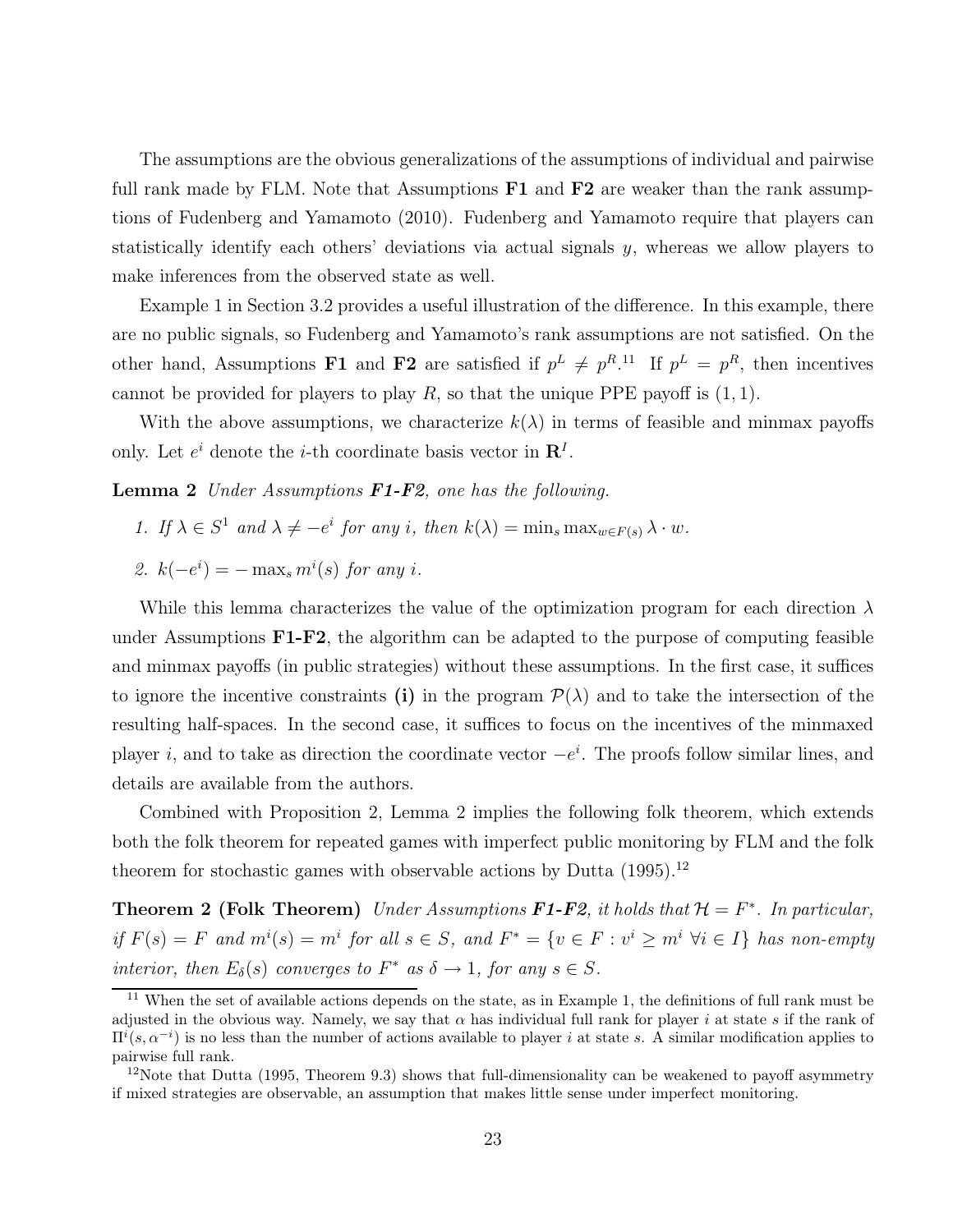The assumptions are the obvious generalizations of the assumptions of individual and pairwise full rank made by FLM. Note that Assumptions **F1** and **F2** are weaker than the rank assumptions of Fudenberg and Yamamoto (2010). Fudenberg and Yamamoto require that players can statistically identify each others' deviations via actual signals $y$, whereas we allow players to make inferences from the observed state as well.

Example 1 in Section 3.2 provides a useful illustration of the difference. In this example, there are no public signals, so Fudenberg and Yamamoto's rank assumptions are not satisfied. On the other hand, Assumptions **F1** and **F2** are satisfied if $p^L \neq p^R$.[11] If $p^L = p^R$, then incentives cannot be provided for players to play $R$, so that the unique PPE payoff is $(1, 1)$.

With the above assumptions, we characterize $k(\lambda)$ in terms of feasible and minmax payoffs only. Let $e^i$ denote the $i$-th coordinate basis vector in $\mathbf{R}^I$.

**Lemma 2** *Under Assumptions **F1-F2**, one has the following.*

1. *If $\lambda \in S^1$ and $\lambda \neq -e^i$ for any $i$, then $k(\lambda) = \min_s \max_{w \in F(s)} \lambda \cdot w$.*
2. *$k(-e^i) = -\max_s m^i(s)$ for any $i$.*

While this lemma characterizes the value of the optimization program for each direction $\lambda$ under Assumptions **F1-F2**, the algorithm can be adapted to the purpose of computing feasible and minmax payoffs (in public strategies) without these assumptions. In the first case, it suffices to ignore the incentive constraints **(i)** in the program $\mathcal{P}(\lambda)$ and to take the intersection of the resulting half-spaces. In the second case, it suffices to focus on the incentives of the minmaxed player $i$, and to take as direction the coordinate vector $-e^i$. The proofs follow similar lines, and details are available from the authors.

Combined with Proposition 2, Lemma 2 implies the following folk theorem, which extends both the folk theorem for repeated games with imperfect public monitoring by FLM and the folk theorem for stochastic games with observable actions by Dutta (1995).[12]

**Theorem 2 (Folk Theorem)** *Under Assumptions **F1-F2**, it holds that $\mathcal{H} = F^*$. In particular, if $F(s) = F$ and $m^i(s) = m^i$ for all $s \in S$, and $F^* = \{v \in F : v^i \geq m^i \ \forall i \in I\}$ has non-empty interior, then $E_\delta(s)$ converges to $F^*$ as $\delta \to 1$, for any $s \in S$.*

[11] When the set of available actions depends on the state, as in Example 1, the definitions of full rank must be adjusted in the obvious way. Namely, we say that $\alpha$ has individual full rank for player $i$ at state $s$ if the rank of $\Pi^i(s, \alpha^{-i})$ is no less than the number of actions available to player $i$ at state $s$. A similar modification applies to pairwise full rank.

[12] Note that Dutta (1995, Theorem 9.3) shows that full-dimensionality can be weakened to payoff asymmetry if mixed strategies are observable, an assumption that makes little sense under imperfect monitoring.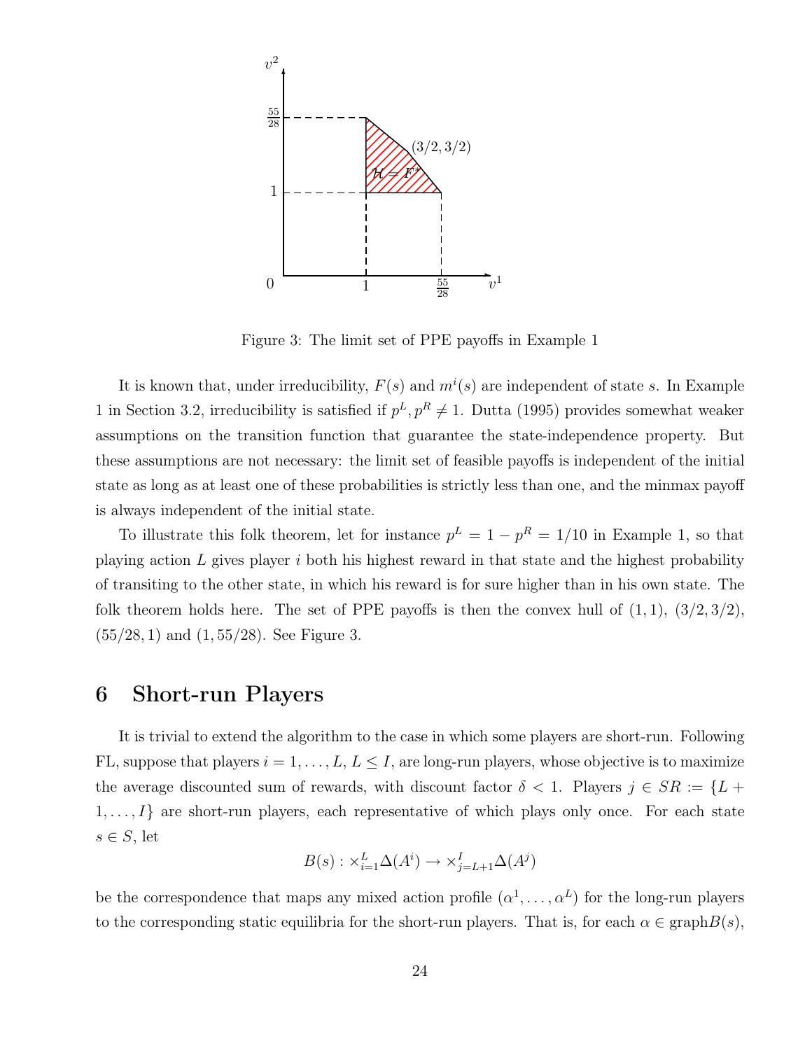Figure 3: The limit set of PPE payoffs in Example 1

It is known that, under irreducibility, $F(s)$ and $m^i(s)$ are independent of state $s$. In Example 1 in Section 3.2, irreducibility is satisfied if $p^L, p^R \neq 1$. Dutta (1995) provides somewhat weaker assumptions on the transition function that guarantee the state-independence property. But these assumptions are not necessary: the limit set of feasible payoffs is independent of the initial state as long as at least one of these probabilities is strictly less than one, and the minmax payoff is always independent of the initial state.

To illustrate this folk theorem, let for instance $p^L = 1 - p^R = 1/10$ in Example 1, so that playing action $L$ gives player $i$ both his highest reward in that state and the highest probability of transiting to the other state, in which his reward is for sure higher than in his own state. The folk theorem holds here. The set of PPE payoffs is then the convex hull of $(1, 1)$, $(3/2, 3/2)$, $(55/28, 1)$ and $(1, 55/28)$. See Figure 3.

# 6 Short-run Players

It is trivial to extend the algorithm to the case in which some players are short-run. Following FL, suppose that players $i = 1, \ldots, L$, $L \leq I$, are long-run players, whose objective is to maximize the average discounted sum of rewards, with discount factor $\delta < 1$. Players $j \in SR := \{L + 1, \ldots, I\}$ are short-run players, each representative of which plays only once. For each state $s \in S$, let

$$B(s) : \times_{i=1}^{L} \Delta(A^i) \to \times_{j=L+1}^{I} \Delta(A^j)$$

be the correspondence that maps any mixed action profile $(\alpha^1, \ldots, \alpha^L)$ for the long-run players to the corresponding static equilibria for the short-run players. That is, for each $\alpha \in \text{graph}B(s)$,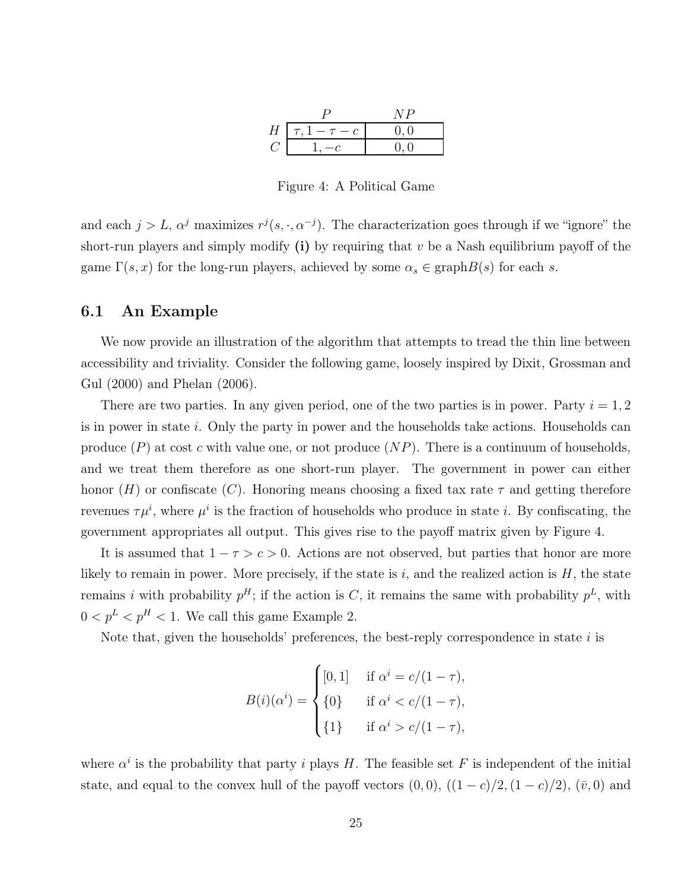| | $P$ | $NP$ |
|---|---|---|
| $H$ | $\tau, 1-\tau-c$ | $0, 0$ |
| $C$ | $1, -c$ | $0, 0$ |

Figure 4: A Political Game

and each $j > L$, $\alpha^j$ maximizes $r^j(s, \cdot, \alpha^{-j})$. The characterization goes through if we "ignore" the short-run players and simply modify **(i)** by requiring that $v$ be a Nash equilibrium payoff of the game $\Gamma(s, x)$ for the long-run players, achieved by some $\alpha_s \in \text{graph}B(s)$ for each $s$.

## 6.1 An Example

We now provide an illustration of the algorithm that attempts to tread the thin line between accessibility and triviality. Consider the following game, loosely inspired by Dixit, Grossman and Gul (2000) and Phelan (2006).

There are two parties. In any given period, one of the two parties is in power. Party $i = 1, 2$ is in power in state $i$. Only the party in power and the households take actions. Households can produce ($P$) at cost $c$ with value one, or not produce ($NP$). There is a continuum of households, and we treat them therefore as one short-run player. The government in power can either honor ($H$) or confiscate ($C$). Honoring means choosing a fixed tax rate $\tau$ and getting therefore revenues $\tau\mu^i$, where $\mu^i$ is the fraction of households who produce in state $i$. By confiscating, the government appropriates all output. This gives rise to the payoff matrix given by Figure 4.

It is assumed that $1 - \tau > c > 0$. Actions are not observed, but parties that honor are more likely to remain in power. More precisely, if the state is $i$, and the realized action is $H$, the state remains $i$ with probability $p^H$; if the action is $C$, it remains the same with probability $p^L$, with $0 < p^L < p^H < 1$. We call this game Example 2.

Note that, given the households' preferences, the best-reply correspondence in state $i$ is

$$
B(i)(\alpha^i) = \begin{cases} [0, 1] & \text{if } \alpha^i = c/(1-\tau), \\ \{0\} & \text{if } \alpha^i < c/(1-\tau), \\ \{1\} & \text{if } \alpha^i > c/(1-\tau), \end{cases}
$$

where $\alpha^i$ is the probability that party $i$ plays $H$. The feasible set $F$ is independent of the initial state, and equal to the convex hull of the payoff vectors $(0, 0)$, $((1-c)/2, (1-c)/2)$, $(\bar{v}, 0)$ and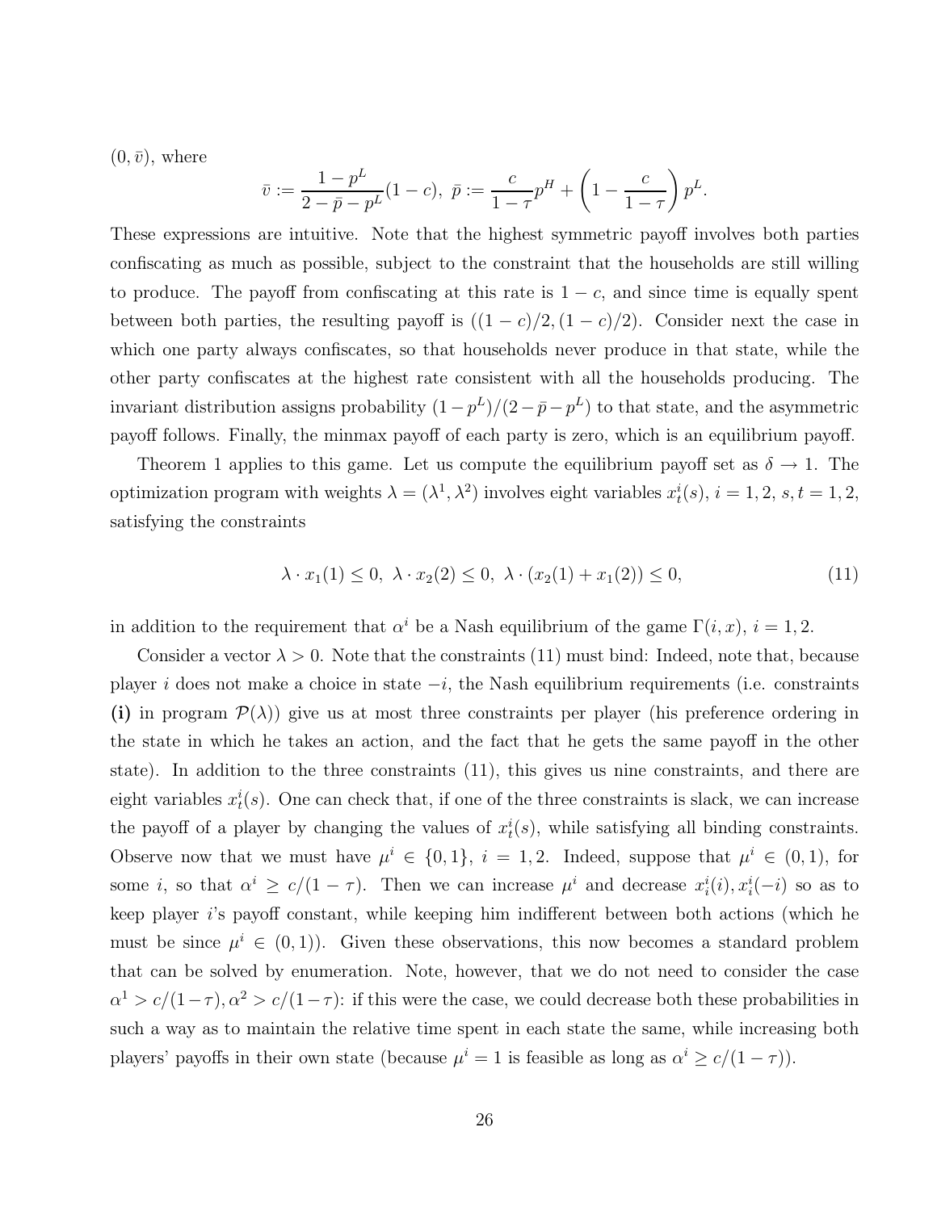$(0, \bar{v})$, where

$$\bar{v} := \frac{1-p^L}{2-\bar{p}-p^L}(1-c),\ \bar{p} := \frac{c}{1-\tau}p^H + \left(1-\frac{c}{1-\tau}\right)p^L.$$

These expressions are intuitive. Note that the highest symmetric payoff involves both parties confiscating as much as possible, subject to the constraint that the households are still willing to produce. The payoff from confiscating at this rate is $1-c$, and since time is equally spent between both parties, the resulting payoff is $((1-c)/2, (1-c)/2)$. Consider next the case in which one party always confiscates, so that households never produce in that state, while the other party confiscates at the highest rate consistent with all the households producing. The invariant distribution assigns probability $(1-p^L)/(2-\bar{p}-p^L)$ to that state, and the asymmetric payoff follows. Finally, the minmax payoff of each party is zero, which is an equilibrium payoff.

Theorem 1 applies to this game. Let us compute the equilibrium payoff set as $\delta \to 1$. The optimization program with weights $\lambda = (\lambda^1, \lambda^2)$ involves eight variables $x_t^i(s)$, $i = 1, 2$, $s, t = 1, 2$, satisfying the constraints

$$\lambda \cdot x_1(1) \leq 0,\ \lambda \cdot x_2(2) \leq 0,\ \lambda \cdot (x_2(1) + x_1(2)) \leq 0, \tag{11}$$

in addition to the requirement that $\alpha^i$ be a Nash equilibrium of the game $\Gamma(i, x)$, $i = 1, 2$.

Consider a vector $\lambda > 0$. Note that the constraints (11) must bind: Indeed, note that, because player $i$ does not make a choice in state $-i$, the Nash equilibrium requirements (i.e. constraints **(i)** in program $\mathcal{P}(\lambda)$) give us at most three constraints per player (his preference ordering in the state in which he takes an action, and the fact that he gets the same payoff in the other state). In addition to the three constraints (11), this gives us nine constraints, and there are eight variables $x_t^i(s)$. One can check that, if one of the three constraints is slack, we can increase the payoff of a player by changing the values of $x_t^i(s)$, while satisfying all binding constraints. Observe now that we must have $\mu^i \in \{0, 1\}$, $i = 1, 2$. Indeed, suppose that $\mu^i \in (0, 1)$, for some $i$, so that $\alpha^i \geq c/(1-\tau)$. Then we can increase $\mu^i$ and decrease $x_i^i(i), x_i^i(-i)$ so as to keep player $i$'s payoff constant, while keeping him indifferent between both actions (which he must be since $\mu^i \in (0, 1)$). Given these observations, this now becomes a standard problem that can be solved by enumeration. Note, however, that we do not need to consider the case $\alpha^1 > c/(1-\tau), \alpha^2 > c/(1-\tau)$: if this were the case, we could decrease both these probabilities in such a way as to maintain the relative time spent in each state the same, while increasing both players' payoffs in their own state (because $\mu^i = 1$ is feasible as long as $\alpha^i \geq c/(1-\tau)$).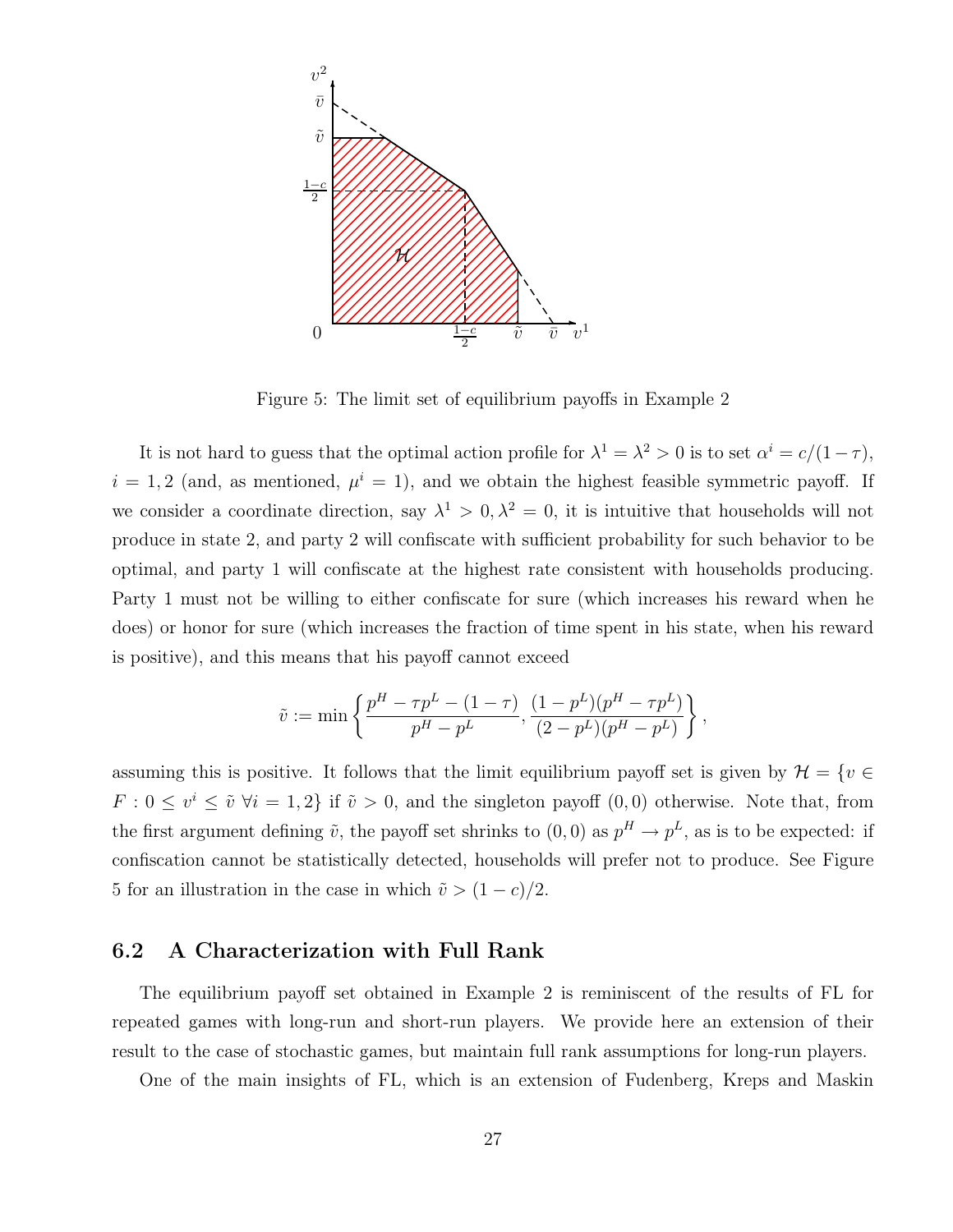Figure 5: The limit set of equilibrium payoffs in Example 2

It is not hard to guess that the optimal action profile for $\lambda^1 = \lambda^2 > 0$ is to set $\alpha^i = c/(1-\tau)$, $i = 1, 2$ (and, as mentioned, $\mu^i = 1$), and we obtain the highest feasible symmetric payoff. If we consider a coordinate direction, say $\lambda^1 > 0, \lambda^2 = 0$, it is intuitive that households will not produce in state 2, and party 2 will confiscate with sufficient probability for such behavior to be optimal, and party 1 will confiscate at the highest rate consistent with households producing. Party 1 must not be willing to either confiscate for sure (which increases his reward when he does) or honor for sure (which increases the fraction of time spent in his state, when his reward is positive), and this means that his payoff cannot exceed

$$\tilde{v} := \min \left\{ \frac{p^H - \tau p^L - (1-\tau)}{p^H - p^L}, \frac{(1-p^L)(p^H - \tau p^L)}{(2-p^L)(p^H - p^L)} \right\},$$

assuming this is positive. It follows that the limit equilibrium payoff set is given by $\mathcal{H} = \{v \in F : 0 \leq v^i \leq \tilde{v}\ \forall i = 1, 2\}$ if $\tilde{v} > 0$, and the singleton payoff $(0, 0)$ otherwise. Note that, from the first argument defining $\tilde{v}$, the payoff set shrinks to $(0, 0)$ as $p^H \to p^L$, as is to be expected: if confiscation cannot be statistically detected, households will prefer not to produce. See Figure 5 for an illustration in the case in which $\tilde{v} > (1-c)/2$.

## 6.2 A Characterization with Full Rank

The equilibrium payoff set obtained in Example 2 is reminiscent of the results of FL for repeated games with long-run and short-run players. We provide here an extension of their result to the case of stochastic games, but maintain full rank assumptions for long-run players.

One of the main insights of FL, which is an extension of Fudenberg, Kreps and Maskin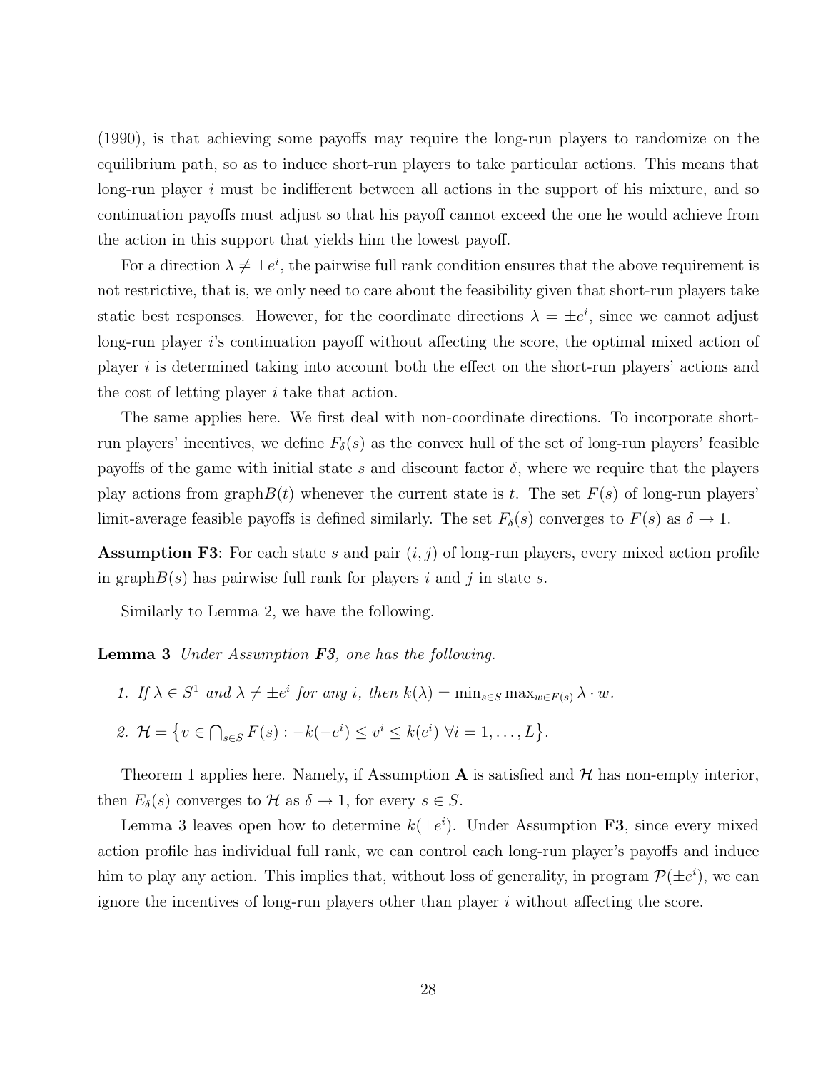(1990), is that achieving some payoffs may require the long-run players to randomize on the equilibrium path, so as to induce short-run players to take particular actions. This means that long-run player $i$ must be indifferent between all actions in the support of his mixture, and so continuation payoffs must adjust so that his payoff cannot exceed the one he would achieve from the action in this support that yields him the lowest payoff.

For a direction $\lambda \neq \pm e^i$, the pairwise full rank condition ensures that the above requirement is not restrictive, that is, we only need to care about the feasibility given that short-run players take static best responses. However, for the coordinate directions $\lambda = \pm e^i$, since we cannot adjust long-run player $i$'s continuation payoff without affecting the score, the optimal mixed action of player $i$ is determined taking into account both the effect on the short-run players' actions and the cost of letting player $i$ take that action.

The same applies here. We first deal with non-coordinate directions. To incorporate short-run players' incentives, we define $F_\delta(s)$ as the convex hull of the set of long-run players' feasible payoffs of the game with initial state $s$ and discount factor $\delta$, where we require that the players play actions from $\text{graph}B(t)$ whenever the current state is $t$. The set $F(s)$ of long-run players' limit-average feasible payoffs is defined similarly. The set $F_\delta(s)$ converges to $F(s)$ as $\delta \to 1$.

**Assumption F3**: For each state $s$ and pair $(i, j)$ of long-run players, every mixed action profile in $\text{graph}B(s)$ has pairwise full rank for players $i$ and $j$ in state $s$.

Similarly to Lemma 2, we have the following.

**Lemma 3** *Under Assumption **F3**, one has the following.*

1. *If $\lambda \in S^1$ and $\lambda \neq \pm e^i$ for any $i$, then $k(\lambda) = \min_{s \in S} \max_{w \in F(s)} \lambda \cdot w$.*

2. $\mathcal{H} = \left\{ v \in \bigcap_{s \in S} F(s) : -k(-e^i) \leq v^i \leq k(e^i) \ \forall i = 1, \ldots, L \right\}$.

Theorem 1 applies here. Namely, if Assumption **A** is satisfied and $\mathcal{H}$ has non-empty interior, then $E_\delta(s)$ converges to $\mathcal{H}$ as $\delta \to 1$, for every $s \in S$.

Lemma 3 leaves open how to determine $k(\pm e^i)$. Under Assumption **F3**, since every mixed action profile has individual full rank, we can control each long-run player's payoffs and induce him to play any action. This implies that, without loss of generality, in program $\mathcal{P}(\pm e^i)$, we can ignore the incentives of long-run players other than player $i$ without affecting the score.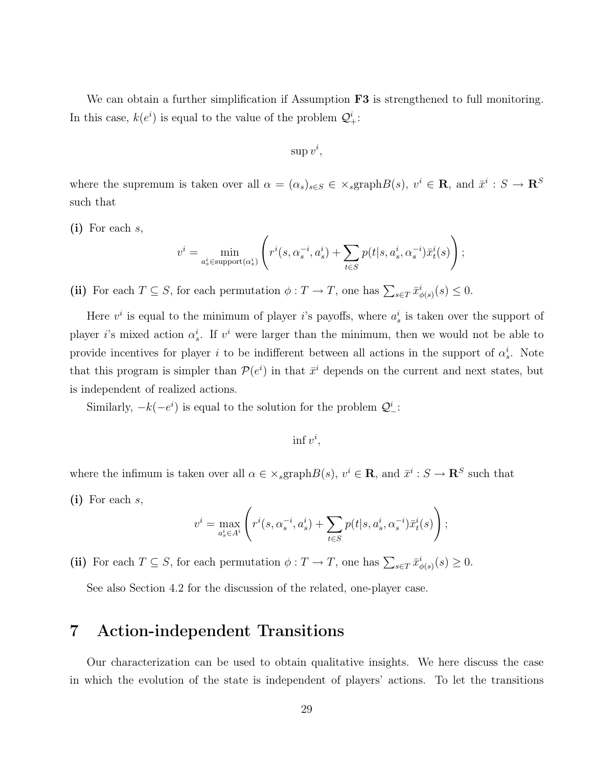We can obtain a further simplification if Assumption **F3** is strengthened to full monitoring. In this case, $k(e^i)$ is equal to the value of the problem $\mathcal{Q}^i_+$:

$$\sup v^i,$$

where the supremum is taken over all $\alpha = (\alpha_s)_{s \in S} \in \times_s \mathrm{graph} B(s)$, $v^i \in \mathbf{R}$, and $\bar{x}^i : S \to \mathbf{R}^S$ such that

**(i)** For each $s$,

$$v^i = \min_{a^i_s \in \mathrm{support}(\alpha^i_s)} \left( r^i(s, \alpha^{-i}_s, a^i_s) + \sum_{t \in S} p(t|s, a^i_s, \alpha^{-i}_s) \bar{x}^i_t(s) \right);$$

**(ii)** For each $T \subseteq S$, for each permutation $\phi : T \to T$, one has $\sum_{s \in T} \bar{x}^i_{\phi(s)}(s) \leq 0$.

Here $v^i$ is equal to the minimum of player $i$'s payoffs, where $a^i_s$ is taken over the support of player $i$'s mixed action $\alpha^i_s$. If $v^i$ were larger than the minimum, then we would not be able to provide incentives for player $i$ to be indifferent between all actions in the support of $\alpha^i_s$. Note that this program is simpler than $\mathcal{P}(e^i)$ in that $\bar{x}^i$ depends on the current and next states, but is independent of realized actions.

Similarly, $-k(-e^i)$ is equal to the solution for the problem $\mathcal{Q}^i_-$:

$$\inf v^i,$$

where the infimum is taken over all $\alpha \in \times_s \mathrm{graph} B(s)$, $v^i \in \mathbf{R}$, and $\bar{x}^i : S \to \mathbf{R}^S$ such that

**(i)** For each $s$,

$$v^i = \max_{a^i_s \in A^i} \left( r^i(s, \alpha^{-i}_s, a^i_s) + \sum_{t \in S} p(t|s, a^i_s, \alpha^{-i}_s) \bar{x}^i_t(s) \right);$$

**(ii)** For each $T \subseteq S$, for each permutation $\phi : T \to T$, one has $\sum_{s \in T} \bar{x}^i_{\phi(s)}(s) \geq 0$.

See also Section 4.2 for the discussion of the related, one-player case.

# 7 Action-independent Transitions

Our characterization can be used to obtain qualitative insights. We here discuss the case in which the evolution of the state is independent of players' actions. To let the transitions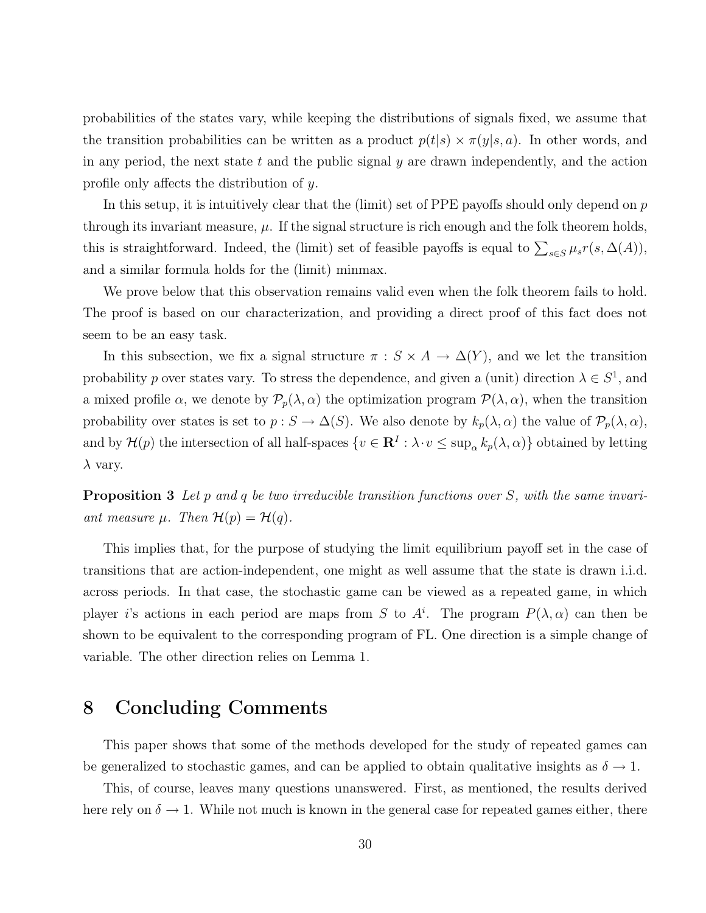probabilities of the states vary, while keeping the distributions of signals fixed, we assume that the transition probabilities can be written as a product $p(t|s) \times \pi(y|s,a)$. In other words, and in any period, the next state $t$ and the public signal $y$ are drawn independently, and the action profile only affects the distribution of $y$.

In this setup, it is intuitively clear that the (limit) set of PPE payoffs should only depend on $p$ through its invariant measure, $\mu$. If the signal structure is rich enough and the folk theorem holds, this is straightforward. Indeed, the (limit) set of feasible payoffs is equal to $\sum_{s \in S} \mu_s r(s, \Delta(A))$, and a similar formula holds for the (limit) minmax.

We prove below that this observation remains valid even when the folk theorem fails to hold. The proof is based on our characterization, and providing a direct proof of this fact does not seem to be an easy task.

In this subsection, we fix a signal structure $\pi : S \times A \to \Delta(Y)$, and we let the transition probability $p$ over states vary. To stress the dependence, and given a (unit) direction $\lambda \in S^1$, and a mixed profile $\alpha$, we denote by $\mathcal{P}_p(\lambda, \alpha)$ the optimization program $\mathcal{P}(\lambda, \alpha)$, when the transition probability over states is set to $p : S \to \Delta(S)$. We also denote by $k_p(\lambda, \alpha)$ the value of $\mathcal{P}_p(\lambda, \alpha)$, and by $\mathcal{H}(p)$ the intersection of all half-spaces $\{v \in \mathbf{R}^I : \lambda \cdot v \leq \sup_\alpha k_p(\lambda, \alpha)\}$ obtained by letting $\lambda$ vary.

**Proposition 3** *Let $p$ and $q$ be two irreducible transition functions over $S$, with the same invariant measure $\mu$. Then $\mathcal{H}(p) = \mathcal{H}(q)$.*

This implies that, for the purpose of studying the limit equilibrium payoff set in the case of transitions that are action-independent, one might as well assume that the state is drawn i.i.d. across periods. In that case, the stochastic game can be viewed as a repeated game, in which player $i$'s actions in each period are maps from $S$ to $A^i$. The program $P(\lambda, \alpha)$ can then be shown to be equivalent to the corresponding program of FL. One direction is a simple change of variable. The other direction relies on Lemma 1.

# 8 Concluding Comments

This paper shows that some of the methods developed for the study of repeated games can be generalized to stochastic games, and can be applied to obtain qualitative insights as $\delta \to 1$.

This, of course, leaves many questions unanswered. First, as mentioned, the results derived here rely on $\delta \to 1$. While not much is known in the general case for repeated games either, there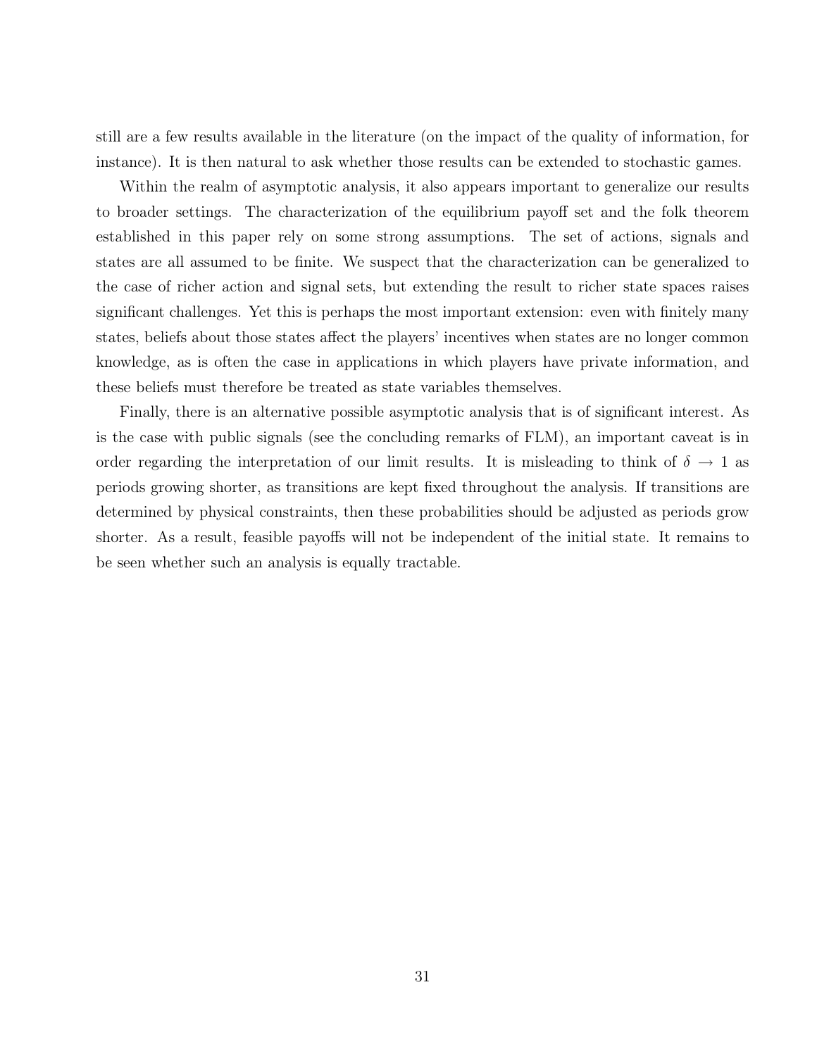still are a few results available in the literature (on the impact of the quality of information, for instance). It is then natural to ask whether those results can be extended to stochastic games.

Within the realm of asymptotic analysis, it also appears important to generalize our results to broader settings. The characterization of the equilibrium payoff set and the folk theorem established in this paper rely on some strong assumptions. The set of actions, signals and states are all assumed to be finite. We suspect that the characterization can be generalized to the case of richer action and signal sets, but extending the result to richer state spaces raises significant challenges. Yet this is perhaps the most important extension: even with finitely many states, beliefs about those states affect the players' incentives when states are no longer common knowledge, as is often the case in applications in which players have private information, and these beliefs must therefore be treated as state variables themselves.

Finally, there is an alternative possible asymptotic analysis that is of significant interest. As is the case with public signals (see the concluding remarks of FLM), an important caveat is in order regarding the interpretation of our limit results. It is misleading to think of $\delta \to 1$ as periods growing shorter, as transitions are kept fixed throughout the analysis. If transitions are determined by physical constraints, then these probabilities should be adjusted as periods grow shorter. As a result, feasible payoffs will not be independent of the initial state. It remains to be seen whether such an analysis is equally tractable.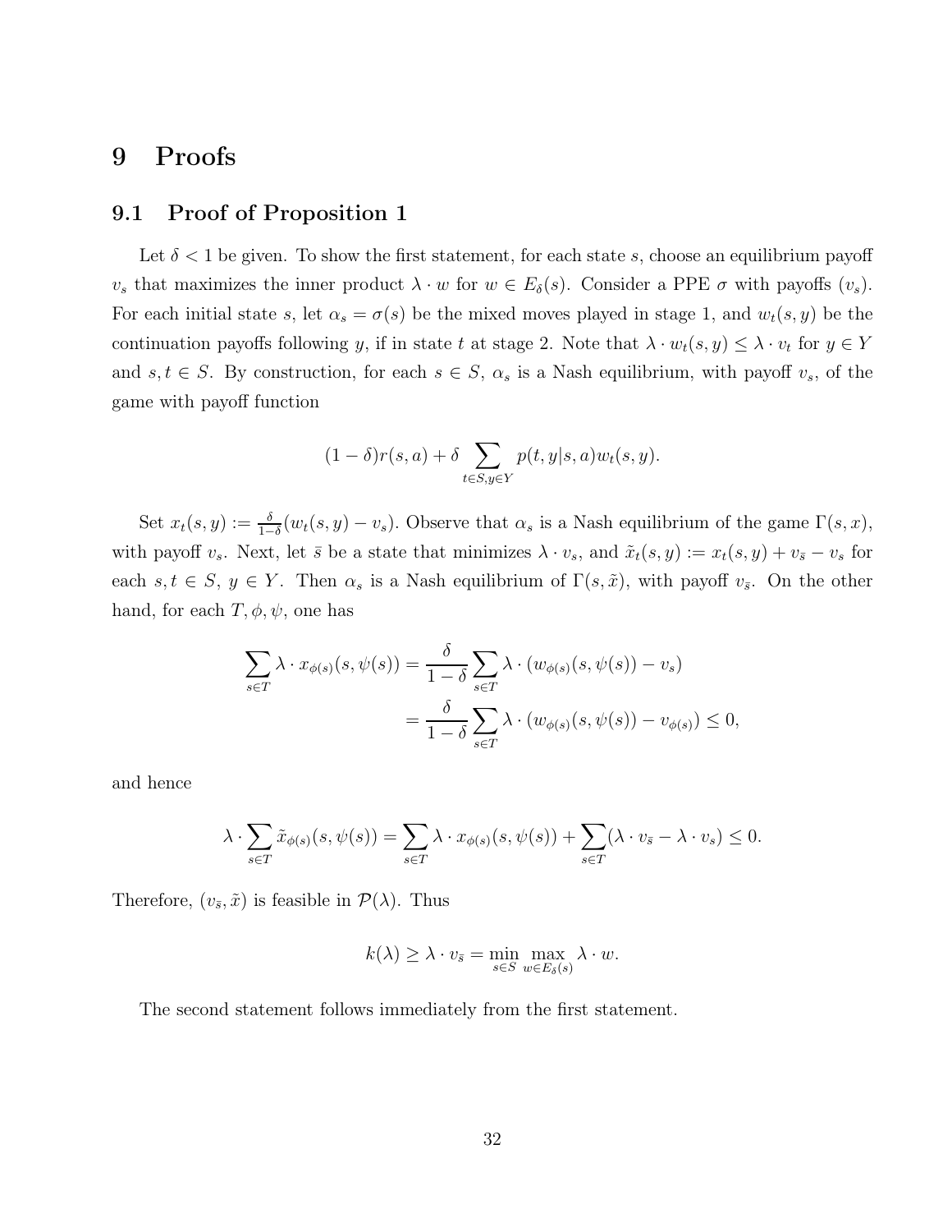# 9 Proofs

## 9.1 Proof of Proposition 1

Let $\delta < 1$ be given. To show the first statement, for each state $s$, choose an equilibrium payoff $v_s$ that maximizes the inner product $\lambda \cdot w$ for $w \in E_\delta(s)$. Consider a PPE $\sigma$ with payoffs $(v_s)$. For each initial state $s$, let $\alpha_s = \sigma(s)$ be the mixed moves played in stage 1, and $w_t(s,y)$ be the continuation payoffs following $y$, if in state $t$ at stage 2. Note that $\lambda \cdot w_t(s,y) \leq \lambda \cdot v_t$ for $y \in Y$ and $s, t \in S$. By construction, for each $s \in S$, $\alpha_s$ is a Nash equilibrium, with payoff $v_s$, of the game with payoff function

$$(1-\delta) r(s,a) + \delta \sum_{t \in S, y \in Y} p(t, y | s, a) w_t(s,y).$$

Set $x_t(s,y) := \frac{\delta}{1-\delta}(w_t(s,y) - v_s)$. Observe that $\alpha_s$ is a Nash equilibrium of the game $\Gamma(s,x)$, with payoff $v_s$. Next, let $\bar{s}$ be a state that minimizes $\lambda \cdot v_s$, and $\tilde{x}_t(s,y) := x_t(s,y) + v_{\bar{s}} - v_s$ for each $s, t \in S$, $y \in Y$. Then $\alpha_s$ is a Nash equilibrium of $\Gamma(s, \tilde{x})$, with payoff $v_{\bar{s}}$. On the other hand, for each $T, \phi, \psi$, one has

$$\begin{aligned}
\sum_{s \in T} \lambda \cdot x_{\phi(s)}(s, \psi(s)) &= \frac{\delta}{1-\delta} \sum_{s \in T} \lambda \cdot (w_{\phi(s)}(s, \psi(s)) - v_s) \\
&= \frac{\delta}{1-\delta} \sum_{s \in T} \lambda \cdot (w_{\phi(s)}(s, \psi(s)) - v_{\phi(s)}) \leq 0,
\end{aligned}$$

and hence

$$\lambda \cdot \sum_{s \in T} \tilde{x}_{\phi(s)}(s, \psi(s)) = \sum_{s \in T} \lambda \cdot x_{\phi(s)}(s, \psi(s)) + \sum_{s \in T} (\lambda \cdot v_{\bar{s}} - \lambda \cdot v_s) \leq 0.$$

Therefore, $(v_{\bar{s}}, \tilde{x})$ is feasible in $\mathcal{P}(\lambda)$. Thus

$$k(\lambda) \geq \lambda \cdot v_{\bar{s}} = \min_{s \in S} \max_{w \in E_\delta(s)} \lambda \cdot w.$$

The second statement follows immediately from the first statement.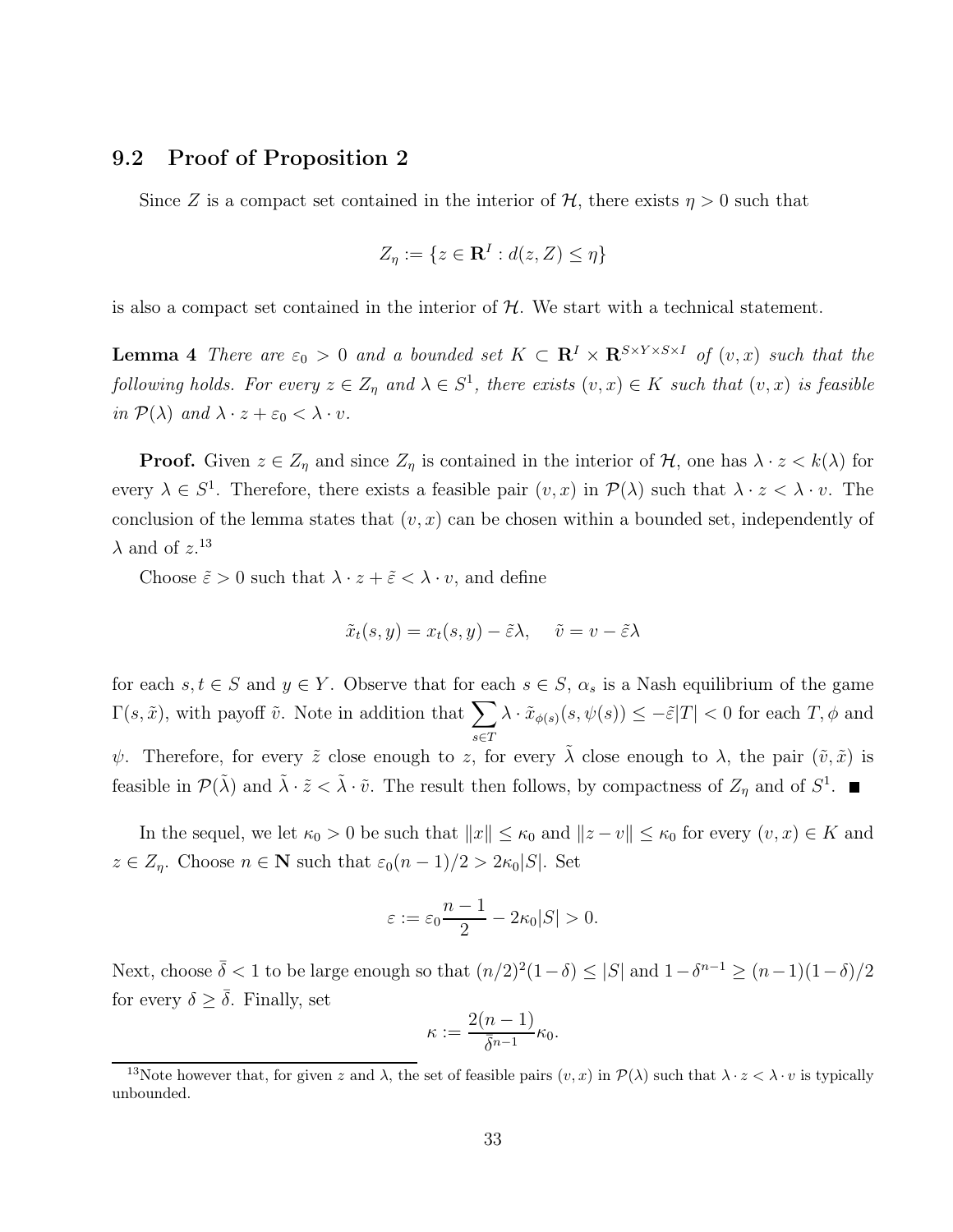## 9.2 Proof of Proposition 2

Since $Z$ is a compact set contained in the interior of $\mathcal{H}$, there exists $\eta > 0$ such that

$$Z_\eta := \{z \in \mathbf{R}^I : d(z, Z) \leq \eta\}$$

is also a compact set contained in the interior of $\mathcal{H}$. We start with a technical statement.

**Lemma 4** *There are $\varepsilon_0 > 0$ and a bounded set $K \subset \mathbf{R}^I \times \mathbf{R}^{S \times Y \times S \times I}$ of $(v, x)$ such that the following holds. For every $z \in Z_\eta$ and $\lambda \in S^1$, there exists $(v, x) \in K$ such that $(v, x)$ is feasible in $\mathcal{P}(\lambda)$ and $\lambda \cdot z + \varepsilon_0 < \lambda \cdot v$.*

**Proof.** Given $z \in Z_\eta$ and since $Z_\eta$ is contained in the interior of $\mathcal{H}$, one has $\lambda \cdot z < k(\lambda)$ for every $\lambda \in S^1$. Therefore, there exists a feasible pair $(v, x)$ in $\mathcal{P}(\lambda)$ such that $\lambda \cdot z < \lambda \cdot v$. The conclusion of the lemma states that $(v, x)$ can be chosen within a bounded set, independently of $\lambda$ and of $z$.[13]

Choose $\tilde{\varepsilon} > 0$ such that $\lambda \cdot z + \tilde{\varepsilon} < \lambda \cdot v$, and define

$$\tilde{x}_t(s, y) = x_t(s, y) - \tilde{\varepsilon}\lambda, \quad \tilde{v} = v - \tilde{\varepsilon}\lambda$$

for each $s, t \in S$ and $y \in Y$. Observe that for each $s \in S$, $\alpha_s$ is a Nash equilibrium of the game $\Gamma(s, \tilde{x})$, with payoff $\tilde{v}$. Note in addition that $\sum_{s \in T} \lambda \cdot \tilde{x}_{\phi(s)}(s, \psi(s)) \leq -\tilde{\varepsilon}|T| < 0$ for each $T, \phi$ and $\psi$. Therefore, for every $\tilde{z}$ close enough to $z$, for every $\tilde{\lambda}$ close enough to $\lambda$, the pair $(\tilde{v}, \tilde{x})$ is feasible in $\mathcal{P}(\tilde{\lambda})$ and $\tilde{\lambda} \cdot \tilde{z} < \tilde{\lambda} \cdot \tilde{v}$. The result then follows, by compactness of $Z_\eta$ and of $S^1$. ■

In the sequel, we let $\kappa_0 > 0$ be such that $\|x\| \leq \kappa_0$ and $\|z - v\| \leq \kappa_0$ for every $(v, x) \in K$ and $z \in Z_\eta$. Choose $n \in \mathbf{N}$ such that $\varepsilon_0(n-1)/2 > 2\kappa_0|S|$. Set

$$\varepsilon := \varepsilon_0 \frac{n-1}{2} - 2\kappa_0|S| > 0.$$

Next, choose $\bar{\delta} < 1$ to be large enough so that $(n/2)^2(1-\delta) \leq |S|$ and $1 - \delta^{n-1} \geq (n-1)(1-\delta)/2$ for every $\delta \geq \bar{\delta}$. Finally, set

$$\kappa := \frac{2(n-1)}{\bar{\delta}^{n-1}}\kappa_0.$$

[13] Note however that, for given $z$ and $\lambda$, the set of feasible pairs $(v, x)$ in $\mathcal{P}(\lambda)$ such that $\lambda \cdot z < \lambda \cdot v$ is typically unbounded.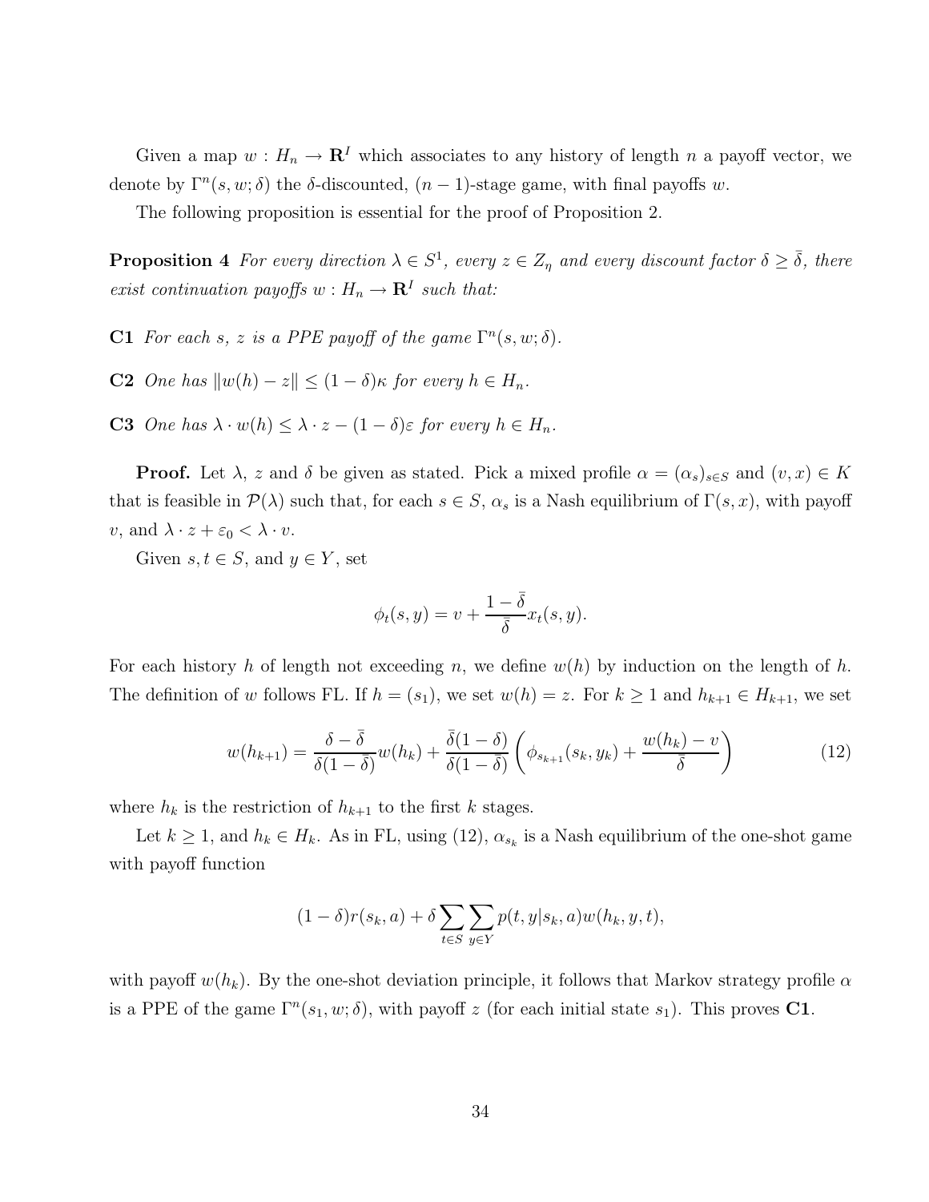Given a map $w : H_n \to \mathbf{R}^I$ which associates to any history of length $n$ a payoff vector, we denote by $\Gamma^n(s, w; \delta)$ the $\delta$-discounted, $(n-1)$-stage game, with final payoffs $w$.

The following proposition is essential for the proof of Proposition 2.

**Proposition 4** *For every direction $\lambda \in S^1$, every $z \in Z_\eta$ and every discount factor $\delta \geq \bar{\delta}$, there exist continuation payoffs $w : H_n \to \mathbf{R}^I$ such that:*

**C1** *For each $s$, $z$ is a PPE payoff of the game $\Gamma^n(s, w; \delta)$.*

**C2** *One has $\|w(h) - z\| \leq (1-\delta)\kappa$ for every $h \in H_n$.*

**C3** *One has $\lambda \cdot w(h) \leq \lambda \cdot z - (1-\delta)\varepsilon$ for every $h \in H_n$.*

**Proof.** Let $\lambda$, $z$ and $\delta$ be given as stated. Pick a mixed profile $\alpha = (\alpha_s)_{s \in S}$ and $(v, x) \in K$ that is feasible in $\mathcal{P}(\lambda)$ such that, for each $s \in S$, $\alpha_s$ is a Nash equilibrium of $\Gamma(s, x)$, with payoff $v$, and $\lambda \cdot z + \varepsilon_0 < \lambda \cdot v$.

Given $s, t \in S$, and $y \in Y$, set

$$\phi_t(s, y) = v + \frac{1-\bar{\delta}}{\bar{\delta}} x_t(s, y).$$

For each history $h$ of length not exceeding $n$, we define $w(h)$ by induction on the length of $h$. The definition of $w$ follows FL. If $h = (s_1)$, we set $w(h) = z$. For $k \geq 1$ and $h_{k+1} \in H_{k+1}$, we set

$$w(h_{k+1}) = \frac{\delta - \bar{\delta}}{\delta(1-\bar{\delta})} w(h_k) + \frac{\bar{\delta}(1-\delta)}{\delta(1-\bar{\delta})} \left( \phi_{s_{k+1}}(s_k, y_k) + \frac{w(h_k) - v}{\bar{\delta}} \right) \tag{12}$$

where $h_k$ is the restriction of $h_{k+1}$ to the first $k$ stages.

Let $k \geq 1$, and $h_k \in H_k$. As in FL, using (12), $\alpha_{s_k}$ is a Nash equilibrium of the one-shot game with payoff function

$$(1-\delta) r(s_k, a) + \delta \sum_{t \in S} \sum_{y \in Y} p(t, y | s_k, a) w(h_k, y, t),$$

with payoff $w(h_k)$. By the one-shot deviation principle, it follows that Markov strategy profile $\alpha$ is a PPE of the game $\Gamma^n(s_1, w; \delta)$, with payoff $z$ (for each initial state $s_1$). This proves **C1**.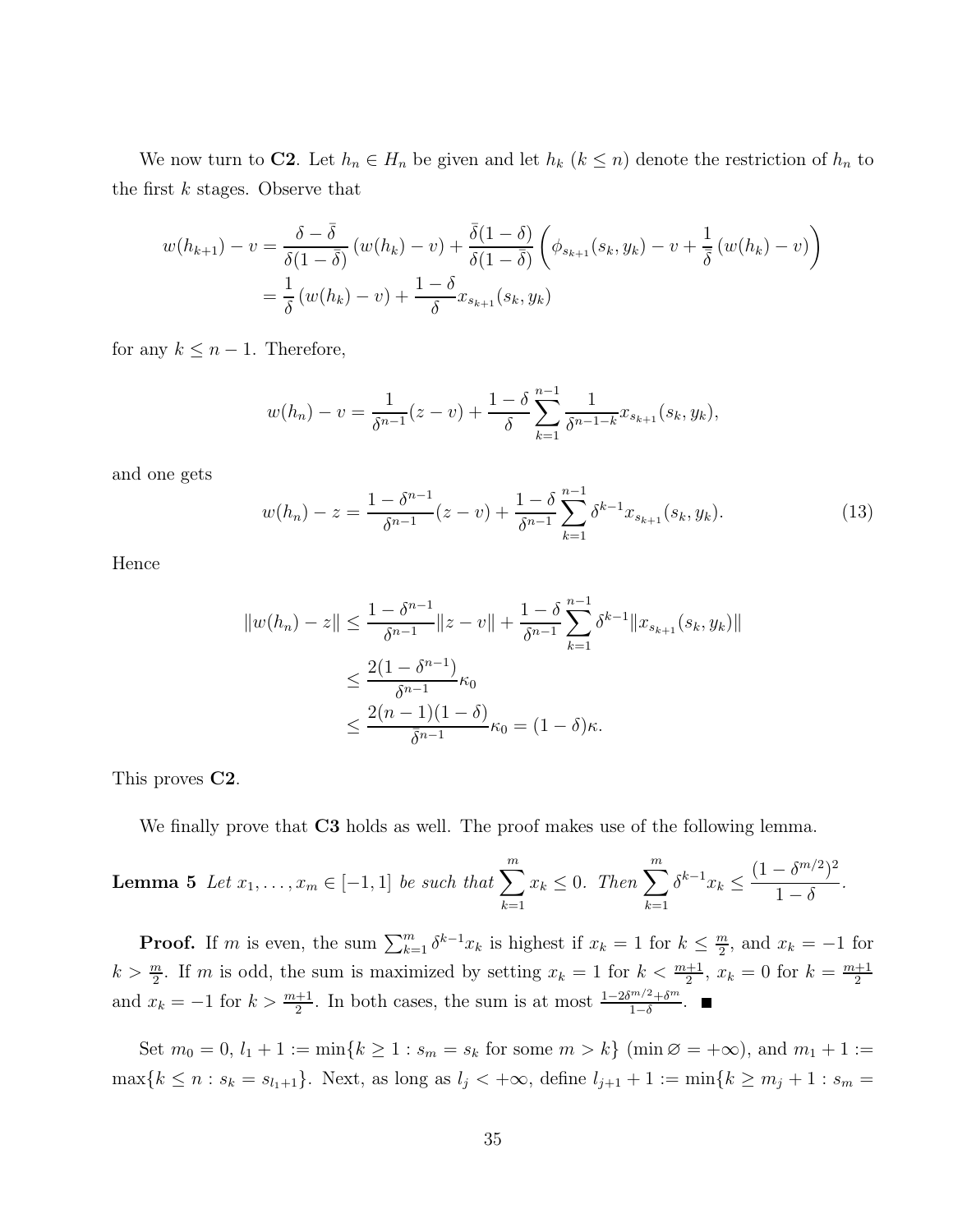We now turn to **C2**. Let $h_n \in H_n$ be given and let $h_k$ ($k \leq n$) denote the restriction of $h_n$ to the first $k$ stages. Observe that

$$
\begin{aligned}
w(h_{k+1}) - v &= \frac{\delta - \bar{\delta}}{\delta(1-\bar{\delta})}\left(w(h_k) - v\right) + \frac{\bar{\delta}(1-\delta)}{\delta(1-\bar{\delta})}\left(\phi_{s_{k+1}}(s_k, y_k) - v + \frac{1}{\bar{\delta}}\left(w(h_k) - v\right)\right) \\
&= \frac{1}{\delta}\left(w(h_k) - v\right) + \frac{1-\delta}{\delta} x_{s_{k+1}}(s_k, y_k)
\end{aligned}
$$

for any $k \leq n-1$. Therefore,

$$
w(h_n) - v = \frac{1}{\delta^{n-1}}(z - v) + \frac{1-\delta}{\delta}\sum_{k=1}^{n-1} \frac{1}{\delta^{n-1-k}} x_{s_{k+1}}(s_k, y_k),
$$

and one gets

$$
w(h_n) - z = \frac{1-\delta^{n-1}}{\delta^{n-1}}(z - v) + \frac{1-\delta}{\delta^{n-1}}\sum_{k=1}^{n-1} \delta^{k-1} x_{s_{k+1}}(s_k, y_k). \tag{13}
$$

Hence

$$
\begin{aligned}
\|w(h_n) - z\| &\leq \frac{1-\delta^{n-1}}{\delta^{n-1}}\|z - v\| + \frac{1-\delta}{\delta^{n-1}}\sum_{k=1}^{n-1} \delta^{k-1}\|x_{s_{k+1}}(s_k, y_k)\| \\
&\leq \frac{2(1-\delta^{n-1})}{\delta^{n-1}}\kappa_0 \\
&\leq \frac{2(n-1)(1-\delta)}{\bar{\delta}^{n-1}}\kappa_0 = (1-\delta)\kappa.
\end{aligned}
$$

This proves **C2**.

We finally prove that **C3** holds as well. The proof makes use of the following lemma.

**Lemma 5** *Let $x_1, \ldots, x_m \in [-1, 1]$ be such that $\sum_{k=1}^{m} x_k \leq 0$. Then $\sum_{k=1}^{m} \delta^{k-1} x_k \leq \frac{(1-\delta^{m/2})^2}{1-\delta}$.*

**Proof.** If $m$ is even, the sum $\sum_{k=1}^{m} \delta^{k-1} x_k$ is highest if $x_k = 1$ for $k \leq \frac{m}{2}$, and $x_k = -1$ for $k > \frac{m}{2}$. If $m$ is odd, the sum is maximized by setting $x_k = 1$ for $k < \frac{m+1}{2}$, $x_k = 0$ for $k = \frac{m+1}{2}$ and $x_k = -1$ for $k > \frac{m+1}{2}$. In both cases, the sum is at most $\frac{1-2\delta^{m/2}+\delta^m}{1-\delta}$. ■

Set $m_0 = 0$, $l_1 + 1 := \min\{k \geq 1 : s_m = s_k \text{ for some } m > k\}$ ($\min \varnothing = +\infty$), and $m_1 + 1 := \max\{k \leq n : s_k = s_{l_1+1}\}$. Next, as long as $l_j < +\infty$, define $l_{j+1} + 1 := \min\{k \geq m_j + 1 : s_m =$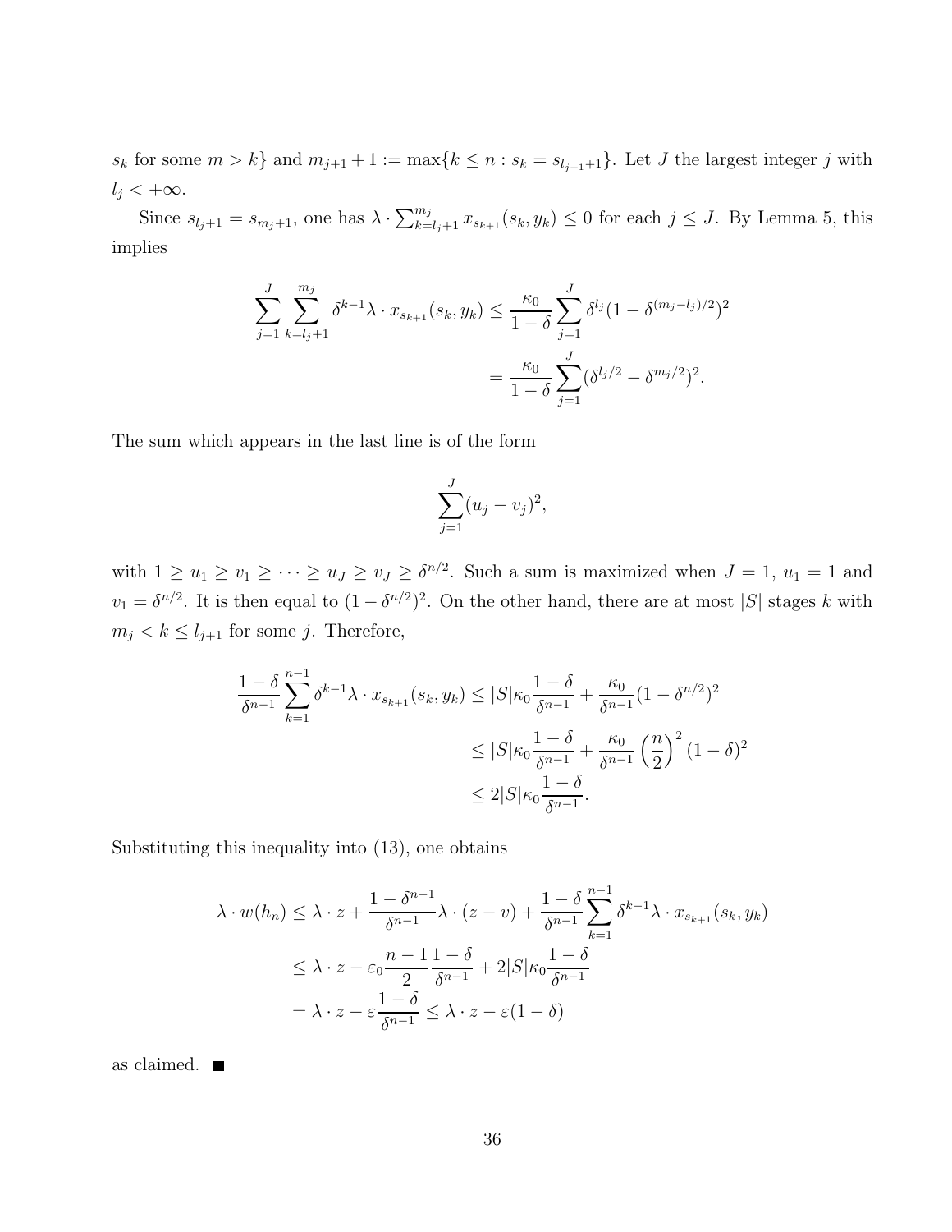$s_k$ for some $m > k\}$ and $m_{j+1} + 1 := \max\{k \leq n : s_k = s_{l_{j+1}+1}\}$. Let $J$ the largest integer $j$ with $l_j < +\infty$.

Since $s_{l_j+1} = s_{m_j+1}$, one has $\lambda \cdot \sum_{k=l_j+1}^{m_j} x_{s_{k+1}}(s_k, y_k) \leq 0$ for each $j \leq J$. By Lemma 5, this implies

$$\sum_{j=1}^{J} \sum_{k=l_j+1}^{m_j} \delta^{k-1} \lambda \cdot x_{s_{k+1}}(s_k, y_k) \leq \frac{\kappa_0}{1-\delta} \sum_{j=1}^{J} \delta^{l_j}(1 - \delta^{(m_j - l_j)/2})^2$$
$$= \frac{\kappa_0}{1-\delta} \sum_{j=1}^{J} (\delta^{l_j/2} - \delta^{m_j/2})^2.$$

The sum which appears in the last line is of the form

$$\sum_{j=1}^{J} (u_j - v_j)^2,$$

with $1 \geq u_1 \geq v_1 \geq \cdots \geq u_J \geq v_J \geq \delta^{n/2}$. Such a sum is maximized when $J = 1$, $u_1 = 1$ and $v_1 = \delta^{n/2}$. It is then equal to $(1 - \delta^{n/2})^2$. On the other hand, there are at most $|S|$ stages $k$ with $m_j < k \leq l_{j+1}$ for some $j$. Therefore,

$$\frac{1-\delta}{\delta^{n-1}} \sum_{k=1}^{n-1} \delta^{k-1} \lambda \cdot x_{s_{k+1}}(s_k, y_k) \leq |S|\kappa_0 \frac{1-\delta}{\delta^{n-1}} + \frac{\kappa_0}{\delta^{n-1}}(1 - \delta^{n/2})^2$$
$$\leq |S|\kappa_0 \frac{1-\delta}{\delta^{n-1}} + \frac{\kappa_0}{\delta^{n-1}} \left(\frac{n}{2}\right)^2 (1-\delta)^2$$
$$\leq 2|S|\kappa_0 \frac{1-\delta}{\delta^{n-1}}.$$

Substituting this inequality into (13), one obtains

$$\lambda \cdot w(h_n) \leq \lambda \cdot z + \frac{1-\delta^{n-1}}{\delta^{n-1}} \lambda \cdot (z - v) + \frac{1-\delta}{\delta^{n-1}} \sum_{k=1}^{n-1} \delta^{k-1} \lambda \cdot x_{s_{k+1}}(s_k, y_k)$$
$$\leq \lambda \cdot z - \varepsilon_0 \frac{n-1}{2} \frac{1-\delta}{\delta^{n-1}} + 2|S|\kappa_0 \frac{1-\delta}{\delta^{n-1}}$$
$$= \lambda \cdot z - \varepsilon \frac{1-\delta}{\delta^{n-1}} \leq \lambda \cdot z - \varepsilon(1-\delta)$$

as claimed. ■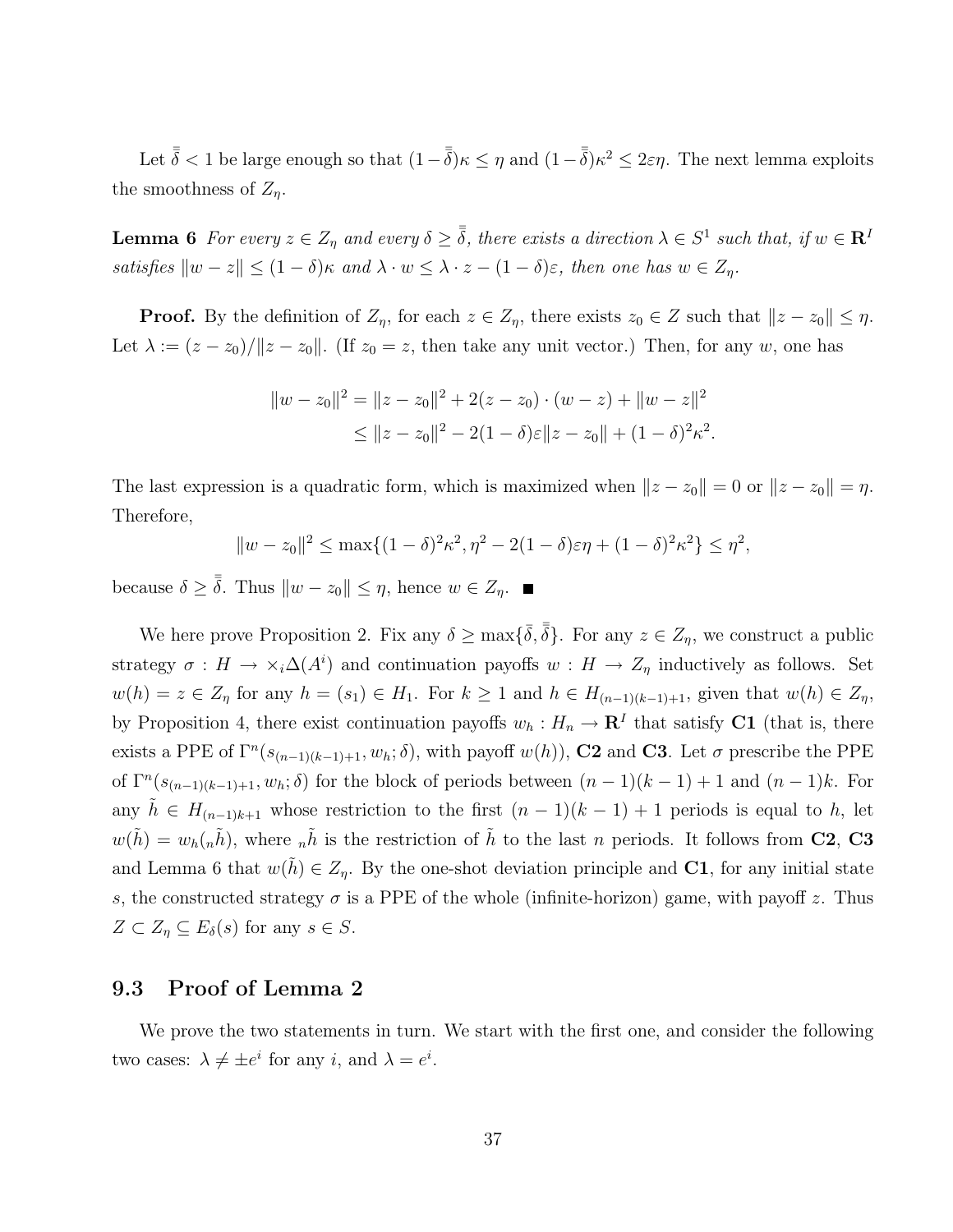Let $\bar{\bar{\delta}} < 1$ be large enough so that $(1-\bar{\bar{\delta}})\kappa \leq \eta$ and $(1-\bar{\bar{\delta}})\kappa^2 \leq 2\varepsilon\eta$. The next lemma exploits the smoothness of $Z_\eta$.

**Lemma 6** *For every $z \in Z_\eta$ and every $\delta \geq \bar{\bar{\delta}}$, there exists a direction $\lambda \in S^1$ such that, if $w \in \mathbf{R}^I$ satisfies $\|w - z\| \leq (1-\delta)\kappa$ and $\lambda \cdot w \leq \lambda \cdot z - (1-\delta)\varepsilon$, then one has $w \in Z_\eta$.*

**Proof.** By the definition of $Z_\eta$, for each $z \in Z_\eta$, there exists $z_0 \in Z$ such that $\|z - z_0\| \leq \eta$. Let $\lambda := (z - z_0)/\|z - z_0\|$. (If $z_0 = z$, then take any unit vector.) Then, for any $w$, one has

$$\begin{aligned}\|w - z_0\|^2 &= \|z - z_0\|^2 + 2(z - z_0) \cdot (w - z) + \|w - z\|^2 \\ &\leq \|z - z_0\|^2 - 2(1-\delta)\varepsilon\|z - z_0\| + (1-\delta)^2\kappa^2.\end{aligned}$$

The last expression is a quadratic form, which is maximized when $\|z - z_0\| = 0$ or $\|z - z_0\| = \eta$. Therefore,

$$\|w - z_0\|^2 \leq \max\{(1-\delta)^2\kappa^2, \eta^2 - 2(1-\delta)\varepsilon\eta + (1-\delta)^2\kappa^2\} \leq \eta^2,$$

because $\delta \geq \bar{\bar{\delta}}$. Thus $\|w - z_0\| \leq \eta$, hence $w \in Z_\eta$. ■

We here prove Proposition 2. Fix any $\delta \geq \max\{\bar{\delta}, \bar{\bar{\delta}}\}$. For any $z \in Z_\eta$, we construct a public strategy $\sigma : H \to \times_i \Delta(A^i)$ and continuation payoffs $w : H \to Z_\eta$ inductively as follows. Set $w(h) = z \in Z_\eta$ for any $h = (s_1) \in H_1$. For $k \geq 1$ and $h \in H_{(n-1)(k-1)+1}$, given that $w(h) \in Z_\eta$, by Proposition 4, there exist continuation payoffs $w_h : H_n \to \mathbf{R}^I$ that satisfy **C1** (that is, there exists a PPE of $\Gamma^n(s_{(n-1)(k-1)+1}, w_h; \delta)$, with payoff $w(h)$), **C2** and **C3**. Let $\sigma$ prescribe the PPE of $\Gamma^n(s_{(n-1)(k-1)+1}, w_h; \delta)$ for the block of periods between $(n-1)(k-1)+1$ and $(n-1)k$. For any $\tilde{h} \in H_{(n-1)k+1}$ whose restriction to the first $(n-1)(k-1)+1$ periods is equal to $h$, let $w(\tilde{h}) = w_h({}_n\tilde{h})$, where ${}_n\tilde{h}$ is the restriction of $\tilde{h}$ to the last $n$ periods. It follows from **C2**, **C3** and Lemma 6 that $w(\tilde{h}) \in Z_\eta$. By the one-shot deviation principle and **C1**, for any initial state $s$, the constructed strategy $\sigma$ is a PPE of the whole (infinite-horizon) game, with payoff $z$. Thus $Z \subset Z_\eta \subseteq E_\delta(s)$ for any $s \in S$.

## 9.3 Proof of Lemma 2

We prove the two statements in turn. We start with the first one, and consider the following two cases: $\lambda \neq \pm e^i$ for any $i$, and $\lambda = e^i$.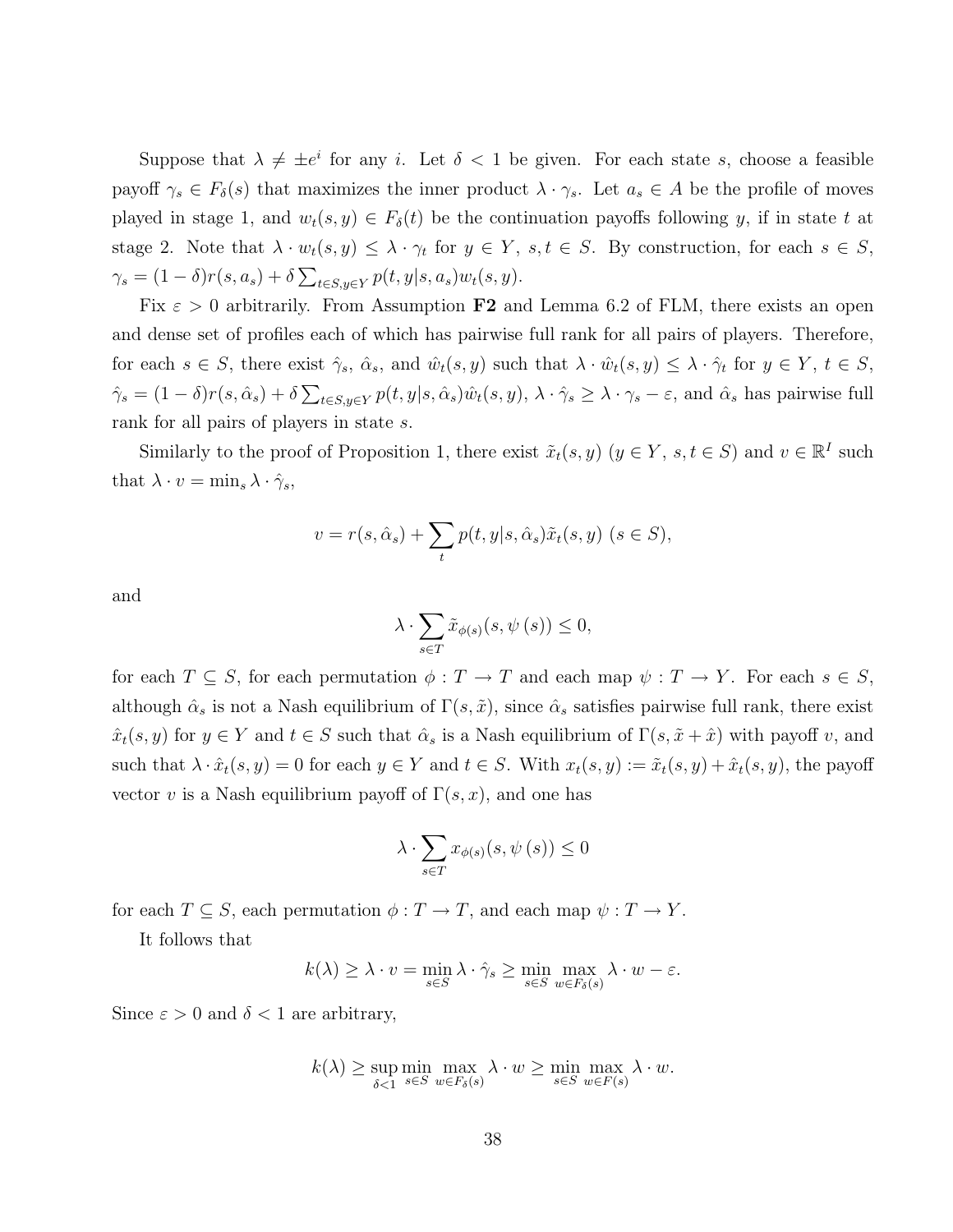Suppose that $\lambda \neq \pm e^i$ for any $i$. Let $\delta < 1$ be given. For each state $s$, choose a feasible payoff $\gamma_s \in F_\delta(s)$ that maximizes the inner product $\lambda \cdot \gamma_s$. Let $a_s \in A$ be the profile of moves played in stage 1, and $w_t(s,y) \in F_\delta(t)$ be the continuation payoffs following $y$, if in state $t$ at stage 2. Note that $\lambda \cdot w_t(s,y) \leq \lambda \cdot \gamma_t$ for $y \in Y$, $s,t \in S$. By construction, for each $s \in S$, $\gamma_s = (1-\delta)r(s,a_s) + \delta \sum_{t \in S, y \in Y} p(t,y|s,a_s) w_t(s,y)$.

Fix $\varepsilon > 0$ arbitrarily. From Assumption **F2** and Lemma 6.2 of FLM, there exists an open and dense set of profiles each of which has pairwise full rank for all pairs of players. Therefore, for each $s \in S$, there exist $\hat{\gamma}_s$, $\hat{\alpha}_s$, and $\hat{w}_t(s,y)$ such that $\lambda \cdot \hat{w}_t(s,y) \leq \lambda \cdot \hat{\gamma}_t$ for $y \in Y$, $t \in S$, $\hat{\gamma}_s = (1-\delta)r(s,\hat{\alpha}_s) + \delta \sum_{t \in S, y \in Y} p(t,y|s,\hat{\alpha}_s)\hat{w}_t(s,y)$, $\lambda \cdot \hat{\gamma}_s \geq \lambda \cdot \gamma_s - \varepsilon$, and $\hat{\alpha}_s$ has pairwise full rank for all pairs of players in state $s$.

Similarly to the proof of Proposition 1, there exist $\tilde{x}_t(s,y)$ ($y \in Y$, $s,t \in S$) and $v \in \mathbb{R}^I$ such that $\lambda \cdot v = \min_s \lambda \cdot \hat{\gamma}_s$,

$$v = r(s,\hat{\alpha}_s) + \sum_t p(t,y|s,\hat{\alpha}_s)\tilde{x}_t(s,y) \ (s \in S),$$

and

$$\lambda \cdot \sum_{s \in T} \tilde{x}_{\phi(s)}(s, \psi(s)) \leq 0,$$

for each $T \subseteq S$, for each permutation $\phi : T \to T$ and each map $\psi : T \to Y$. For each $s \in S$, although $\hat{\alpha}_s$ is not a Nash equilibrium of $\Gamma(s,\tilde{x})$, since $\hat{\alpha}_s$ satisfies pairwise full rank, there exist $\hat{x}_t(s,y)$ for $y \in Y$ and $t \in S$ such that $\hat{\alpha}_s$ is a Nash equilibrium of $\Gamma(s, \tilde{x} + \hat{x})$ with payoff $v$, and such that $\lambda \cdot \hat{x}_t(s,y) = 0$ for each $y \in Y$ and $t \in S$. With $x_t(s,y) := \tilde{x}_t(s,y) + \hat{x}_t(s,y)$, the payoff vector $v$ is a Nash equilibrium payoff of $\Gamma(s,x)$, and one has

$$\lambda \cdot \sum_{s \in T} x_{\phi(s)}(s, \psi(s)) \leq 0$$

for each $T \subseteq S$, each permutation $\phi : T \to T$, and each map $\psi : T \to Y$.

It follows that

$$k(\lambda) \geq \lambda \cdot v = \min_{s \in S} \lambda \cdot \hat{\gamma}_s \geq \min_{s \in S} \max_{w \in F_\delta(s)} \lambda \cdot w - \varepsilon.$$

Since $\varepsilon > 0$ and $\delta < 1$ are arbitrary,

$$k(\lambda) \geq \sup_{\delta < 1} \min_{s \in S} \max_{w \in F_\delta(s)} \lambda \cdot w \geq \min_{s \in S} \max_{w \in F(s)} \lambda \cdot w.$$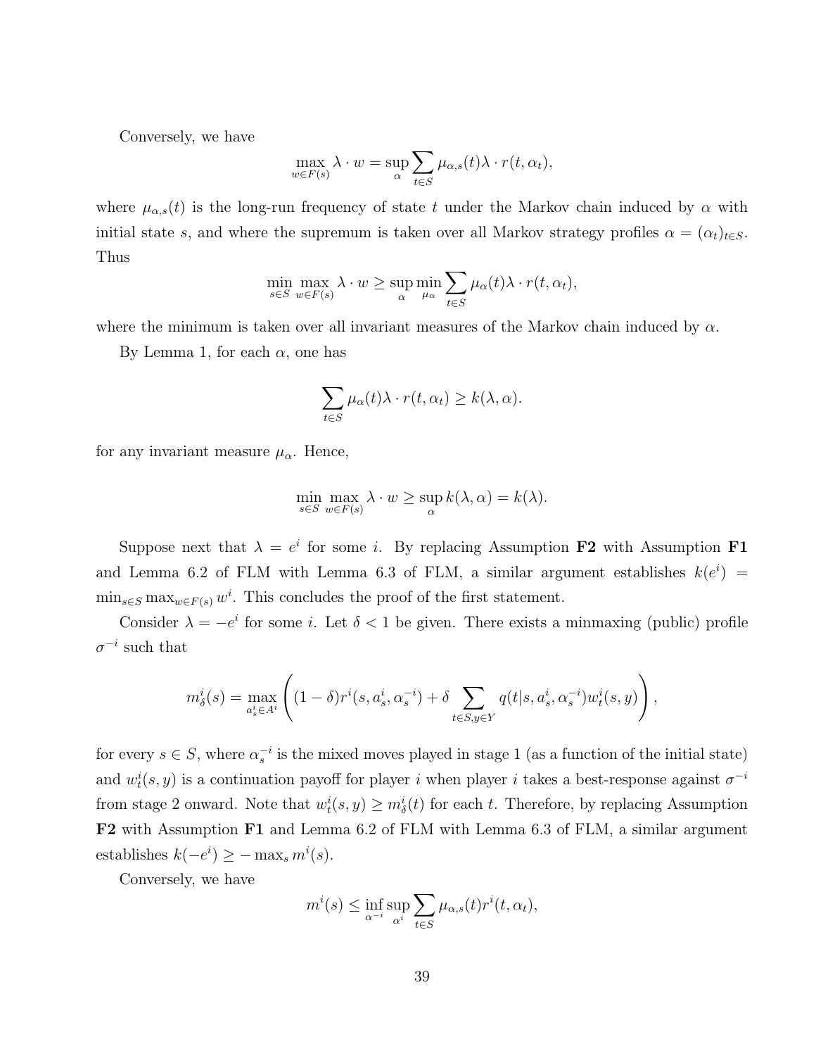Conversely, we have

$$\max_{w \in F(s)} \lambda \cdot w = \sup_{\alpha} \sum_{t \in S} \mu_{\alpha,s}(t) \lambda \cdot r(t, \alpha_t),$$

where $\mu_{\alpha,s}(t)$ is the long-run frequency of state $t$ under the Markov chain induced by $\alpha$ with initial state $s$, and where the supremum is taken over all Markov strategy profiles $\alpha = (\alpha_t)_{t \in S}$. Thus

$$\min_{s \in S} \max_{w \in F(s)} \lambda \cdot w \geq \sup_{\alpha} \min_{\mu_\alpha} \sum_{t \in S} \mu_\alpha(t) \lambda \cdot r(t, \alpha_t),$$

where the minimum is taken over all invariant measures of the Markov chain induced by $\alpha$.

By Lemma 1, for each $\alpha$, one has

$$\sum_{t \in S} \mu_\alpha(t) \lambda \cdot r(t, \alpha_t) \geq k(\lambda, \alpha).$$

for any invariant measure $\mu_\alpha$. Hence,

$$\min_{s \in S} \max_{w \in F(s)} \lambda \cdot w \geq \sup_{\alpha} k(\lambda, \alpha) = k(\lambda).$$

Suppose next that $\lambda = e^i$ for some $i$. By replacing Assumption **F2** with Assumption **F1** and Lemma 6.2 of FLM with Lemma 6.3 of FLM, a similar argument establishes $k(e^i) = \min_{s \in S} \max_{w \in F(s)} w^i$. This concludes the proof of the first statement.

Consider $\lambda = -e^i$ for some $i$. Let $\delta < 1$ be given. There exists a minmaxing (public) profile $\sigma^{-i}$ such that

$$m^i_\delta(s) = \max_{a^i_s \in A^i} \left( (1-\delta) r^i(s, a^i_s, \alpha^{-i}_s) + \delta \sum_{t \in S, y \in Y} q(t|s, a^i_s, \alpha^{-i}_s) w^i_t(s, y) \right),$$

for every $s \in S$, where $\alpha^{-i}_s$ is the mixed moves played in stage 1 (as a function of the initial state) and $w^i_t(s, y)$ is a continuation payoff for player $i$ when player $i$ takes a best-response against $\sigma^{-i}$ from stage 2 onward. Note that $w^i_t(s, y) \geq m^i_\delta(t)$ for each $t$. Therefore, by replacing Assumption **F2** with Assumption **F1** and Lemma 6.2 of FLM with Lemma 6.3 of FLM, a similar argument establishes $k(-e^i) \geq -\max_s m^i(s)$.

Conversely, we have

$$m^i(s) \leq \inf_{\alpha^{-i}} \sup_{\alpha^i} \sum_{t \in S} \mu_{\alpha,s}(t) r^i(t, \alpha_t),$$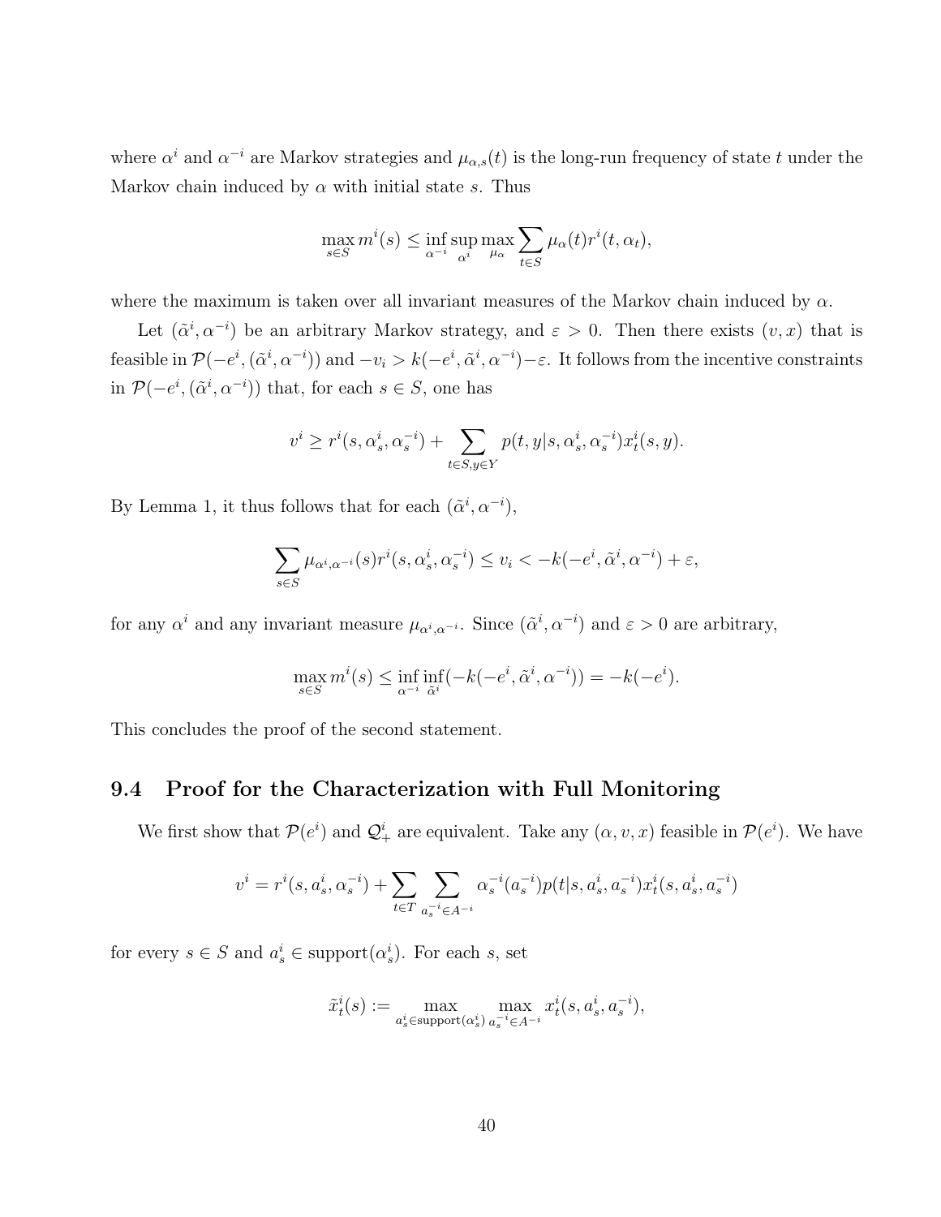where $\alpha^i$ and $\alpha^{-i}$ are Markov strategies and $\mu_{\alpha,s}(t)$ is the long-run frequency of state $t$ under the Markov chain induced by $\alpha$ with initial state $s$. Thus

$$\max_{s \in S} m^i(s) \leq \inf_{\alpha^{-i}} \sup_{\alpha^i} \max_{\mu_\alpha} \sum_{t \in S} \mu_\alpha(t) r^i(t, \alpha_t),$$

where the maximum is taken over all invariant measures of the Markov chain induced by $\alpha$.

Let $(\tilde{\alpha}^i, \alpha^{-i})$ be an arbitrary Markov strategy, and $\varepsilon > 0$. Then there exists $(v, x)$ that is feasible in $\mathcal{P}(-e^i, (\tilde{\alpha}^i, \alpha^{-i}))$ and $-v_i > k(-e^i, \tilde{\alpha}^i, \alpha^{-i}) - \varepsilon$. It follows from the incentive constraints in $\mathcal{P}(-e^i, (\tilde{\alpha}^i, \alpha^{-i}))$ that, for each $s \in S$, one has

$$v^i \geq r^i(s, \alpha^i_s, \alpha^{-i}_s) + \sum_{t \in S, y \in Y} p(t, y | s, \alpha^i_s, \alpha^{-i}_s) x^i_t(s, y).$$

By Lemma 1, it thus follows that for each $(\tilde{\alpha}^i, \alpha^{-i})$,

$$\sum_{s \in S} \mu_{\alpha^i, \alpha^{-i}}(s) r^i(s, \alpha^i_s, \alpha^{-i}_s) \leq v_i < -k(-e^i, \tilde{\alpha}^i, \alpha^{-i}) + \varepsilon,$$

for any $\alpha^i$ and any invariant measure $\mu_{\alpha^i, \alpha^{-i}}$. Since $(\tilde{\alpha}^i, \alpha^{-i})$ and $\varepsilon > 0$ are arbitrary,

$$\max_{s \in S} m^i(s) \leq \inf_{\alpha^{-i}} \inf_{\tilde{\alpha}^i} (-k(-e^i, \tilde{\alpha}^i, \alpha^{-i})) = -k(-e^i).$$

This concludes the proof of the second statement.

## 9.4 Proof for the Characterization with Full Monitoring

We first show that $\mathcal{P}(e^i)$ and $\mathcal{Q}^i_+$ are equivalent. Take any $(\alpha, v, x)$ feasible in $\mathcal{P}(e^i)$. We have

$$v^i = r^i(s, a^i_s, \alpha^{-i}_s) + \sum_{t \in T} \sum_{a^{-i}_s \in A^{-i}} \alpha^{-i}_s(a^{-i}_s) p(t | s, a^i_s, a^{-i}_s) x^i_t(s, a^i_s, a^{-i}_s)$$

for every $s \in S$ and $a^i_s \in \text{support}(\alpha^i_s)$. For each $s$, set

$$\tilde{x}^i_t(s) := \max_{a^i_s \in \text{support}(\alpha^i_s)} \max_{a^{-i}_s \in A^{-i}} x^i_t(s, a^i_s, a^{-i}_s),$$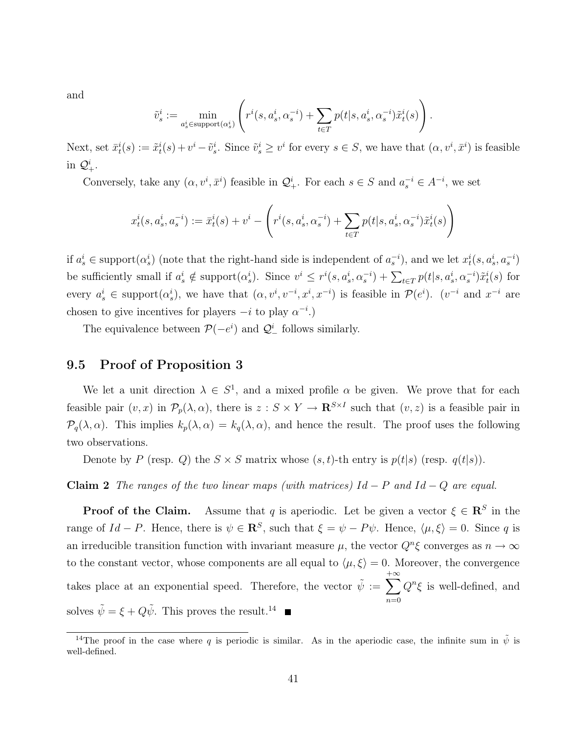and

$$\tilde{v}_s^i := \min_{a_s^i \in \text{support}(\alpha_s^i)} \left( r^i(s, a_s^i, \alpha_s^{-i}) + \sum_{t \in T} p(t|s, a_s^i, \alpha_s^{-i}) \tilde{x}_t^i(s) \right).$$

Next, set $\bar{x}_t^i(s) := \tilde{x}_t^i(s) + v^i - \tilde{v}_s^i$. Since $\tilde{v}_s^i \geq v^i$ for every $s \in S$, we have that $(\alpha, v^i, \bar{x}^i)$ is feasible in $\mathcal{Q}_+^i$.

Conversely, take any $(\alpha, v^i, \bar{x}^i)$ feasible in $\mathcal{Q}_+^i$. For each $s \in S$ and $a_s^{-i} \in A^{-i}$, we set

$$x_t^i(s, a_s^i, a_s^{-i}) := \bar{x}_t^i(s) + v^i - \left( r^i(s, a_s^i, \alpha_s^{-i}) + \sum_{t \in T} p(t|s, a_s^i, \alpha_s^{-i}) \tilde{x}_t^i(s) \right)$$

if $a_s^i \in \text{support}(\alpha_s^i)$ (note that the right-hand side is independent of $a_s^{-i}$), and we let $x_t^i(s, a_s^i, a_s^{-i})$ be sufficiently small if $a_s^i \notin \text{support}(\alpha_s^i)$. Since $v^i \leq r^i(s, a_s^i, \alpha_s^{-i}) + \sum_{t \in T} p(t|s, a_s^i, \alpha_s^{-i}) \tilde{x}_t^i(s)$ for every $a_s^i \in \text{support}(\alpha_s^i)$, we have that $(\alpha, v^i, v^{-i}, x^i, x^{-i})$ is feasible in $\mathcal{P}(e^i)$. ($v^{-i}$ and $x^{-i}$ are chosen to give incentives for players $-i$ to play $\alpha^{-i}$.)

The equivalence between $\mathcal{P}(-e^i)$ and $\mathcal{Q}_-^i$ follows similarly.

## 9.5 Proof of Proposition 3

We let a unit direction $\lambda \in S^1$, and a mixed profile $\alpha$ be given. We prove that for each feasible pair $(v, x)$ in $\mathcal{P}_p(\lambda, \alpha)$, there is $z : S \times Y \to \mathbf{R}^{S \times I}$ such that $(v, z)$ is a feasible pair in $\mathcal{P}_q(\lambda, \alpha)$. This implies $k_p(\lambda, \alpha) = k_q(\lambda, \alpha)$, and hence the result. The proof uses the following two observations.

Denote by $P$ (resp. $Q$) the $S \times S$ matrix whose $(s, t)$-th entry is $p(t|s)$ (resp. $q(t|s)$).

**Claim 2** *The ranges of the two linear maps (with matrices) $Id - P$ and $Id - Q$ are equal.*

**Proof of the Claim.** Assume that $q$ is aperiodic. Let be given a vector $\xi \in \mathbf{R}^S$ in the range of $Id - P$. Hence, there is $\psi \in \mathbf{R}^S$, such that $\xi = \psi - P\psi$. Hence, $\langle \mu, \xi \rangle = 0$. Since $q$ is an irreducible transition function with invariant measure $\mu$, the vector $Q^n \xi$ converges as $n \to \infty$ to the constant vector, whose components are all equal to $\langle \mu, \xi \rangle = 0$. Moreover, the convergence takes place at an exponential speed. Therefore, the vector $\tilde{\psi} := \sum_{n=0}^{+\infty} Q^n \xi$ is well-defined, and solves $\tilde{\psi} = \xi + Q\tilde{\psi}$. This proves the result.[14] ■

[14] The proof in the case where $q$ is periodic is similar. As in the aperiodic case, the infinite sum in $\tilde{\psi}$ is well-defined.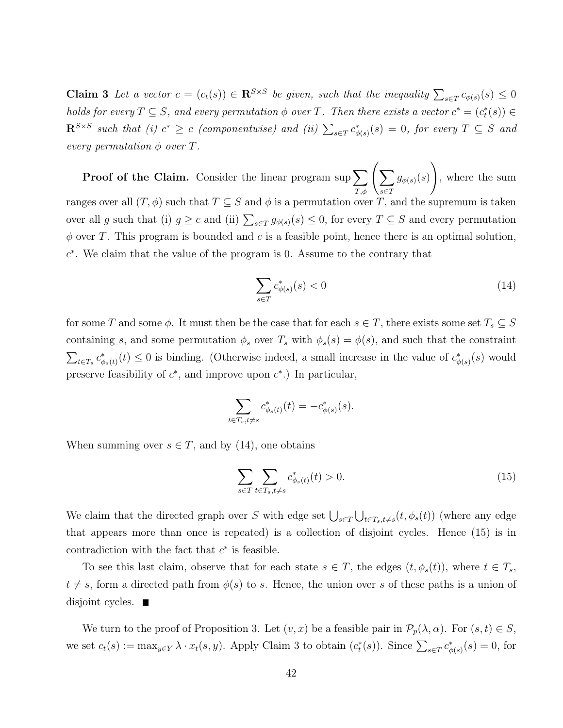**Claim 3** *Let a vector $c = (c_t(s)) \in \mathbf{R}^{S\times S}$ be given, such that the inequality $\sum_{s\in T} c_{\phi(s)}(s) \leq 0$ holds for every $T \subseteq S$, and every permutation $\phi$ over $T$. Then there exists a vector $c^* = (c^*_t(s)) \in \mathbf{R}^{S\times S}$ such that (i) $c^* \geq c$ (componentwise) and (ii) $\sum_{s\in T} c^*_{\phi(s)}(s) = 0$, for every $T \subseteq S$ and every permutation $\phi$ over $T$.*

**Proof of the Claim.** Consider the linear program $\sup \sum_{T,\phi} \left( \sum_{s\in T} g_{\phi(s)}(s) \right)$, where the sum ranges over all $(T, \phi)$ such that $T \subseteq S$ and $\phi$ is a permutation over $T$, and the supremum is taken over all $g$ such that (i) $g \geq c$ and (ii) $\sum_{s\in T} g_{\phi(s)}(s) \leq 0$, for every $T \subseteq S$ and every permutation $\phi$ over $T$. This program is bounded and $c$ is a feasible point, hence there is an optimal solution, $c^*$. We claim that the value of the program is 0. Assume to the contrary that

$$\sum_{s\in T} c^*_{\phi(s)}(s) < 0 \tag{14}$$

for some $T$ and some $\phi$. It must then be the case that for each $s \in T$, there exists some set $T_s \subseteq S$ containing $s$, and some permutation $\phi_s$ over $T_s$ with $\phi_s(s) = \phi(s)$, and such that the constraint $\sum_{t\in T_s} c^*_{\phi_s(t)}(t) \leq 0$ is binding. (Otherwise indeed, a small increase in the value of $c^*_{\phi(s)}(s)$ would preserve feasibility of $c^*$, and improve upon $c^*$.) In particular,

$$\sum_{t\in T_s, t\neq s} c^*_{\phi_s(t)}(t) = -c^*_{\phi(s)}(s).$$

When summing over $s \in T$, and by (14), one obtains

$$\sum_{s\in T} \sum_{t\in T_s, t\neq s} c^*_{\phi_s(t)}(t) > 0. \tag{15}$$

We claim that the directed graph over $S$ with edge set $\bigcup_{s\in T} \bigcup_{t\in T_s, t\neq s} (t, \phi_s(t))$ (where any edge that appears more than once is repeated) is a collection of disjoint cycles. Hence (15) is in contradiction with the fact that $c^*$ is feasible.

To see this last claim, observe that for each state $s \in T$, the edges $(t, \phi_s(t))$, where $t \in T_s$, $t \neq s$, form a directed path from $\phi(s)$ to $s$. Hence, the union over $s$ of these paths is a union of disjoint cycles. ∎

We turn to the proof of Proposition 3. Let $(v, x)$ be a feasible pair in $\mathcal{P}_p(\lambda, \alpha)$. For $(s, t) \in S$, we set $c_t(s) := \max_{y\in Y} \lambda \cdot x_t(s, y)$. Apply Claim 3 to obtain $(c^*_t(s))$. Since $\sum_{s\in T} c^*_{\phi(s)}(s) = 0$, for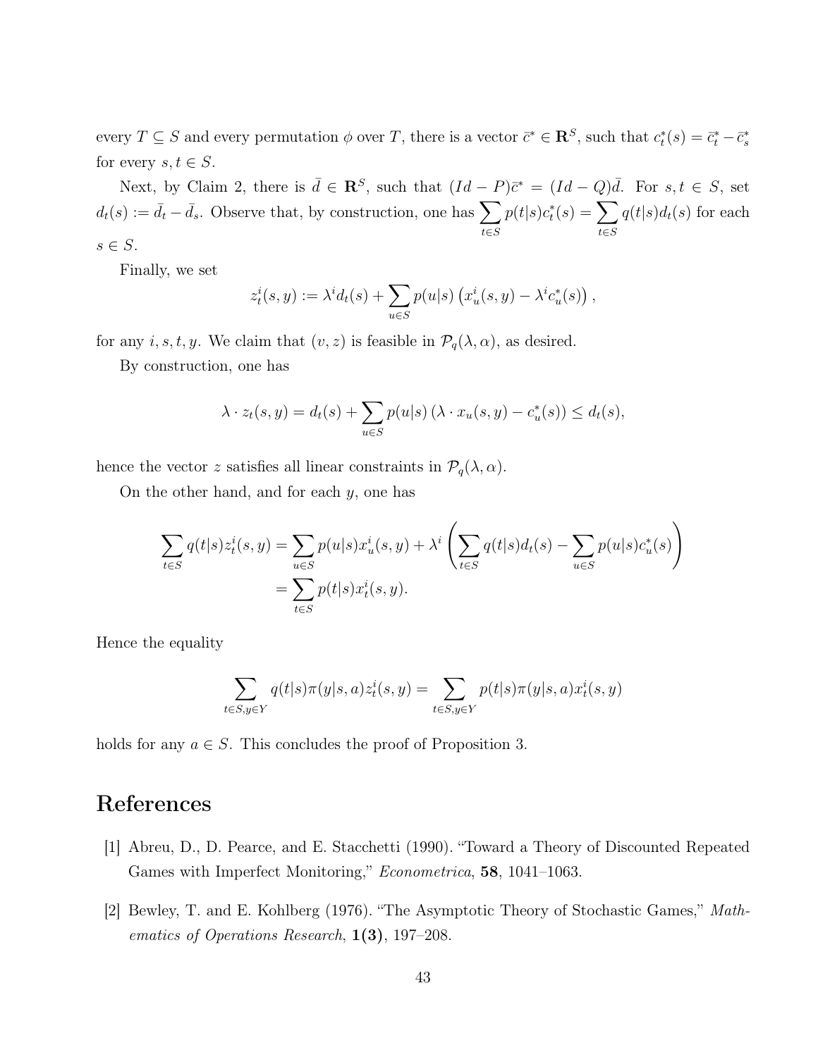every $T \subseteq S$ and every permutation $\phi$ over $T$, there is a vector $\bar{c}^* \in \mathbf{R}^S$, such that $c^*_t(s) = \bar{c}^*_t - \bar{c}^*_s$ for every $s, t \in S$.

Next, by Claim 2, there is $\bar{d} \in \mathbf{R}^S$, such that $(Id - P)\bar{c}^* = (Id - Q)\bar{d}$. For $s, t \in S$, set $d_t(s) := \bar{d}_t - \bar{d}_s$. Observe that, by construction, one has $\displaystyle\sum_{t \in S} p(t|s)c^*_t(s) = \sum_{t \in S} q(t|s)d_t(s)$ for each $s \in S$.

Finally, we set

$$z^i_t(s, y) := \lambda^i d_t(s) + \sum_{u \in S} p(u|s) \left( x^i_u(s, y) - \lambda^i c^*_u(s) \right),$$

for any $i, s, t, y$. We claim that $(v, z)$ is feasible in $\mathcal{P}_q(\lambda, \alpha)$, as desired.

By construction, one has

$$\lambda \cdot z_t(s, y) = d_t(s) + \sum_{u \in S} p(u|s) \left( \lambda \cdot x_u(s, y) - c^*_u(s) \right) \leq d_t(s),$$

hence the vector $z$ satisfies all linear constraints in $\mathcal{P}_q(\lambda, \alpha)$.

On the other hand, and for each $y$, one has

$$\begin{aligned}
\sum_{t \in S} q(t|s) z^i_t(s, y) &= \sum_{u \in S} p(u|s) x^i_u(s, y) + \lambda^i \left( \sum_{t \in S} q(t|s) d_t(s) - \sum_{u \in S} p(u|s) c^*_u(s) \right) \\
&= \sum_{t \in S} p(t|s) x^i_t(s, y).
\end{aligned}$$

Hence the equality

$$\sum_{t \in S, y \in Y} q(t|s) \pi(y|s, a) z^i_t(s, y) = \sum_{t \in S, y \in Y} p(t|s) \pi(y|s, a) x^i_t(s, y)$$

holds for any $a \in S$. This concludes the proof of Proposition 3.

# References

[1] Abreu, D., D. Pearce, and E. Stacchetti (1990). "Toward a Theory of Discounted Repeated Games with Imperfect Monitoring," *Econometrica*, **58**, 1041–1063.

[2] Bewley, T. and E. Kohlberg (1976). "The Asymptotic Theory of Stochastic Games," *Mathematics of Operations Research*, **1(3)**, 197–208.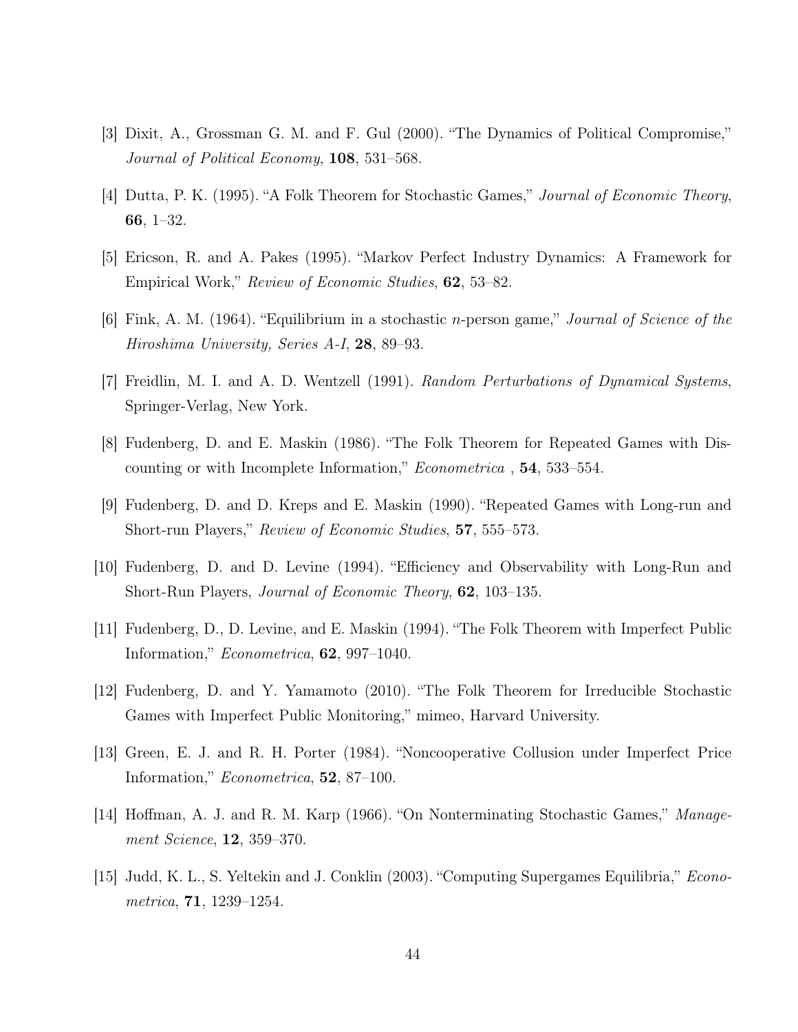[3] Dixit, A., Grossman G. M. and F. Gul (2000). "The Dynamics of Political Compromise," *Journal of Political Economy*, **108**, 531–568.

[4] Dutta, P. K. (1995). "A Folk Theorem for Stochastic Games," *Journal of Economic Theory*, **66**, 1–32.

[5] Ericson, R. and A. Pakes (1995). "Markov Perfect Industry Dynamics: A Framework for Empirical Work," *Review of Economic Studies*, **62**, 53–82.

[6] Fink, A. M. (1964). "Equilibrium in a stochastic $n$-person game," *Journal of Science of the Hiroshima University, Series A-I*, **28**, 89–93.

[7] Freidlin, M. I. and A. D. Wentzell (1991). *Random Perturbations of Dynamical Systems*, Springer-Verlag, New York.

[8] Fudenberg, D. and E. Maskin (1986). "The Folk Theorem for Repeated Games with Discounting or with Incomplete Information," *Econometrica* , **54**, 533–554.

[9] Fudenberg, D. and D. Kreps and E. Maskin (1990). "Repeated Games with Long-run and Short-run Players," *Review of Economic Studies*, **57**, 555–573.

[10] Fudenberg, D. and D. Levine (1994). "Efficiency and Observability with Long-Run and Short-Run Players, *Journal of Economic Theory*, **62**, 103–135.

[11] Fudenberg, D., D. Levine, and E. Maskin (1994). "The Folk Theorem with Imperfect Public Information," *Econometrica*, **62**, 997–1040.

[12] Fudenberg, D. and Y. Yamamoto (2010). "The Folk Theorem for Irreducible Stochastic Games with Imperfect Public Monitoring," mimeo, Harvard University.

[13] Green, E. J. and R. H. Porter (1984). "Noncooperative Collusion under Imperfect Price Information," *Econometrica*, **52**, 87–100.

[14] Hoffman, A. J. and R. M. Karp (1966). "On Nonterminating Stochastic Games," *Management Science*, **12**, 359–370.

[15] Judd, K. L., S. Yeltekin and J. Conklin (2003). "Computing Supergames Equilibria," *Econometrica*, **71**, 1239–1254.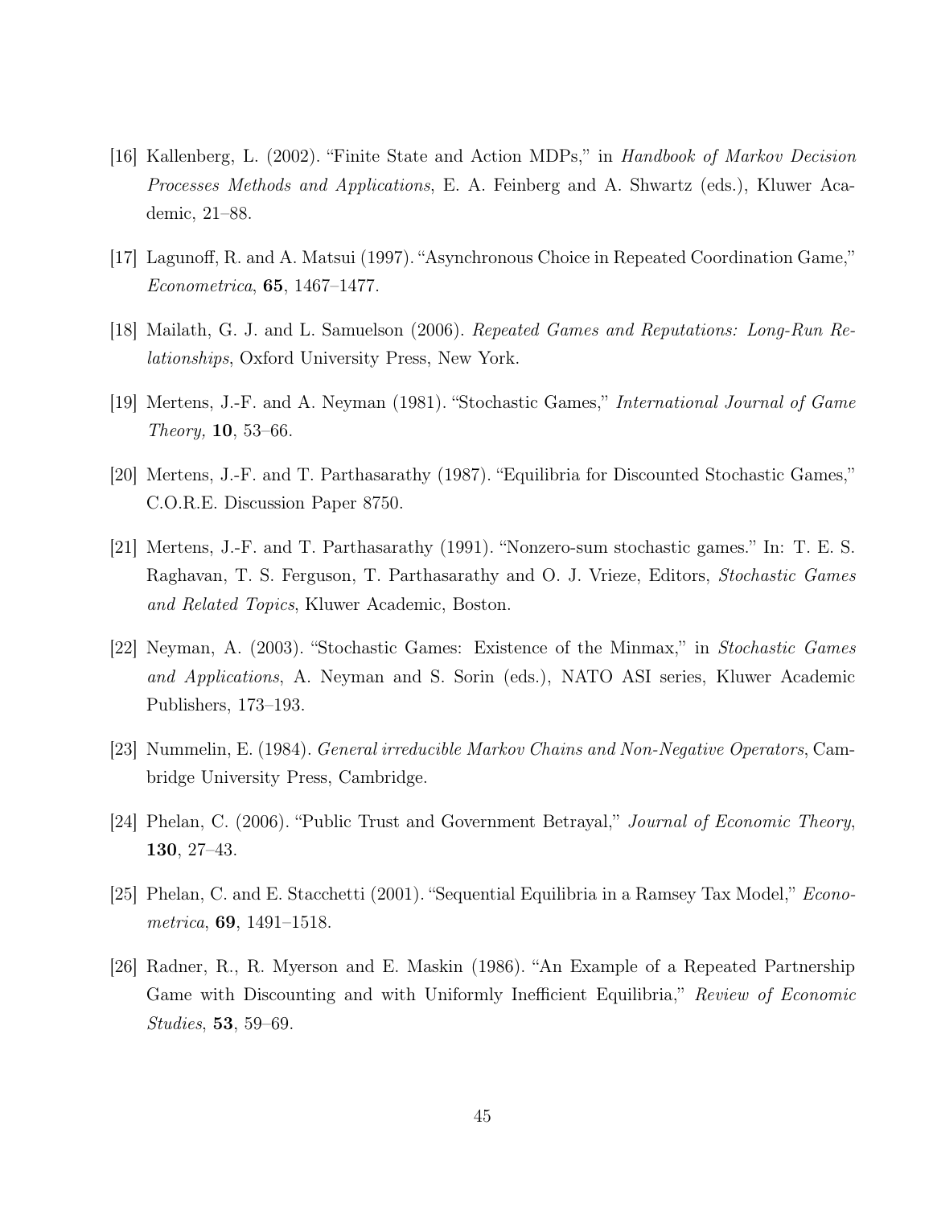[16] Kallenberg, L. (2002). "Finite State and Action MDPs," in *Handbook of Markov Decision Processes Methods and Applications*, E. A. Feinberg and A. Shwartz (eds.), Kluwer Academic, 21–88.

[17] Lagunoff, R. and A. Matsui (1997). "Asynchronous Choice in Repeated Coordination Game," *Econometrica*, **65**, 1467–1477.

[18] Mailath, G. J. and L. Samuelson (2006). *Repeated Games and Reputations: Long-Run Relationships*, Oxford University Press, New York.

[19] Mertens, J.-F. and A. Neyman (1981). "Stochastic Games," *International Journal of Game Theory,* **10**, 53–66.

[20] Mertens, J.-F. and T. Parthasarathy (1987). "Equilibria for Discounted Stochastic Games," C.O.R.E. Discussion Paper 8750.

[21] Mertens, J.-F. and T. Parthasarathy (1991). "Nonzero-sum stochastic games." In: T. E. S. Raghavan, T. S. Ferguson, T. Parthasarathy and O. J. Vrieze, Editors, *Stochastic Games and Related Topics*, Kluwer Academic, Boston.

[22] Neyman, A. (2003). "Stochastic Games: Existence of the Minmax," in *Stochastic Games and Applications*, A. Neyman and S. Sorin (eds.), NATO ASI series, Kluwer Academic Publishers, 173–193.

[23] Nummelin, E. (1984). *General irreducible Markov Chains and Non-Negative Operators*, Cambridge University Press, Cambridge.

[24] Phelan, C. (2006). "Public Trust and Government Betrayal," *Journal of Economic Theory*, **130**, 27–43.

[25] Phelan, C. and E. Stacchetti (2001). "Sequential Equilibria in a Ramsey Tax Model," *Econometrica*, **69**, 1491–1518.

[26] Radner, R., R. Myerson and E. Maskin (1986). "An Example of a Repeated Partnership Game with Discounting and with Uniformly Inefficient Equilibria," *Review of Economic Studies*, **53**, 59–69.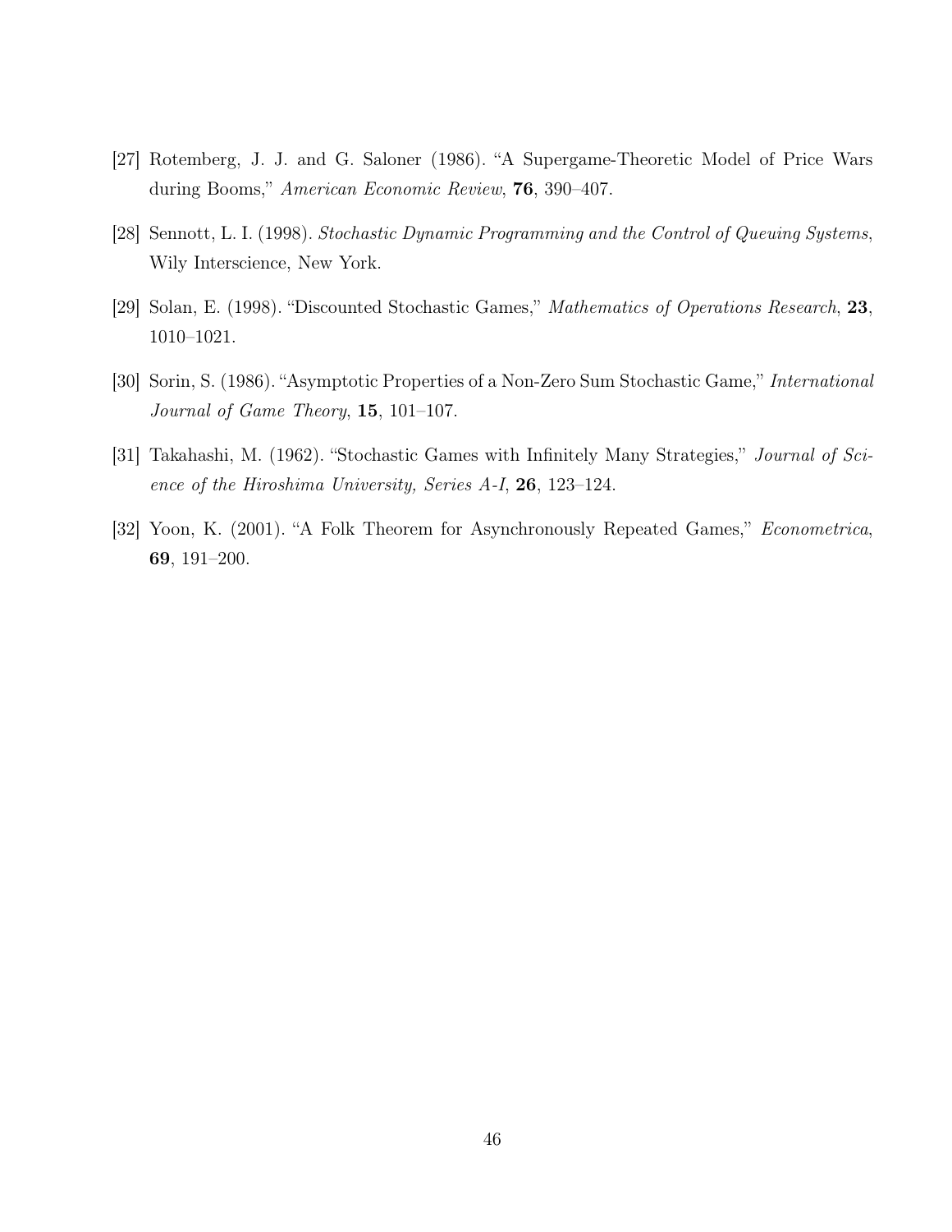[27] Rotemberg, J. J. and G. Saloner (1986). "A Supergame-Theoretic Model of Price Wars during Booms," *American Economic Review*, **76**, 390–407.

[28] Sennott, L. I. (1998). *Stochastic Dynamic Programming and the Control of Queuing Systems*, Wily Interscience, New York.

[29] Solan, E. (1998). "Discounted Stochastic Games," *Mathematics of Operations Research*, **23**, 1010–1021.

[30] Sorin, S. (1986). "Asymptotic Properties of a Non-Zero Sum Stochastic Game," *International Journal of Game Theory*, **15**, 101–107.

[31] Takahashi, M. (1962). "Stochastic Games with Infinitely Many Strategies," *Journal of Science of the Hiroshima University, Series A-I*, **26**, 123–124.

[32] Yoon, K. (2001). "A Folk Theorem for Asynchronously Repeated Games," *Econometrica*, **69**, 191–200.